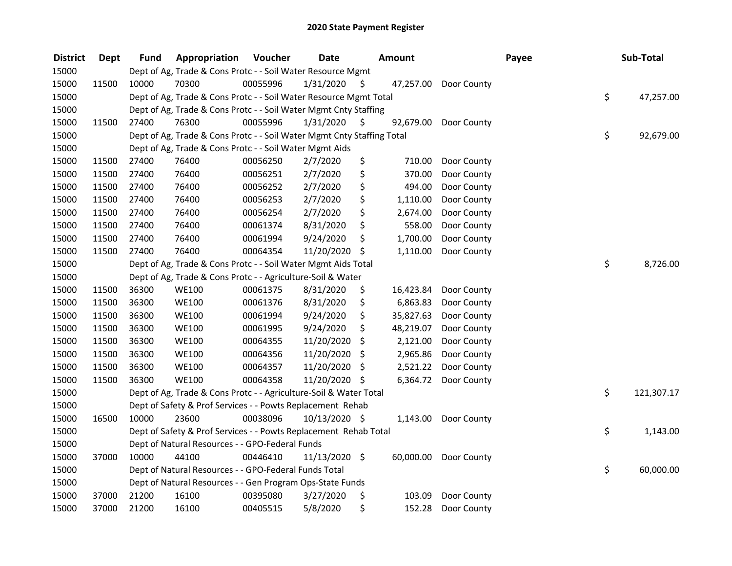# 2020 State Payment Register

| District | Dept | Fund | Appropriation | Voucher | Date | Amount | Payee | Sub-Total |
|---|---|---|---|---|---|---|---|---|
| 15000 | | Dept of Ag, Trade & Cons Protc - - Soil Water Resource Mgmt | | | | | | |
| 15000 | 11500 | 10000 | 70300 | 00055996 | 1/31/2020 | $ 47,257.00 | Door County | |
| 15000 | | Dept of Ag, Trade & Cons Protc - - Soil Water Resource Mgmt Total | | | | | | $ 47,257.00 |
| 15000 | | Dept of Ag, Trade & Cons Protc - - Soil Water Mgmt Cnty Staffing | | | | | | |
| 15000 | 11500 | 27400 | 76300 | 00055996 | 1/31/2020 | $ 92,679.00 | Door County | |
| 15000 | | Dept of Ag, Trade & Cons Protc - - Soil Water Mgmt Cnty Staffing Total | | | | | | $ 92,679.00 |
| 15000 | | Dept of Ag, Trade & Cons Protc - - Soil Water Mgmt Aids | | | | | | |
| 15000 | 11500 | 27400 | 76400 | 00056250 | 2/7/2020 | $ 710.00 | Door County | |
| 15000 | 11500 | 27400 | 76400 | 00056251 | 2/7/2020 | $ 370.00 | Door County | |
| 15000 | 11500 | 27400 | 76400 | 00056252 | 2/7/2020 | $ 494.00 | Door County | |
| 15000 | 11500 | 27400 | 76400 | 00056253 | 2/7/2020 | $ 1,110.00 | Door County | |
| 15000 | 11500 | 27400 | 76400 | 00056254 | 2/7/2020 | $ 2,674.00 | Door County | |
| 15000 | 11500 | 27400 | 76400 | 00061374 | 8/31/2020 | $ 558.00 | Door County | |
| 15000 | 11500 | 27400 | 76400 | 00061994 | 9/24/2020 | $ 1,700.00 | Door County | |
| 15000 | 11500 | 27400 | 76400 | 00064354 | 11/20/2020 | $ 1,110.00 | Door County | |
| 15000 | | Dept of Ag, Trade & Cons Protc - - Soil Water Mgmt Aids Total | | | | | | $ 8,726.00 |
| 15000 | | Dept of Ag, Trade & Cons Protc - - Agriculture-Soil & Water | | | | | | |
| 15000 | 11500 | 36300 | WE100 | 00061375 | 8/31/2020 | $ 16,423.84 | Door County | |
| 15000 | 11500 | 36300 | WE100 | 00061376 | 8/31/2020 | $ 6,863.83 | Door County | |
| 15000 | 11500 | 36300 | WE100 | 00061994 | 9/24/2020 | $ 35,827.63 | Door County | |
| 15000 | 11500 | 36300 | WE100 | 00061995 | 9/24/2020 | $ 48,219.07 | Door County | |
| 15000 | 11500 | 36300 | WE100 | 00064355 | 11/20/2020 | $ 2,121.00 | Door County | |
| 15000 | 11500 | 36300 | WE100 | 00064356 | 11/20/2020 | $ 2,965.86 | Door County | |
| 15000 | 11500 | 36300 | WE100 | 00064357 | 11/20/2020 | $ 2,521.22 | Door County | |
| 15000 | 11500 | 36300 | WE100 | 00064358 | 11/20/2020 | $ 6,364.72 | Door County | |
| 15000 | | Dept of Ag, Trade & Cons Protc - - Agriculture-Soil & Water Total | | | | | | $ 121,307.17 |
| 15000 | | Dept of Safety & Prof Services - - Powts Replacement Rehab | | | | | | |
| 15000 | 16500 | 10000 | 23600 | 00038096 | 10/13/2020 | $ 1,143.00 | Door County | |
| 15000 | | Dept of Safety & Prof Services - - Powts Replacement Rehab Total | | | | | | $ 1,143.00 |
| 15000 | | Dept of Natural Resources - - GPO-Federal Funds | | | | | | |
| 15000 | 37000 | 10000 | 44100 | 00446410 | 11/13/2020 | $ 60,000.00 | Door County | |
| 15000 | | Dept of Natural Resources - - GPO-Federal Funds Total | | | | | | $ 60,000.00 |
| 15000 | | Dept of Natural Resources - - Gen Program Ops-State Funds | | | | | | |
| 15000 | 37000 | 21200 | 16100 | 00395080 | 3/27/2020 | $ 103.09 | Door County | |
| 15000 | 37000 | 21200 | 16100 | 00405515 | 5/8/2020 | $ 152.28 | Door County | |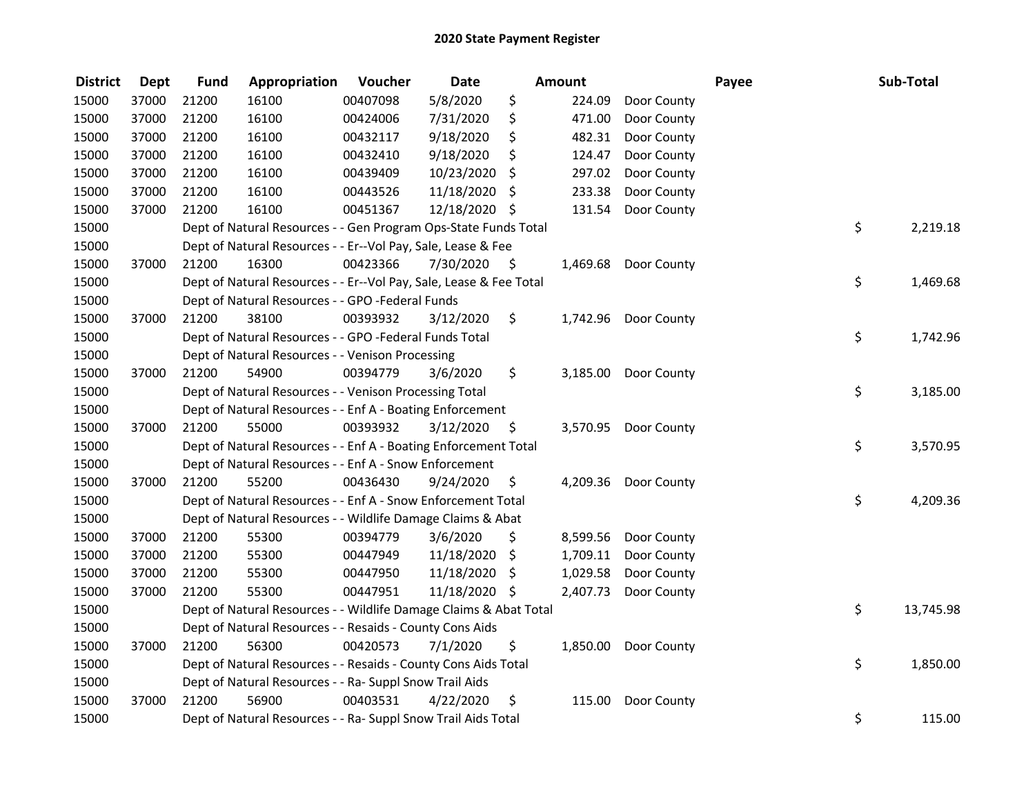# 2020 State Payment Register

| District | Dept | Fund | Appropriation | Voucher | Date | Amount | Payee | Sub-Total |
|---|---|---|---|---|---|---|---|---|
| 15000 | 37000 | 21200 | 16100 | 00407098 | 5/8/2020 | $ 224.09 | Door County | |
| 15000 | 37000 | 21200 | 16100 | 00424006 | 7/31/2020 | $ 471.00 | Door County | |
| 15000 | 37000 | 21200 | 16100 | 00432117 | 9/18/2020 | $ 482.31 | Door County | |
| 15000 | 37000 | 21200 | 16100 | 00432410 | 9/18/2020 | $ 124.47 | Door County | |
| 15000 | 37000 | 21200 | 16100 | 00439409 | 10/23/2020 | $ 297.02 | Door County | |
| 15000 | 37000 | 21200 | 16100 | 00443526 | 11/18/2020 | $ 233.38 | Door County | |
| 15000 | 37000 | 21200 | 16100 | 00451367 | 12/18/2020 | $ 131.54 | Door County | |
| 15000 | | Dept of Natural Resources - - Gen Program Ops-State Funds Total | | | | | | $ 2,219.18 |
| 15000 | | Dept of Natural Resources - - Er--Vol Pay, Sale, Lease & Fee | | | | | | |
| 15000 | 37000 | 21200 | 16300 | 00423366 | 7/30/2020 | $ 1,469.68 | Door County | |
| 15000 | | Dept of Natural Resources - - Er--Vol Pay, Sale, Lease & Fee Total | | | | | | $ 1,469.68 |
| 15000 | | Dept of Natural Resources - - GPO -Federal Funds | | | | | | |
| 15000 | 37000 | 21200 | 38100 | 00393932 | 3/12/2020 | $ 1,742.96 | Door County | |
| 15000 | | Dept of Natural Resources - - GPO -Federal Funds Total | | | | | | $ 1,742.96 |
| 15000 | | Dept of Natural Resources - - Venison Processing | | | | | | |
| 15000 | 37000 | 21200 | 54900 | 00394779 | 3/6/2020 | $ 3,185.00 | Door County | |
| 15000 | | Dept of Natural Resources - - Venison Processing Total | | | | | | $ 3,185.00 |
| 15000 | | Dept of Natural Resources - - Enf A - Boating Enforcement | | | | | | |
| 15000 | 37000 | 21200 | 55000 | 00393932 | 3/12/2020 | $ 3,570.95 | Door County | |
| 15000 | | Dept of Natural Resources - - Enf A - Boating Enforcement Total | | | | | | $ 3,570.95 |
| 15000 | | Dept of Natural Resources - - Enf A - Snow Enforcement | | | | | | |
| 15000 | 37000 | 21200 | 55200 | 00436430 | 9/24/2020 | $ 4,209.36 | Door County | |
| 15000 | | Dept of Natural Resources - - Enf A - Snow Enforcement Total | | | | | | $ 4,209.36 |
| 15000 | | Dept of Natural Resources - - Wildlife Damage Claims & Abat | | | | | | |
| 15000 | 37000 | 21200 | 55300 | 00394779 | 3/6/2020 | $ 8,599.56 | Door County | |
| 15000 | 37000 | 21200 | 55300 | 00447949 | 11/18/2020 | $ 1,709.11 | Door County | |
| 15000 | 37000 | 21200 | 55300 | 00447950 | 11/18/2020 | $ 1,029.58 | Door County | |
| 15000 | 37000 | 21200 | 55300 | 00447951 | 11/18/2020 | $ 2,407.73 | Door County | |
| 15000 | | Dept of Natural Resources - - Wildlife Damage Claims & Abat Total | | | | | | $ 13,745.98 |
| 15000 | | Dept of Natural Resources - - Resaids - County Cons Aids | | | | | | |
| 15000 | 37000 | 21200 | 56300 | 00420573 | 7/1/2020 | $ 1,850.00 | Door County | |
| 15000 | | Dept of Natural Resources - - Resaids - County Cons Aids Total | | | | | | $ 1,850.00 |
| 15000 | | Dept of Natural Resources - - Ra- Suppl Snow Trail Aids | | | | | | |
| 15000 | 37000 | 21200 | 56900 | 00403531 | 4/22/2020 | $ 115.00 | Door County | |
| 15000 | | Dept of Natural Resources - - Ra- Suppl Snow Trail Aids Total | | | | | | $ 115.00 |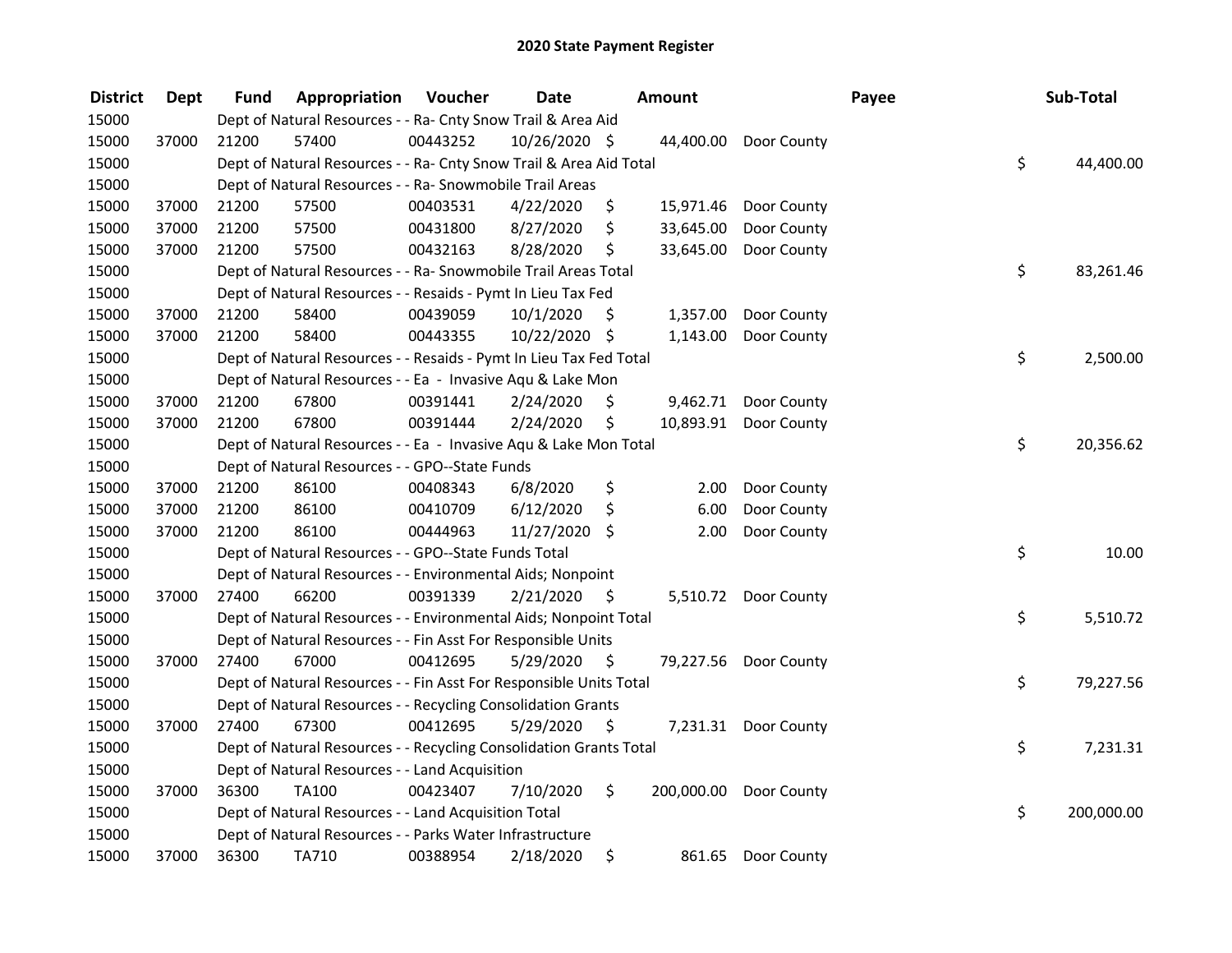## 2020 State Payment Register

| District | Dept | Fund | Appropriation | Voucher | Date | Amount | | Payee | Sub-Total | |
|---|---|---|---|---|---|---|---|---|---|---|
| 15000 | | Dept of Natural Resources - - Ra- Cnty Snow Trail & Area Aid | | | | | | | | |
| 15000 | 37000 | 21200 | 57400 | 00443252 | 10/26/2020 | $ | 44,400.00 | Door County | | |
| 15000 | | Dept of Natural Resources - - Ra- Cnty Snow Trail & Area Aid Total | | | | | | | $ | 44,400.00 |
| 15000 | | Dept of Natural Resources - - Ra- Snowmobile Trail Areas | | | | | | | | |
| 15000 | 37000 | 21200 | 57500 | 00403531 | 4/22/2020 | $ | 15,971.46 | Door County | | |
| 15000 | 37000 | 21200 | 57500 | 00431800 | 8/27/2020 | $ | 33,645.00 | Door County | | |
| 15000 | 37000 | 21200 | 57500 | 00432163 | 8/28/2020 | $ | 33,645.00 | Door County | | |
| 15000 | | Dept of Natural Resources - - Ra- Snowmobile Trail Areas Total | | | | | | | $ | 83,261.46 |
| 15000 | | Dept of Natural Resources - - Resaids - Pymt In Lieu Tax Fed | | | | | | | | |
| 15000 | 37000 | 21200 | 58400 | 00439059 | 10/1/2020 | $ | 1,357.00 | Door County | | |
| 15000 | 37000 | 21200 | 58400 | 00443355 | 10/22/2020 | $ | 1,143.00 | Door County | | |
| 15000 | | Dept of Natural Resources - - Resaids - Pymt In Lieu Tax Fed Total | | | | | | | $ | 2,500.00 |
| 15000 | | Dept of Natural Resources - - Ea - Invasive Aqu & Lake Mon | | | | | | | | |
| 15000 | 37000 | 21200 | 67800 | 00391441 | 2/24/2020 | $ | 9,462.71 | Door County | | |
| 15000 | 37000 | 21200 | 67800 | 00391444 | 2/24/2020 | $ | 10,893.91 | Door County | | |
| 15000 | | Dept of Natural Resources - - Ea - Invasive Aqu & Lake Mon Total | | | | | | | $ | 20,356.62 |
| 15000 | | Dept of Natural Resources - - GPO--State Funds | | | | | | | | |
| 15000 | 37000 | 21200 | 86100 | 00408343 | 6/8/2020 | $ | 2.00 | Door County | | |
| 15000 | 37000 | 21200 | 86100 | 00410709 | 6/12/2020 | $ | 6.00 | Door County | | |
| 15000 | 37000 | 21200 | 86100 | 00444963 | 11/27/2020 | $ | 2.00 | Door County | | |
| 15000 | | Dept of Natural Resources - - GPO--State Funds Total | | | | | | | $ | 10.00 |
| 15000 | | Dept of Natural Resources - - Environmental Aids; Nonpoint | | | | | | | | |
| 15000 | 37000 | 27400 | 66200 | 00391339 | 2/21/2020 | $ | 5,510.72 | Door County | | |
| 15000 | | Dept of Natural Resources - - Environmental Aids; Nonpoint Total | | | | | | | $ | 5,510.72 |
| 15000 | | Dept of Natural Resources - - Fin Asst For Responsible Units | | | | | | | | |
| 15000 | 37000 | 27400 | 67000 | 00412695 | 5/29/2020 | $ | 79,227.56 | Door County | | |
| 15000 | | Dept of Natural Resources - - Fin Asst For Responsible Units Total | | | | | | | $ | 79,227.56 |
| 15000 | | Dept of Natural Resources - - Recycling Consolidation Grants | | | | | | | | |
| 15000 | 37000 | 27400 | 67300 | 00412695 | 5/29/2020 | $ | 7,231.31 | Door County | | |
| 15000 | | Dept of Natural Resources - - Recycling Consolidation Grants Total | | | | | | | $ | 7,231.31 |
| 15000 | | Dept of Natural Resources - - Land Acquisition | | | | | | | | |
| 15000 | 37000 | 36300 | TA100 | 00423407 | 7/10/2020 | $ | 200,000.00 | Door County | | |
| 15000 | | Dept of Natural Resources - - Land Acquisition Total | | | | | | | $ | 200,000.00 |
| 15000 | | Dept of Natural Resources - - Parks Water Infrastructure | | | | | | | | |
| 15000 | 37000 | 36300 | TA710 | 00388954 | 2/18/2020 | $ | 861.65 | Door County | | |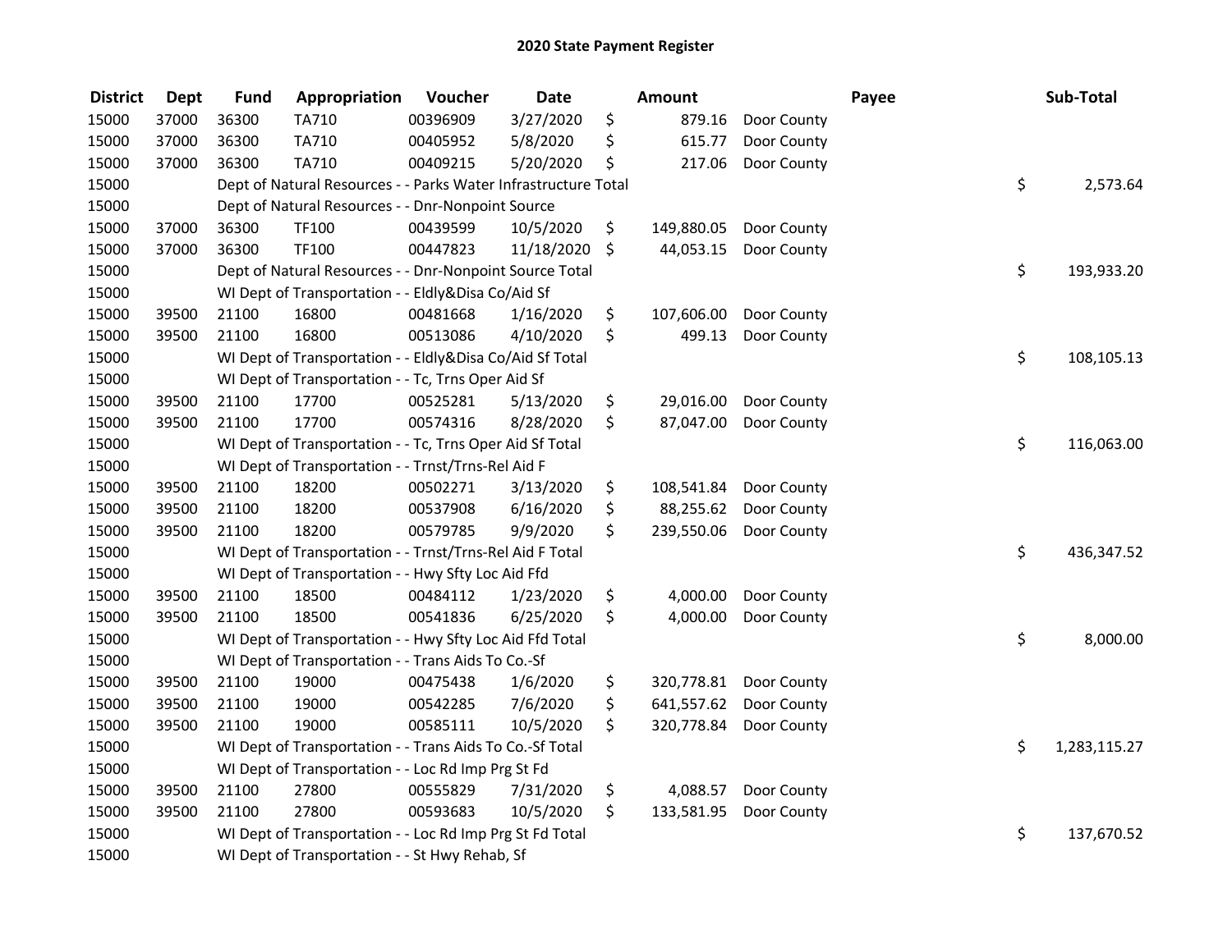# 2020 State Payment Register

| District | Dept | Fund | Appropriation | Voucher | Date | Amount | Payee | Sub-Total |
|---|---|---|---|---|---|---|---|---|
| 15000 | 37000 | 36300 | TA710 | 00396909 | 3/27/2020 | $ 879.16 | Door County | |
| 15000 | 37000 | 36300 | TA710 | 00405952 | 5/8/2020 | $ 615.77 | Door County | |
| 15000 | 37000 | 36300 | TA710 | 00409215 | 5/20/2020 | $ 217.06 | Door County | |
| 15000 | | Dept of Natural Resources - - Parks Water Infrastructure Total | | | | | | $ 2,573.64 |
| 15000 | | Dept of Natural Resources - - Dnr-Nonpoint Source | | | | | | |
| 15000 | 37000 | 36300 | TF100 | 00439599 | 10/5/2020 | $ 149,880.05 | Door County | |
| 15000 | 37000 | 36300 | TF100 | 00447823 | 11/18/2020 | $ 44,053.15 | Door County | |
| 15000 | | Dept of Natural Resources - - Dnr-Nonpoint Source Total | | | | | | $ 193,933.20 |
| 15000 | | WI Dept of Transportation - - Eldly&Disa Co/Aid Sf | | | | | | |
| 15000 | 39500 | 21100 | 16800 | 00481668 | 1/16/2020 | $ 107,606.00 | Door County | |
| 15000 | 39500 | 21100 | 16800 | 00513086 | 4/10/2020 | $ 499.13 | Door County | |
| 15000 | | WI Dept of Transportation - - Eldly&Disa Co/Aid Sf Total | | | | | | $ 108,105.13 |
| 15000 | | WI Dept of Transportation - - Tc, Trns Oper Aid Sf | | | | | | |
| 15000 | 39500 | 21100 | 17700 | 00525281 | 5/13/2020 | $ 29,016.00 | Door County | |
| 15000 | 39500 | 21100 | 17700 | 00574316 | 8/28/2020 | $ 87,047.00 | Door County | |
| 15000 | | WI Dept of Transportation - - Tc, Trns Oper Aid Sf Total | | | | | | $ 116,063.00 |
| 15000 | | WI Dept of Transportation - - Trnst/Trns-Rel Aid F | | | | | | |
| 15000 | 39500 | 21100 | 18200 | 00502271 | 3/13/2020 | $ 108,541.84 | Door County | |
| 15000 | 39500 | 21100 | 18200 | 00537908 | 6/16/2020 | $ 88,255.62 | Door County | |
| 15000 | 39500 | 21100 | 18200 | 00579785 | 9/9/2020 | $ 239,550.06 | Door County | |
| 15000 | | WI Dept of Transportation - - Trnst/Trns-Rel Aid F Total | | | | | | $ 436,347.52 |
| 15000 | | WI Dept of Transportation - - Hwy Sfty Loc Aid Ffd | | | | | | |
| 15000 | 39500 | 21100 | 18500 | 00484112 | 1/23/2020 | $ 4,000.00 | Door County | |
| 15000 | 39500 | 21100 | 18500 | 00541836 | 6/25/2020 | $ 4,000.00 | Door County | |
| 15000 | | WI Dept of Transportation - - Hwy Sfty Loc Aid Ffd Total | | | | | | $ 8,000.00 |
| 15000 | | WI Dept of Transportation - - Trans Aids To Co.-Sf | | | | | | |
| 15000 | 39500 | 21100 | 19000 | 00475438 | 1/6/2020 | $ 320,778.81 | Door County | |
| 15000 | 39500 | 21100 | 19000 | 00542285 | 7/6/2020 | $ 641,557.62 | Door County | |
| 15000 | 39500 | 21100 | 19000 | 00585111 | 10/5/2020 | $ 320,778.84 | Door County | |
| 15000 | | WI Dept of Transportation - - Trans Aids To Co.-Sf Total | | | | | | $ 1,283,115.27 |
| 15000 | | WI Dept of Transportation - - Loc Rd Imp Prg St Fd | | | | | | |
| 15000 | 39500 | 21100 | 27800 | 00555829 | 7/31/2020 | $ 4,088.57 | Door County | |
| 15000 | 39500 | 21100 | 27800 | 00593683 | 10/5/2020 | $ 133,581.95 | Door County | |
| 15000 | | WI Dept of Transportation - - Loc Rd Imp Prg St Fd Total | | | | | | $ 137,670.52 |
| 15000 | | WI Dept of Transportation - - St Hwy Rehab, Sf | | | | | | |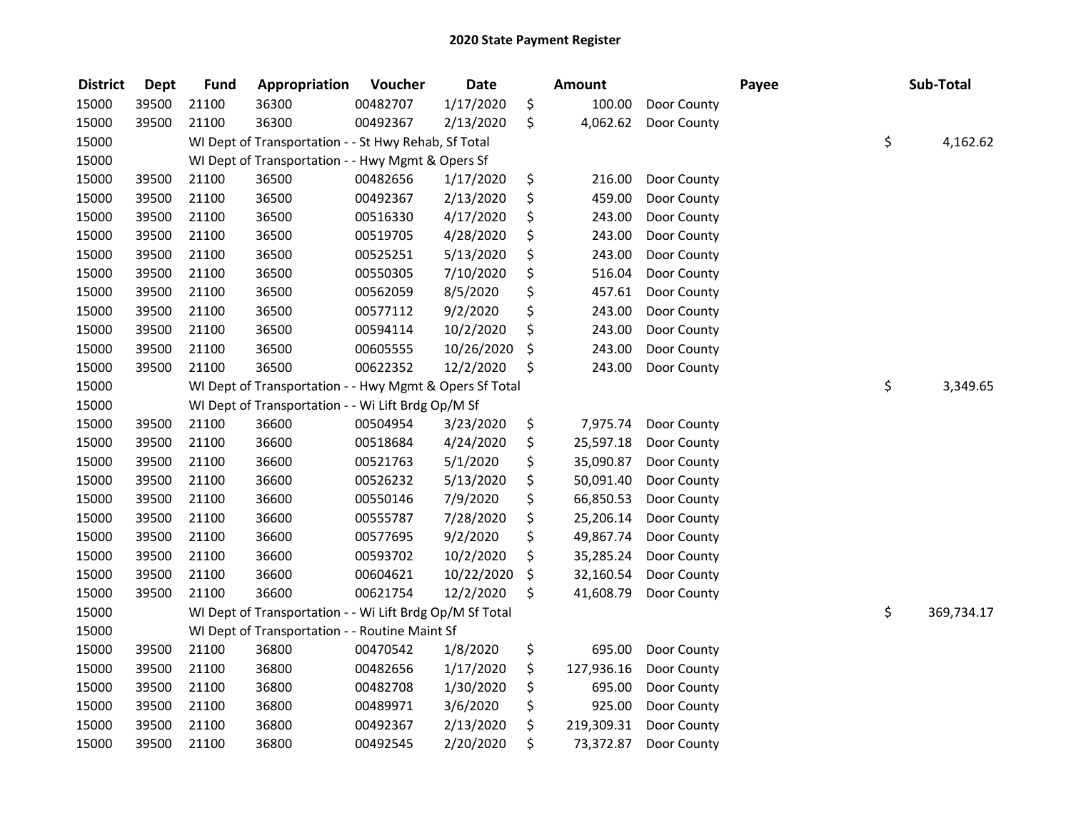# 2020 State Payment Register

| District | Dept | Fund | Appropriation | Voucher | Date | Amount | Payee | Sub-Total |
|---|---|---|---|---|---|---|---|---|
| 15000 | 39500 | 21100 | 36300 | 00482707 | 1/17/2020 | $ 100.00 | Door County | |
| 15000 | 39500 | 21100 | 36300 | 00492367 | 2/13/2020 | $ 4,062.62 | Door County | |
| 15000 | | WI Dept of Transportation - - St Hwy Rehab, Sf Total | | | | | | $ 4,162.62 |
| 15000 | | WI Dept of Transportation - - Hwy Mgmt & Opers Sf | | | | | | |
| 15000 | 39500 | 21100 | 36500 | 00482656 | 1/17/2020 | $ 216.00 | Door County | |
| 15000 | 39500 | 21100 | 36500 | 00492367 | 2/13/2020 | $ 459.00 | Door County | |
| 15000 | 39500 | 21100 | 36500 | 00516330 | 4/17/2020 | $ 243.00 | Door County | |
| 15000 | 39500 | 21100 | 36500 | 00519705 | 4/28/2020 | $ 243.00 | Door County | |
| 15000 | 39500 | 21100 | 36500 | 00525251 | 5/13/2020 | $ 243.00 | Door County | |
| 15000 | 39500 | 21100 | 36500 | 00550305 | 7/10/2020 | $ 516.04 | Door County | |
| 15000 | 39500 | 21100 | 36500 | 00562059 | 8/5/2020 | $ 457.61 | Door County | |
| 15000 | 39500 | 21100 | 36500 | 00577112 | 9/2/2020 | $ 243.00 | Door County | |
| 15000 | 39500 | 21100 | 36500 | 00594114 | 10/2/2020 | $ 243.00 | Door County | |
| 15000 | 39500 | 21100 | 36500 | 00605555 | 10/26/2020 | $ 243.00 | Door County | |
| 15000 | 39500 | 21100 | 36500 | 00622352 | 12/2/2020 | $ 243.00 | Door County | |
| 15000 | | WI Dept of Transportation - - Hwy Mgmt & Opers Sf Total | | | | | | $ 3,349.65 |
| 15000 | | WI Dept of Transportation - - Wi Lift Brdg Op/M Sf | | | | | | |
| 15000 | 39500 | 21100 | 36600 | 00504954 | 3/23/2020 | $ 7,975.74 | Door County | |
| 15000 | 39500 | 21100 | 36600 | 00518684 | 4/24/2020 | $ 25,597.18 | Door County | |
| 15000 | 39500 | 21100 | 36600 | 00521763 | 5/1/2020 | $ 35,090.87 | Door County | |
| 15000 | 39500 | 21100 | 36600 | 00526232 | 5/13/2020 | $ 50,091.40 | Door County | |
| 15000 | 39500 | 21100 | 36600 | 00550146 | 7/9/2020 | $ 66,850.53 | Door County | |
| 15000 | 39500 | 21100 | 36600 | 00555787 | 7/28/2020 | $ 25,206.14 | Door County | |
| 15000 | 39500 | 21100 | 36600 | 00577695 | 9/2/2020 | $ 49,867.74 | Door County | |
| 15000 | 39500 | 21100 | 36600 | 00593702 | 10/2/2020 | $ 35,285.24 | Door County | |
| 15000 | 39500 | 21100 | 36600 | 00604621 | 10/22/2020 | $ 32,160.54 | Door County | |
| 15000 | 39500 | 21100 | 36600 | 00621754 | 12/2/2020 | $ 41,608.79 | Door County | |
| 15000 | | WI Dept of Transportation - - Wi Lift Brdg Op/M Sf Total | | | | | | $ 369,734.17 |
| 15000 | | WI Dept of Transportation - - Routine Maint Sf | | | | | | |
| 15000 | 39500 | 21100 | 36800 | 00470542 | 1/8/2020 | $ 695.00 | Door County | |
| 15000 | 39500 | 21100 | 36800 | 00482656 | 1/17/2020 | $ 127,936.16 | Door County | |
| 15000 | 39500 | 21100 | 36800 | 00482708 | 1/30/2020 | $ 695.00 | Door County | |
| 15000 | 39500 | 21100 | 36800 | 00489971 | 3/6/2020 | $ 925.00 | Door County | |
| 15000 | 39500 | 21100 | 36800 | 00492367 | 2/13/2020 | $ 219,309.31 | Door County | |
| 15000 | 39500 | 21100 | 36800 | 00492545 | 2/20/2020 | $ 73,372.87 | Door County | |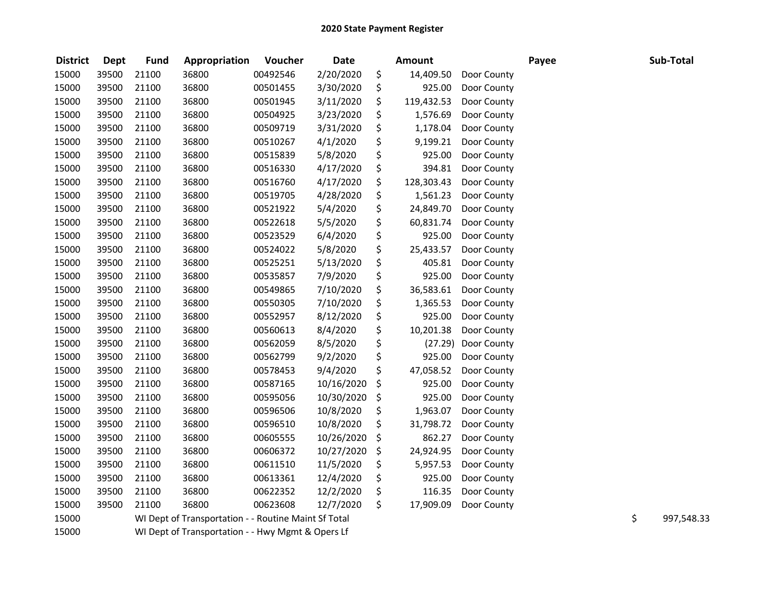## 2020 State Payment Register

| District | Dept | Fund | Appropriation | Voucher | Date | Amount | Payee | Sub-Total |
|---|---|---|---|---|---|---|---|---|
| 15000 | 39500 | 21100 | 36800 | 00492546 | 2/20/2020 | $ 14,409.50 | Door County | |
| 15000 | 39500 | 21100 | 36800 | 00501455 | 3/30/2020 | $ 925.00 | Door County | |
| 15000 | 39500 | 21100 | 36800 | 00501945 | 3/11/2020 | $ 119,432.53 | Door County | |
| 15000 | 39500 | 21100 | 36800 | 00504925 | 3/23/2020 | $ 1,576.69 | Door County | |
| 15000 | 39500 | 21100 | 36800 | 00509719 | 3/31/2020 | $ 1,178.04 | Door County | |
| 15000 | 39500 | 21100 | 36800 | 00510267 | 4/1/2020 | $ 9,199.21 | Door County | |
| 15000 | 39500 | 21100 | 36800 | 00515839 | 5/8/2020 | $ 925.00 | Door County | |
| 15000 | 39500 | 21100 | 36800 | 00516330 | 4/17/2020 | $ 394.81 | Door County | |
| 15000 | 39500 | 21100 | 36800 | 00516760 | 4/17/2020 | $ 128,303.43 | Door County | |
| 15000 | 39500 | 21100 | 36800 | 00519705 | 4/28/2020 | $ 1,561.23 | Door County | |
| 15000 | 39500 | 21100 | 36800 | 00521922 | 5/4/2020 | $ 24,849.70 | Door County | |
| 15000 | 39500 | 21100 | 36800 | 00522618 | 5/5/2020 | $ 60,831.74 | Door County | |
| 15000 | 39500 | 21100 | 36800 | 00523529 | 6/4/2020 | $ 925.00 | Door County | |
| 15000 | 39500 | 21100 | 36800 | 00524022 | 5/8/2020 | $ 25,433.57 | Door County | |
| 15000 | 39500 | 21100 | 36800 | 00525251 | 5/13/2020 | $ 405.81 | Door County | |
| 15000 | 39500 | 21100 | 36800 | 00535857 | 7/9/2020 | $ 925.00 | Door County | |
| 15000 | 39500 | 21100 | 36800 | 00549865 | 7/10/2020 | $ 36,583.61 | Door County | |
| 15000 | 39500 | 21100 | 36800 | 00550305 | 7/10/2020 | $ 1,365.53 | Door County | |
| 15000 | 39500 | 21100 | 36800 | 00552957 | 8/12/2020 | $ 925.00 | Door County | |
| 15000 | 39500 | 21100 | 36800 | 00560613 | 8/4/2020 | $ 10,201.38 | Door County | |
| 15000 | 39500 | 21100 | 36800 | 00562059 | 8/5/2020 | $ (27.29) | Door County | |
| 15000 | 39500 | 21100 | 36800 | 00562799 | 9/2/2020 | $ 925.00 | Door County | |
| 15000 | 39500 | 21100 | 36800 | 00578453 | 9/4/2020 | $ 47,058.52 | Door County | |
| 15000 | 39500 | 21100 | 36800 | 00587165 | 10/16/2020 | $ 925.00 | Door County | |
| 15000 | 39500 | 21100 | 36800 | 00595056 | 10/30/2020 | $ 925.00 | Door County | |
| 15000 | 39500 | 21100 | 36800 | 00596506 | 10/8/2020 | $ 1,963.07 | Door County | |
| 15000 | 39500 | 21100 | 36800 | 00596510 | 10/8/2020 | $ 31,798.72 | Door County | |
| 15000 | 39500 | 21100 | 36800 | 00605555 | 10/26/2020 | $ 862.27 | Door County | |
| 15000 | 39500 | 21100 | 36800 | 00606372 | 10/27/2020 | $ 24,924.95 | Door County | |
| 15000 | 39500 | 21100 | 36800 | 00611510 | 11/5/2020 | $ 5,957.53 | Door County | |
| 15000 | 39500 | 21100 | 36800 | 00613361 | 12/4/2020 | $ 925.00 | Door County | |
| 15000 | 39500 | 21100 | 36800 | 00622352 | 12/2/2020 | $ 116.35 | Door County | |
| 15000 | 39500 | 21100 | 36800 | 00623608 | 12/7/2020 | $ 17,909.09 | Door County | |
| 15000 | | WI Dept of Transportation - - Routine Maint Sf Total | | | | | | $ 997,548.33 |
| 15000 | | WI Dept of Transportation - - Hwy Mgmt & Opers Lf | | | | | | |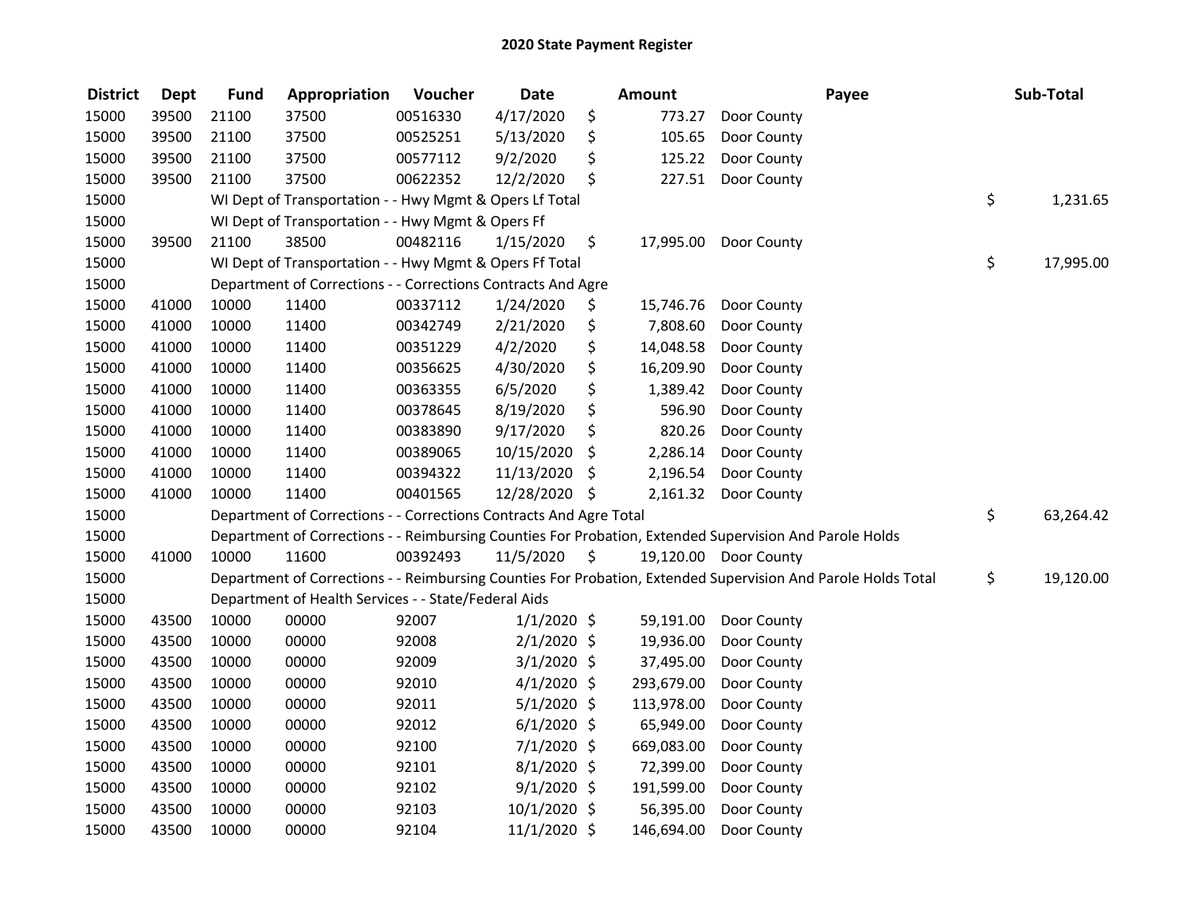# 2020 State Payment Register

| District | Dept | Fund | Appropriation | Voucher | Date | Amount | Payee | Sub-Total |
|---|---|---|---|---|---|---|---|---|
| 15000 | 39500 | 21100 | 37500 | 00516330 | 4/17/2020 | $ 773.27 | Door County | |
| 15000 | 39500 | 21100 | 37500 | 00525251 | 5/13/2020 | $ 105.65 | Door County | |
| 15000 | 39500 | 21100 | 37500 | 00577112 | 9/2/2020 | $ 125.22 | Door County | |
| 15000 | 39500 | 21100 | 37500 | 00622352 | 12/2/2020 | $ 227.51 | Door County | |
| 15000 | | WI Dept of Transportation - - Hwy Mgmt & Opers Lf Total | | | | | | $ 1,231.65 |
| 15000 | | WI Dept of Transportation - - Hwy Mgmt & Opers Ff | | | | | | |
| 15000 | 39500 | 21100 | 38500 | 00482116 | 1/15/2020 | $ 17,995.00 | Door County | |
| 15000 | | WI Dept of Transportation - - Hwy Mgmt & Opers Ff Total | | | | | | $ 17,995.00 |
| 15000 | | Department of Corrections - - Corrections Contracts And Agre | | | | | | |
| 15000 | 41000 | 10000 | 11400 | 00337112 | 1/24/2020 | $ 15,746.76 | Door County | |
| 15000 | 41000 | 10000 | 11400 | 00342749 | 2/21/2020 | $ 7,808.60 | Door County | |
| 15000 | 41000 | 10000 | 11400 | 00351229 | 4/2/2020 | $ 14,048.58 | Door County | |
| 15000 | 41000 | 10000 | 11400 | 00356625 | 4/30/2020 | $ 16,209.90 | Door County | |
| 15000 | 41000 | 10000 | 11400 | 00363355 | 6/5/2020 | $ 1,389.42 | Door County | |
| 15000 | 41000 | 10000 | 11400 | 00378645 | 8/19/2020 | $ 596.90 | Door County | |
| 15000 | 41000 | 10000 | 11400 | 00383890 | 9/17/2020 | $ 820.26 | Door County | |
| 15000 | 41000 | 10000 | 11400 | 00389065 | 10/15/2020 | $ 2,286.14 | Door County | |
| 15000 | 41000 | 10000 | 11400 | 00394322 | 11/13/2020 | $ 2,196.54 | Door County | |
| 15000 | 41000 | 10000 | 11400 | 00401565 | 12/28/2020 | $ 2,161.32 | Door County | |
| 15000 | | Department of Corrections - - Corrections Contracts And Agre Total | | | | | | $ 63,264.42 |
| 15000 | | Department of Corrections - - Reimbursing Counties For Probation, Extended Supervision And Parole Holds | | | | | | |
| 15000 | 41000 | 10000 | 11600 | 00392493 | 11/5/2020 | $ 19,120.00 | Door County | |
| 15000 | | Department of Corrections - - Reimbursing Counties For Probation, Extended Supervision And Parole Holds Total | | | | | | $ 19,120.00 |
| 15000 | | Department of Health Services - - State/Federal Aids | | | | | | |
| 15000 | 43500 | 10000 | 00000 | 92007 | 1/1/2020 | $ 59,191.00 | Door County | |
| 15000 | 43500 | 10000 | 00000 | 92008 | 2/1/2020 | $ 19,936.00 | Door County | |
| 15000 | 43500 | 10000 | 00000 | 92009 | 3/1/2020 | $ 37,495.00 | Door County | |
| 15000 | 43500 | 10000 | 00000 | 92010 | 4/1/2020 | $ 293,679.00 | Door County | |
| 15000 | 43500 | 10000 | 00000 | 92011 | 5/1/2020 | $ 113,978.00 | Door County | |
| 15000 | 43500 | 10000 | 00000 | 92012 | 6/1/2020 | $ 65,949.00 | Door County | |
| 15000 | 43500 | 10000 | 00000 | 92100 | 7/1/2020 | $ 669,083.00 | Door County | |
| 15000 | 43500 | 10000 | 00000 | 92101 | 8/1/2020 | $ 72,399.00 | Door County | |
| 15000 | 43500 | 10000 | 00000 | 92102 | 9/1/2020 | $ 191,599.00 | Door County | |
| 15000 | 43500 | 10000 | 00000 | 92103 | 10/1/2020 | $ 56,395.00 | Door County | |
| 15000 | 43500 | 10000 | 00000 | 92104 | 11/1/2020 | $ 146,694.00 | Door County | |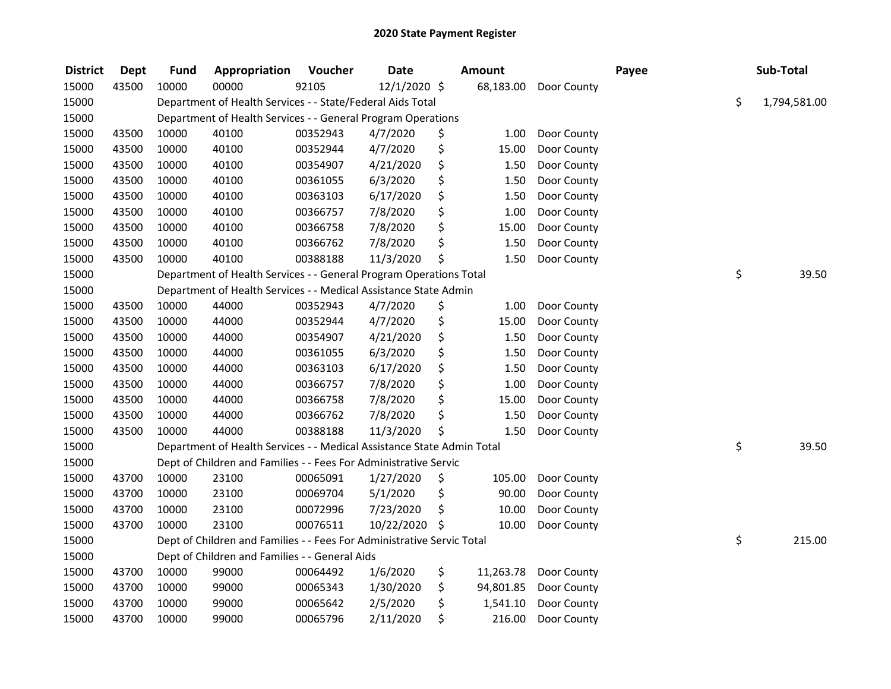## 2020 State Payment Register

| District | Dept | Fund | Appropriation | Voucher | Date | Amount | Payee | Sub-Total |
|---|---|---|---|---|---|---|---|---|
| 15000 | 43500 | 10000 | 00000 | 92105 | 12/1/2020 | $ 68,183.00 | Door County | |
| 15000 | | Department of Health Services - - State/Federal Aids Total | | | | | | $ 1,794,581.00 |
| 15000 | | Department of Health Services - - General Program Operations | | | | | | |
| 15000 | 43500 | 10000 | 40100 | 00352943 | 4/7/2020 | $ 1.00 | Door County | |
| 15000 | 43500 | 10000 | 40100 | 00352944 | 4/7/2020 | $ 15.00 | Door County | |
| 15000 | 43500 | 10000 | 40100 | 00354907 | 4/21/2020 | $ 1.50 | Door County | |
| 15000 | 43500 | 10000 | 40100 | 00361055 | 6/3/2020 | $ 1.50 | Door County | |
| 15000 | 43500 | 10000 | 40100 | 00363103 | 6/17/2020 | $ 1.50 | Door County | |
| 15000 | 43500 | 10000 | 40100 | 00366757 | 7/8/2020 | $ 1.00 | Door County | |
| 15000 | 43500 | 10000 | 40100 | 00366758 | 7/8/2020 | $ 15.00 | Door County | |
| 15000 | 43500 | 10000 | 40100 | 00366762 | 7/8/2020 | $ 1.50 | Door County | |
| 15000 | 43500 | 10000 | 40100 | 00388188 | 11/3/2020 | $ 1.50 | Door County | |
| 15000 | | Department of Health Services - - General Program Operations Total | | | | | | $ 39.50 |
| 15000 | | Department of Health Services - - Medical Assistance State Admin | | | | | | |
| 15000 | 43500 | 10000 | 44000 | 00352943 | 4/7/2020 | $ 1.00 | Door County | |
| 15000 | 43500 | 10000 | 44000 | 00352944 | 4/7/2020 | $ 15.00 | Door County | |
| 15000 | 43500 | 10000 | 44000 | 00354907 | 4/21/2020 | $ 1.50 | Door County | |
| 15000 | 43500 | 10000 | 44000 | 00361055 | 6/3/2020 | $ 1.50 | Door County | |
| 15000 | 43500 | 10000 | 44000 | 00363103 | 6/17/2020 | $ 1.50 | Door County | |
| 15000 | 43500 | 10000 | 44000 | 00366757 | 7/8/2020 | $ 1.00 | Door County | |
| 15000 | 43500 | 10000 | 44000 | 00366758 | 7/8/2020 | $ 15.00 | Door County | |
| 15000 | 43500 | 10000 | 44000 | 00366762 | 7/8/2020 | $ 1.50 | Door County | |
| 15000 | 43500 | 10000 | 44000 | 00388188 | 11/3/2020 | $ 1.50 | Door County | |
| 15000 | | Department of Health Services - - Medical Assistance State Admin Total | | | | | | $ 39.50 |
| 15000 | | Dept of Children and Families - - Fees For Administrative Servic | | | | | | |
| 15000 | 43700 | 10000 | 23100 | 00065091 | 1/27/2020 | $ 105.00 | Door County | |
| 15000 | 43700 | 10000 | 23100 | 00069704 | 5/1/2020 | $ 90.00 | Door County | |
| 15000 | 43700 | 10000 | 23100 | 00072996 | 7/23/2020 | $ 10.00 | Door County | |
| 15000 | 43700 | 10000 | 23100 | 00076511 | 10/22/2020 | $ 10.00 | Door County | |
| 15000 | | Dept of Children and Families - - Fees For Administrative Servic Total | | | | | | $ 215.00 |
| 15000 | | Dept of Children and Families - - General Aids | | | | | | |
| 15000 | 43700 | 10000 | 99000 | 00064492 | 1/6/2020 | $ 11,263.78 | Door County | |
| 15000 | 43700 | 10000 | 99000 | 00065343 | 1/30/2020 | $ 94,801.85 | Door County | |
| 15000 | 43700 | 10000 | 99000 | 00065642 | 2/5/2020 | $ 1,541.10 | Door County | |
| 15000 | 43700 | 10000 | 99000 | 00065796 | 2/11/2020 | $ 216.00 | Door County | |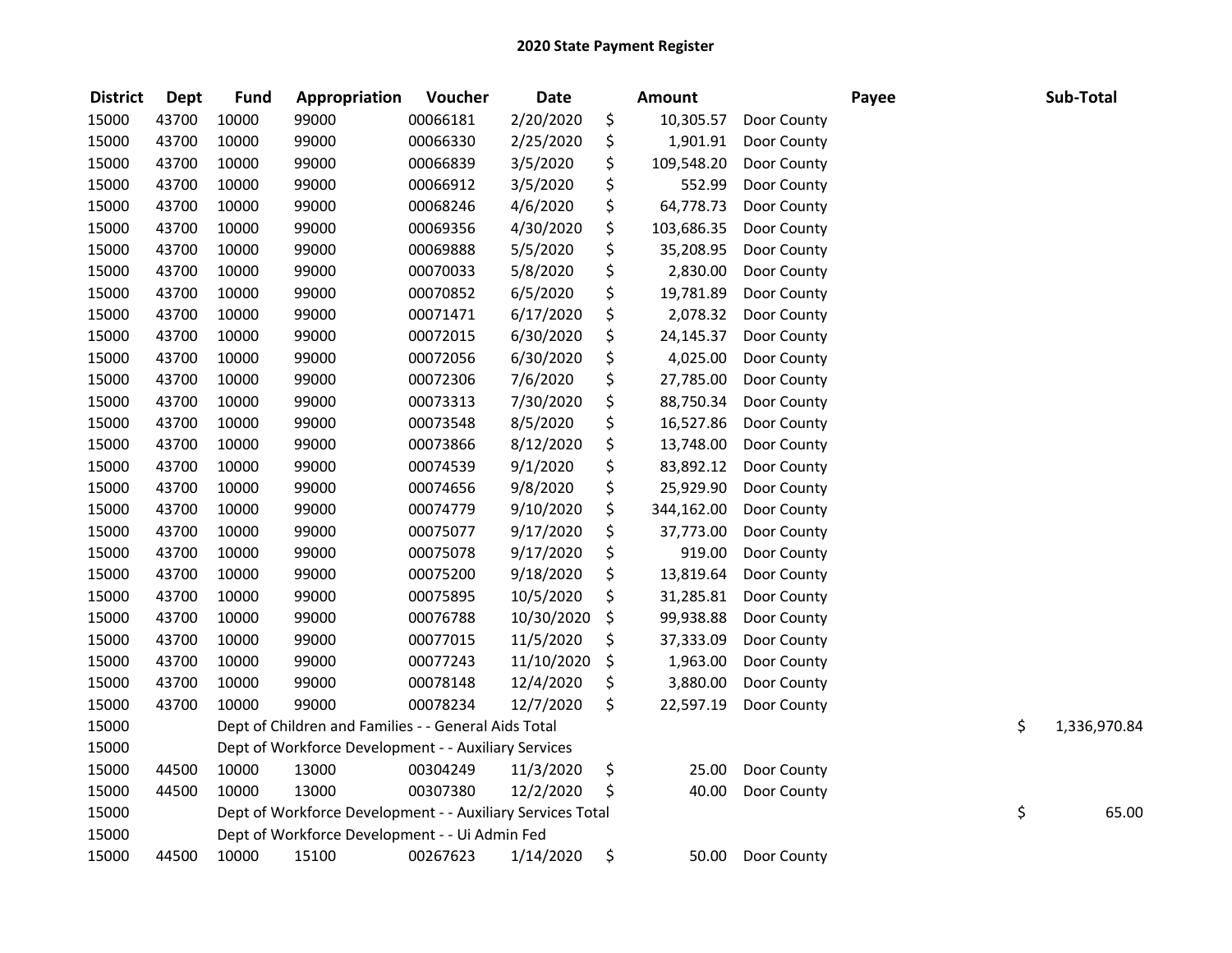## 2020 State Payment Register

| District | Dept | Fund | Appropriation | Voucher | Date | Amount | Payee | Sub-Total |
|---|---|---|---|---|---|---|---|---|
| 15000 | 43700 | 10000 | 99000 | 00066181 | 2/20/2020 | $ 10,305.57 | Door County | |
| 15000 | 43700 | 10000 | 99000 | 00066330 | 2/25/2020 | $ 1,901.91 | Door County | |
| 15000 | 43700 | 10000 | 99000 | 00066839 | 3/5/2020 | $ 109,548.20 | Door County | |
| 15000 | 43700 | 10000 | 99000 | 00066912 | 3/5/2020 | $ 552.99 | Door County | |
| 15000 | 43700 | 10000 | 99000 | 00068246 | 4/6/2020 | $ 64,778.73 | Door County | |
| 15000 | 43700 | 10000 | 99000 | 00069356 | 4/30/2020 | $ 103,686.35 | Door County | |
| 15000 | 43700 | 10000 | 99000 | 00069888 | 5/5/2020 | $ 35,208.95 | Door County | |
| 15000 | 43700 | 10000 | 99000 | 00070033 | 5/8/2020 | $ 2,830.00 | Door County | |
| 15000 | 43700 | 10000 | 99000 | 00070852 | 6/5/2020 | $ 19,781.89 | Door County | |
| 15000 | 43700 | 10000 | 99000 | 00071471 | 6/17/2020 | $ 2,078.32 | Door County | |
| 15000 | 43700 | 10000 | 99000 | 00072015 | 6/30/2020 | $ 24,145.37 | Door County | |
| 15000 | 43700 | 10000 | 99000 | 00072056 | 6/30/2020 | $ 4,025.00 | Door County | |
| 15000 | 43700 | 10000 | 99000 | 00072306 | 7/6/2020 | $ 27,785.00 | Door County | |
| 15000 | 43700 | 10000 | 99000 | 00073313 | 7/30/2020 | $ 88,750.34 | Door County | |
| 15000 | 43700 | 10000 | 99000 | 00073548 | 8/5/2020 | $ 16,527.86 | Door County | |
| 15000 | 43700 | 10000 | 99000 | 00073866 | 8/12/2020 | $ 13,748.00 | Door County | |
| 15000 | 43700 | 10000 | 99000 | 00074539 | 9/1/2020 | $ 83,892.12 | Door County | |
| 15000 | 43700 | 10000 | 99000 | 00074656 | 9/8/2020 | $ 25,929.90 | Door County | |
| 15000 | 43700 | 10000 | 99000 | 00074779 | 9/10/2020 | $ 344,162.00 | Door County | |
| 15000 | 43700 | 10000 | 99000 | 00075077 | 9/17/2020 | $ 37,773.00 | Door County | |
| 15000 | 43700 | 10000 | 99000 | 00075078 | 9/17/2020 | $ 919.00 | Door County | |
| 15000 | 43700 | 10000 | 99000 | 00075200 | 9/18/2020 | $ 13,819.64 | Door County | |
| 15000 | 43700 | 10000 | 99000 | 00075895 | 10/5/2020 | $ 31,285.81 | Door County | |
| 15000 | 43700 | 10000 | 99000 | 00076788 | 10/30/2020 | $ 99,938.88 | Door County | |
| 15000 | 43700 | 10000 | 99000 | 00077015 | 11/5/2020 | $ 37,333.09 | Door County | |
| 15000 | 43700 | 10000 | 99000 | 00077243 | 11/10/2020 | $ 1,963.00 | Door County | |
| 15000 | 43700 | 10000 | 99000 | 00078148 | 12/4/2020 | $ 3,880.00 | Door County | |
| 15000 | 43700 | 10000 | 99000 | 00078234 | 12/7/2020 | $ 22,597.19 | Door County | |
| 15000 | | Dept of Children and Families - - General Aids Total | | | | | | $ 1,336,970.84 |
| 15000 | | Dept of Workforce Development - - Auxiliary Services | | | | | | |
| 15000 | 44500 | 10000 | 13000 | 00304249 | 11/3/2020 | $ 25.00 | Door County | |
| 15000 | 44500 | 10000 | 13000 | 00307380 | 12/2/2020 | $ 40.00 | Door County | |
| 15000 | | Dept of Workforce Development - - Auxiliary Services Total | | | | | | $ 65.00 |
| 15000 | | Dept of Workforce Development - - Ui Admin Fed | | | | | | |
| 15000 | 44500 | 10000 | 15100 | 00267623 | 1/14/2020 | $ 50.00 | Door County | |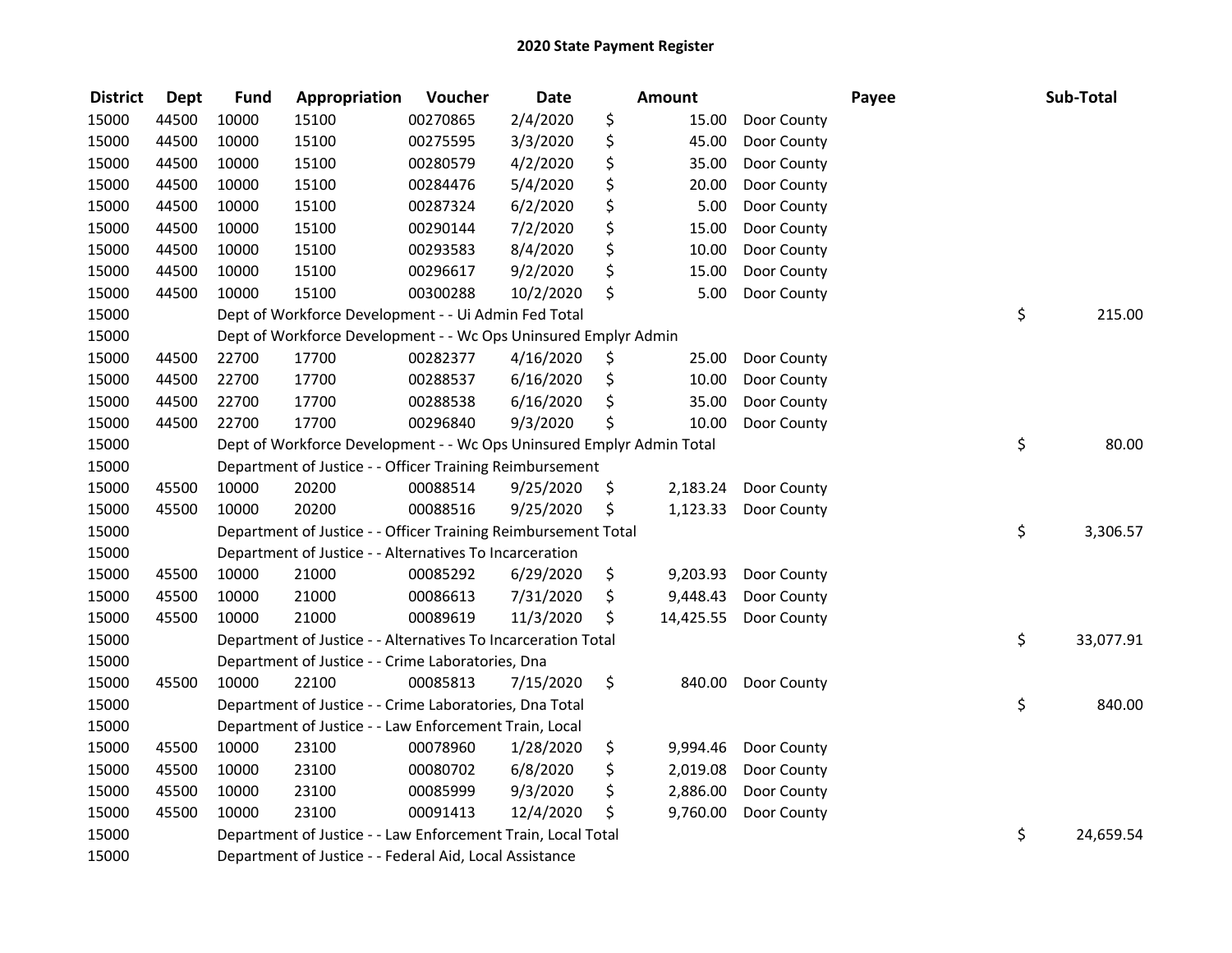# 2020 State Payment Register

| District | Dept | Fund | Appropriation | Voucher | Date | Amount | Payee | Sub-Total |
|---|---|---|---|---|---|---|---|---|
| 15000 | 44500 | 10000 | 15100 | 00270865 | 2/4/2020 | $ 15.00 | Door County | |
| 15000 | 44500 | 10000 | 15100 | 00275595 | 3/3/2020 | $ 45.00 | Door County | |
| 15000 | 44500 | 10000 | 15100 | 00280579 | 4/2/2020 | $ 35.00 | Door County | |
| 15000 | 44500 | 10000 | 15100 | 00284476 | 5/4/2020 | $ 20.00 | Door County | |
| 15000 | 44500 | 10000 | 15100 | 00287324 | 6/2/2020 | $ 5.00 | Door County | |
| 15000 | 44500 | 10000 | 15100 | 00290144 | 7/2/2020 | $ 15.00 | Door County | |
| 15000 | 44500 | 10000 | 15100 | 00293583 | 8/4/2020 | $ 10.00 | Door County | |
| 15000 | 44500 | 10000 | 15100 | 00296617 | 9/2/2020 | $ 15.00 | Door County | |
| 15000 | 44500 | 10000 | 15100 | 00300288 | 10/2/2020 | $ 5.00 | Door County | |
| 15000 | | Dept of Workforce Development - - Ui Admin Fed Total | | | | | | $ 215.00 |
| 15000 | | Dept of Workforce Development - - Wc Ops Uninsured Emplyr Admin | | | | | | |
| 15000 | 44500 | 22700 | 17700 | 00282377 | 4/16/2020 | $ 25.00 | Door County | |
| 15000 | 44500 | 22700 | 17700 | 00288537 | 6/16/2020 | $ 10.00 | Door County | |
| 15000 | 44500 | 22700 | 17700 | 00288538 | 6/16/2020 | $ 35.00 | Door County | |
| 15000 | 44500 | 22700 | 17700 | 00296840 | 9/3/2020 | $ 10.00 | Door County | |
| 15000 | | Dept of Workforce Development - - Wc Ops Uninsured Emplyr Admin Total | | | | | | $ 80.00 |
| 15000 | | Department of Justice - - Officer Training Reimbursement | | | | | | |
| 15000 | 45500 | 10000 | 20200 | 00088514 | 9/25/2020 | $ 2,183.24 | Door County | |
| 15000 | 45500 | 10000 | 20200 | 00088516 | 9/25/2020 | $ 1,123.33 | Door County | |
| 15000 | | Department of Justice - - Officer Training Reimbursement Total | | | | | | $ 3,306.57 |
| 15000 | | Department of Justice - - Alternatives To Incarceration | | | | | | |
| 15000 | 45500 | 10000 | 21000 | 00085292 | 6/29/2020 | $ 9,203.93 | Door County | |
| 15000 | 45500 | 10000 | 21000 | 00086613 | 7/31/2020 | $ 9,448.43 | Door County | |
| 15000 | 45500 | 10000 | 21000 | 00089619 | 11/3/2020 | $ 14,425.55 | Door County | |
| 15000 | | Department of Justice - - Alternatives To Incarceration Total | | | | | | $ 33,077.91 |
| 15000 | | Department of Justice - - Crime Laboratories, Dna | | | | | | |
| 15000 | 45500 | 10000 | 22100 | 00085813 | 7/15/2020 | $ 840.00 | Door County | |
| 15000 | | Department of Justice - - Crime Laboratories, Dna Total | | | | | | $ 840.00 |
| 15000 | | Department of Justice - - Law Enforcement Train, Local | | | | | | |
| 15000 | 45500 | 10000 | 23100 | 00078960 | 1/28/2020 | $ 9,994.46 | Door County | |
| 15000 | 45500 | 10000 | 23100 | 00080702 | 6/8/2020 | $ 2,019.08 | Door County | |
| 15000 | 45500 | 10000 | 23100 | 00085999 | 9/3/2020 | $ 2,886.00 | Door County | |
| 15000 | 45500 | 10000 | 23100 | 00091413 | 12/4/2020 | $ 9,760.00 | Door County | |
| 15000 | | Department of Justice - - Law Enforcement Train, Local Total | | | | | | $ 24,659.54 |
| 15000 | | Department of Justice - - Federal Aid, Local Assistance | | | | | | |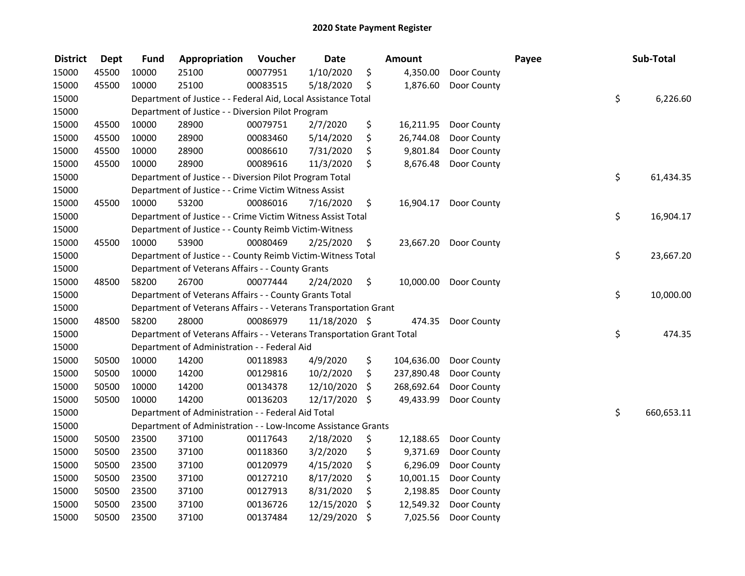# 2020 State Payment Register

| District | Dept | Fund | Appropriation | Voucher | Date | Amount | Payee | Sub-Total |
|---|---|---|---|---|---|---|---|---|
| 15000 | 45500 | 10000 | 25100 | 00077951 | 1/10/2020 | $ 4,350.00 | Door County | |
| 15000 | 45500 | 10000 | 25100 | 00083515 | 5/18/2020 | $ 1,876.60 | Door County | |
| 15000 | | Department of Justice - - Federal Aid, Local Assistance Total | | | | | | $ 6,226.60 |
| 15000 | | Department of Justice - - Diversion Pilot Program | | | | | | |
| 15000 | 45500 | 10000 | 28900 | 00079751 | 2/7/2020 | $ 16,211.95 | Door County | |
| 15000 | 45500 | 10000 | 28900 | 00083460 | 5/14/2020 | $ 26,744.08 | Door County | |
| 15000 | 45500 | 10000 | 28900 | 00086610 | 7/31/2020 | $ 9,801.84 | Door County | |
| 15000 | 45500 | 10000 | 28900 | 00089616 | 11/3/2020 | $ 8,676.48 | Door County | |
| 15000 | | Department of Justice - - Diversion Pilot Program Total | | | | | | $ 61,434.35 |
| 15000 | | Department of Justice - - Crime Victim Witness Assist | | | | | | |
| 15000 | 45500 | 10000 | 53200 | 00086016 | 7/16/2020 | $ 16,904.17 | Door County | |
| 15000 | | Department of Justice - - Crime Victim Witness Assist Total | | | | | | $ 16,904.17 |
| 15000 | | Department of Justice - - County Reimb Victim-Witness | | | | | | |
| 15000 | 45500 | 10000 | 53900 | 00080469 | 2/25/2020 | $ 23,667.20 | Door County | |
| 15000 | | Department of Justice - - County Reimb Victim-Witness Total | | | | | | $ 23,667.20 |
| 15000 | | Department of Veterans Affairs - - County Grants | | | | | | |
| 15000 | 48500 | 58200 | 26700 | 00077444 | 2/24/2020 | $ 10,000.00 | Door County | |
| 15000 | | Department of Veterans Affairs - - County Grants Total | | | | | | $ 10,000.00 |
| 15000 | | Department of Veterans Affairs - - Veterans Transportation Grant | | | | | | |
| 15000 | 48500 | 58200 | 28000 | 00086979 | 11/18/2020 | $ 474.35 | Door County | |
| 15000 | | Department of Veterans Affairs - - Veterans Transportation Grant Total | | | | | | $ 474.35 |
| 15000 | | Department of Administration - - Federal Aid | | | | | | |
| 15000 | 50500 | 10000 | 14200 | 00118983 | 4/9/2020 | $ 104,636.00 | Door County | |
| 15000 | 50500 | 10000 | 14200 | 00129816 | 10/2/2020 | $ 237,890.48 | Door County | |
| 15000 | 50500 | 10000 | 14200 | 00134378 | 12/10/2020 | $ 268,692.64 | Door County | |
| 15000 | 50500 | 10000 | 14200 | 00136203 | 12/17/2020 | $ 49,433.99 | Door County | |
| 15000 | | Department of Administration - - Federal Aid Total | | | | | | $ 660,653.11 |
| 15000 | | Department of Administration - - Low-Income Assistance Grants | | | | | | |
| 15000 | 50500 | 23500 | 37100 | 00117643 | 2/18/2020 | $ 12,188.65 | Door County | |
| 15000 | 50500 | 23500 | 37100 | 00118360 | 3/2/2020 | $ 9,371.69 | Door County | |
| 15000 | 50500 | 23500 | 37100 | 00120979 | 4/15/2020 | $ 6,296.09 | Door County | |
| 15000 | 50500 | 23500 | 37100 | 00127210 | 8/17/2020 | $ 10,001.15 | Door County | |
| 15000 | 50500 | 23500 | 37100 | 00127913 | 8/31/2020 | $ 2,198.85 | Door County | |
| 15000 | 50500 | 23500 | 37100 | 00136726 | 12/15/2020 | $ 12,549.32 | Door County | |
| 15000 | 50500 | 23500 | 37100 | 00137484 | 12/29/2020 | $ 7,025.56 | Door County | |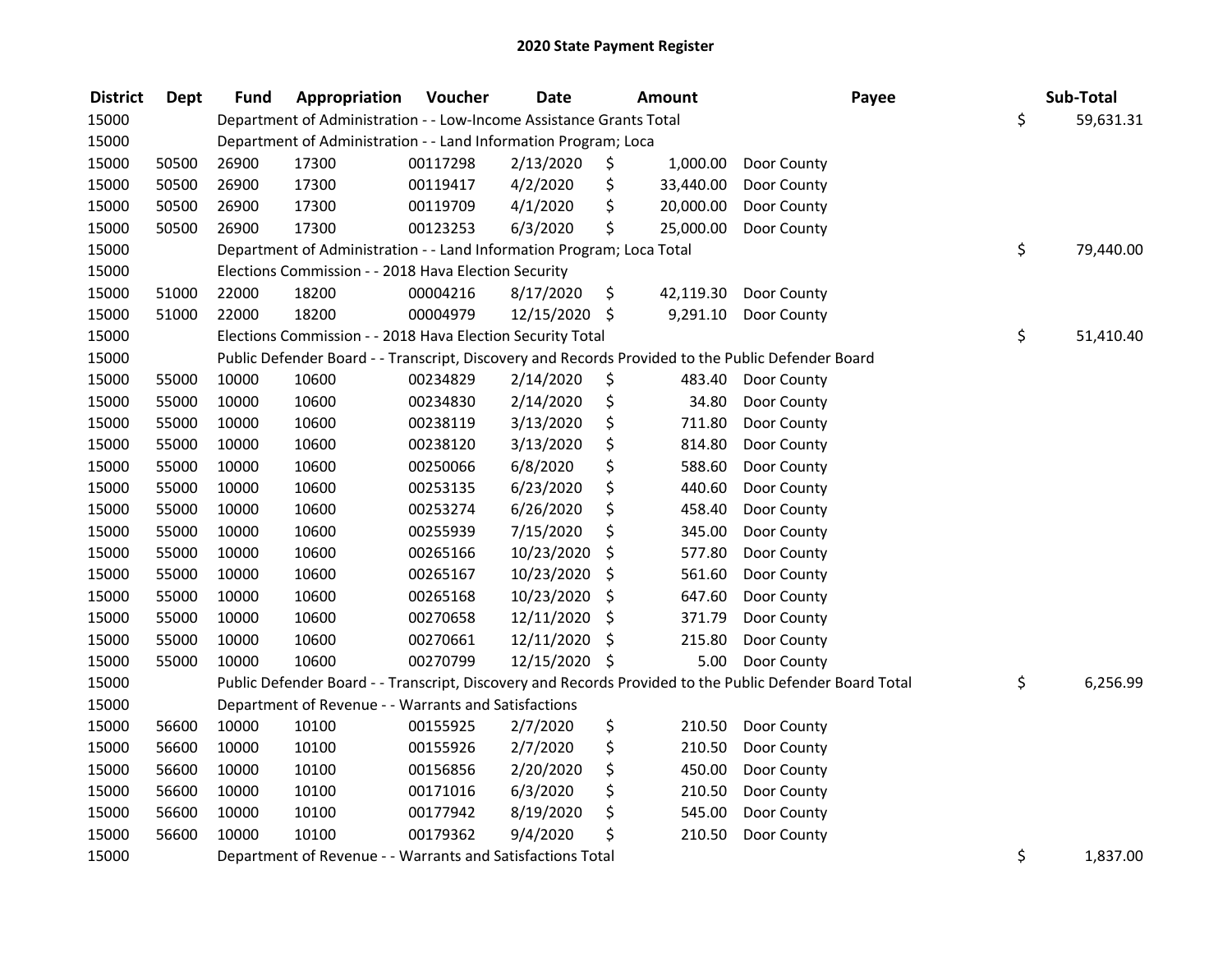# 2020 State Payment Register

| District | Dept | Fund | Appropriation | Voucher | Date | Amount | Payee | Sub-Total |
|---|---|---|---|---|---|---|---|---|
| 15000 | | Department of Administration - - Low-Income Assistance Grants Total | | | | | | $ 59,631.31 |
| 15000 | | Department of Administration - - Land Information Program; Loca | | | | | | |
| 15000 | 50500 | 26900 | 17300 | 00117298 | 2/13/2020 | $ 1,000.00 | Door County | |
| 15000 | 50500 | 26900 | 17300 | 00119417 | 4/2/2020 | $ 33,440.00 | Door County | |
| 15000 | 50500 | 26900 | 17300 | 00119709 | 4/1/2020 | $ 20,000.00 | Door County | |
| 15000 | 50500 | 26900 | 17300 | 00123253 | 6/3/2020 | $ 25,000.00 | Door County | |
| 15000 | | Department of Administration - - Land Information Program; Loca Total | | | | | | $ 79,440.00 |
| 15000 | | Elections Commission - - 2018 Hava Election Security | | | | | | |
| 15000 | 51000 | 22000 | 18200 | 00004216 | 8/17/2020 | $ 42,119.30 | Door County | |
| 15000 | 51000 | 22000 | 18200 | 00004979 | 12/15/2020 | $ 9,291.10 | Door County | |
| 15000 | | Elections Commission - - 2018 Hava Election Security Total | | | | | | $ 51,410.40 |
| 15000 | | Public Defender Board - - Transcript, Discovery and Records Provided to the Public Defender Board | | | | | | |
| 15000 | 55000 | 10000 | 10600 | 00234829 | 2/14/2020 | $ 483.40 | Door County | |
| 15000 | 55000 | 10000 | 10600 | 00234830 | 2/14/2020 | $ 34.80 | Door County | |
| 15000 | 55000 | 10000 | 10600 | 00238119 | 3/13/2020 | $ 711.80 | Door County | |
| 15000 | 55000 | 10000 | 10600 | 00238120 | 3/13/2020 | $ 814.80 | Door County | |
| 15000 | 55000 | 10000 | 10600 | 00250066 | 6/8/2020 | $ 588.60 | Door County | |
| 15000 | 55000 | 10000 | 10600 | 00253135 | 6/23/2020 | $ 440.60 | Door County | |
| 15000 | 55000 | 10000 | 10600 | 00253274 | 6/26/2020 | $ 458.40 | Door County | |
| 15000 | 55000 | 10000 | 10600 | 00255939 | 7/15/2020 | $ 345.00 | Door County | |
| 15000 | 55000 | 10000 | 10600 | 00265166 | 10/23/2020 | $ 577.80 | Door County | |
| 15000 | 55000 | 10000 | 10600 | 00265167 | 10/23/2020 | $ 561.60 | Door County | |
| 15000 | 55000 | 10000 | 10600 | 00265168 | 10/23/2020 | $ 647.60 | Door County | |
| 15000 | 55000 | 10000 | 10600 | 00270658 | 12/11/2020 | $ 371.79 | Door County | |
| 15000 | 55000 | 10000 | 10600 | 00270661 | 12/11/2020 | $ 215.80 | Door County | |
| 15000 | 55000 | 10000 | 10600 | 00270799 | 12/15/2020 | $ 5.00 | Door County | |
| 15000 | | Public Defender Board - - Transcript, Discovery and Records Provided to the Public Defender Board Total | | | | | | $ 6,256.99 |
| 15000 | | Department of Revenue - - Warrants and Satisfactions | | | | | | |
| 15000 | 56600 | 10000 | 10100 | 00155925 | 2/7/2020 | $ 210.50 | Door County | |
| 15000 | 56600 | 10000 | 10100 | 00155926 | 2/7/2020 | $ 210.50 | Door County | |
| 15000 | 56600 | 10000 | 10100 | 00156856 | 2/20/2020 | $ 450.00 | Door County | |
| 15000 | 56600 | 10000 | 10100 | 00171016 | 6/3/2020 | $ 210.50 | Door County | |
| 15000 | 56600 | 10000 | 10100 | 00177942 | 8/19/2020 | $ 545.00 | Door County | |
| 15000 | 56600 | 10000 | 10100 | 00179362 | 9/4/2020 | $ 210.50 | Door County | |
| 15000 | | Department of Revenue - - Warrants and Satisfactions Total | | | | | | $ 1,837.00 |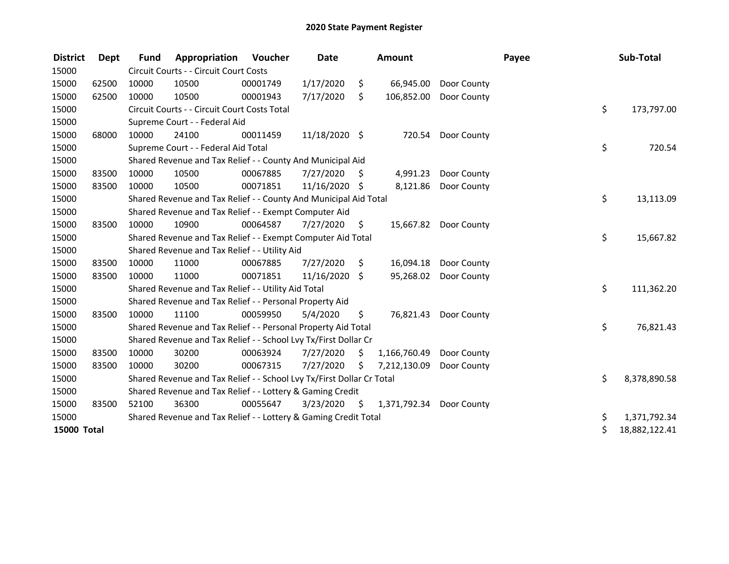# 2020 State Payment Register

| District | Dept | Fund | Appropriation | Voucher | Date | Amount | Payee | Sub-Total |
|---|---|---|---|---|---|---|---|---|
| 15000 | | Circuit Courts - - Circuit Court Costs | | | | | | |
| 15000 | 62500 | 10000 | 10500 | 00001749 | 1/17/2020 | $ 66,945.00 | Door County | |
| 15000 | 62500 | 10000 | 10500 | 00001943 | 7/17/2020 | $ 106,852.00 | Door County | |
| 15000 | | Circuit Courts - - Circuit Court Costs Total | | | | | | $ 173,797.00 |
| 15000 | | Supreme Court - - Federal Aid | | | | | | |
| 15000 | 68000 | 10000 | 24100 | 00011459 | 11/18/2020 | $ 720.54 | Door County | |
| 15000 | | Supreme Court - - Federal Aid Total | | | | | | $ 720.54 |
| 15000 | | Shared Revenue and Tax Relief - - County And Municipal Aid | | | | | | |
| 15000 | 83500 | 10000 | 10500 | 00067885 | 7/27/2020 | $ 4,991.23 | Door County | |
| 15000 | 83500 | 10000 | 10500 | 00071851 | 11/16/2020 | $ 8,121.86 | Door County | |
| 15000 | | Shared Revenue and Tax Relief - - County And Municipal Aid Total | | | | | | $ 13,113.09 |
| 15000 | | Shared Revenue and Tax Relief - - Exempt Computer Aid | | | | | | |
| 15000 | 83500 | 10000 | 10900 | 00064587 | 7/27/2020 | $ 15,667.82 | Door County | |
| 15000 | | Shared Revenue and Tax Relief - - Exempt Computer Aid Total | | | | | | $ 15,667.82 |
| 15000 | | Shared Revenue and Tax Relief - - Utility Aid | | | | | | |
| 15000 | 83500 | 10000 | 11000 | 00067885 | 7/27/2020 | $ 16,094.18 | Door County | |
| 15000 | 83500 | 10000 | 11000 | 00071851 | 11/16/2020 | $ 95,268.02 | Door County | |
| 15000 | | Shared Revenue and Tax Relief - - Utility Aid Total | | | | | | $ 111,362.20 |
| 15000 | | Shared Revenue and Tax Relief - - Personal Property Aid | | | | | | |
| 15000 | 83500 | 10000 | 11100 | 00059950 | 5/4/2020 | $ 76,821.43 | Door County | |
| 15000 | | Shared Revenue and Tax Relief - - Personal Property Aid Total | | | | | | $ 76,821.43 |
| 15000 | | Shared Revenue and Tax Relief - - School Lvy Tx/First Dollar Cr | | | | | | |
| 15000 | 83500 | 10000 | 30200 | 00063924 | 7/27/2020 | $ 1,166,760.49 | Door County | |
| 15000 | 83500 | 10000 | 30200 | 00067315 | 7/27/2020 | $ 7,212,130.09 | Door County | |
| 15000 | | Shared Revenue and Tax Relief - - School Lvy Tx/First Dollar Cr Total | | | | | | $ 8,378,890.58 |
| 15000 | | Shared Revenue and Tax Relief - - Lottery & Gaming Credit | | | | | | |
| 15000 | 83500 | 52100 | 36300 | 00055647 | 3/23/2020 | $ 1,371,792.34 | Door County | |
| 15000 | | Shared Revenue and Tax Relief - - Lottery & Gaming Credit Total | | | | | | $ 1,371,792.34 |
| **15000 Total** | | | | | | | | $ 18,882,122.41 |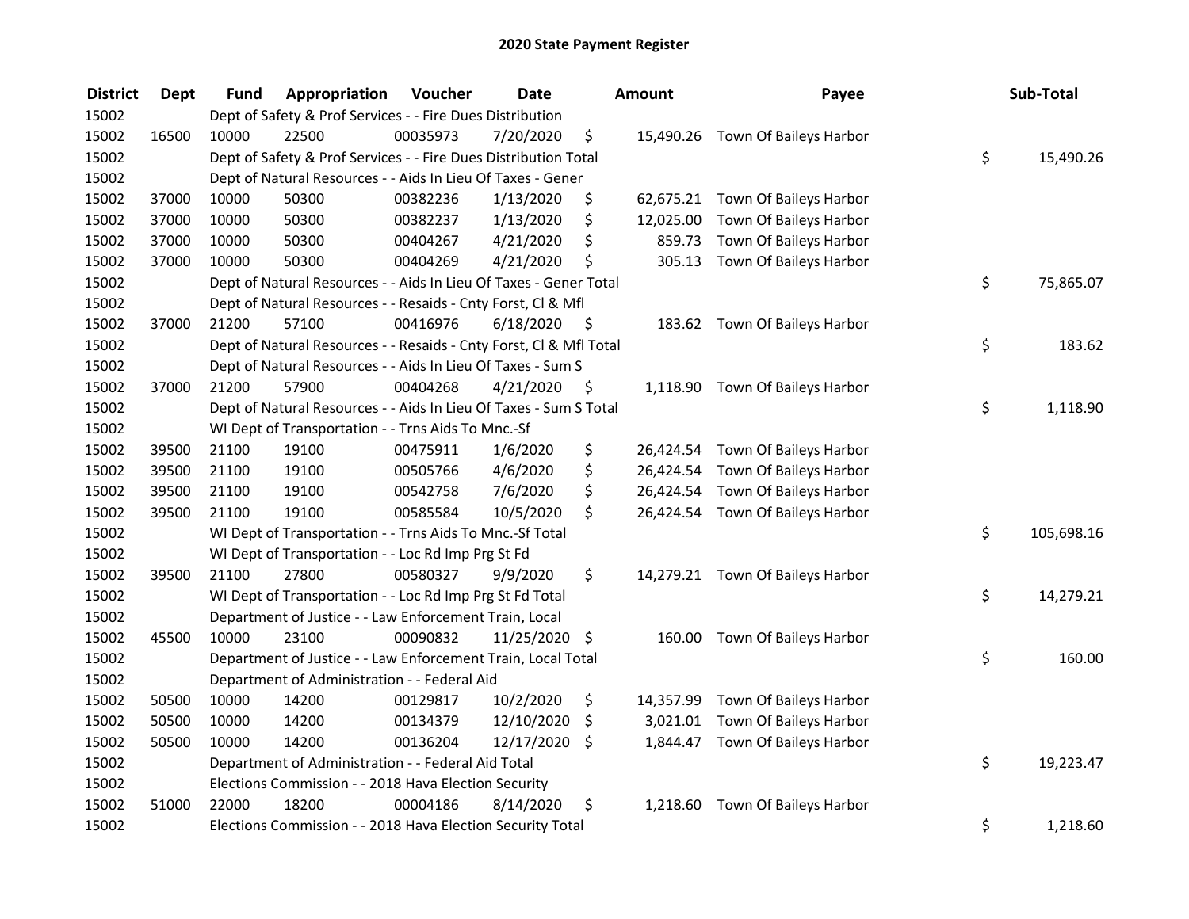# 2020 State Payment Register

| District | Dept | Fund | Appropriation | Voucher | Date | Amount | Payee | Sub-Total |
|---|---|---|---|---|---|---|---|---|
| 15002 | | Dept of Safety & Prof Services - - Fire Dues Distribution | | | | | | |
| 15002 | 16500 | 10000 | 22500 | 00035973 | 7/20/2020 | $ 15,490.26 | Town Of Baileys Harbor | |
| 15002 | | Dept of Safety & Prof Services - - Fire Dues Distribution Total | | | | | | $ 15,490.26 |
| 15002 | | Dept of Natural Resources - - Aids In Lieu Of Taxes - Gener | | | | | | |
| 15002 | 37000 | 10000 | 50300 | 00382236 | 1/13/2020 | $ 62,675.21 | Town Of Baileys Harbor | |
| 15002 | 37000 | 10000 | 50300 | 00382237 | 1/13/2020 | $ 12,025.00 | Town Of Baileys Harbor | |
| 15002 | 37000 | 10000 | 50300 | 00404267 | 4/21/2020 | $ 859.73 | Town Of Baileys Harbor | |
| 15002 | 37000 | 10000 | 50300 | 00404269 | 4/21/2020 | $ 305.13 | Town Of Baileys Harbor | |
| 15002 | | Dept of Natural Resources - - Aids In Lieu Of Taxes - Gener Total | | | | | | $ 75,865.07 |
| 15002 | | Dept of Natural Resources - - Resaids - Cnty Forst, Cl & Mfl | | | | | | |
| 15002 | 37000 | 21200 | 57100 | 00416976 | 6/18/2020 | $ 183.62 | Town Of Baileys Harbor | |
| 15002 | | Dept of Natural Resources - - Resaids - Cnty Forst, Cl & Mfl Total | | | | | | $ 183.62 |
| 15002 | | Dept of Natural Resources - - Aids In Lieu Of Taxes - Sum S | | | | | | |
| 15002 | 37000 | 21200 | 57900 | 00404268 | 4/21/2020 | $ 1,118.90 | Town Of Baileys Harbor | |
| 15002 | | Dept of Natural Resources - - Aids In Lieu Of Taxes - Sum S Total | | | | | | $ 1,118.90 |
| 15002 | | WI Dept of Transportation - - Trns Aids To Mnc.-Sf | | | | | | |
| 15002 | 39500 | 21100 | 19100 | 00475911 | 1/6/2020 | $ 26,424.54 | Town Of Baileys Harbor | |
| 15002 | 39500 | 21100 | 19100 | 00505766 | 4/6/2020 | $ 26,424.54 | Town Of Baileys Harbor | |
| 15002 | 39500 | 21100 | 19100 | 00542758 | 7/6/2020 | $ 26,424.54 | Town Of Baileys Harbor | |
| 15002 | 39500 | 21100 | 19100 | 00585584 | 10/5/2020 | $ 26,424.54 | Town Of Baileys Harbor | |
| 15002 | | WI Dept of Transportation - - Trns Aids To Mnc.-Sf Total | | | | | | $ 105,698.16 |
| 15002 | | WI Dept of Transportation - - Loc Rd Imp Prg St Fd | | | | | | |
| 15002 | 39500 | 21100 | 27800 | 00580327 | 9/9/2020 | $ 14,279.21 | Town Of Baileys Harbor | |
| 15002 | | WI Dept of Transportation - - Loc Rd Imp Prg St Fd Total | | | | | | $ 14,279.21 |
| 15002 | | Department of Justice - - Law Enforcement Train, Local | | | | | | |
| 15002 | 45500 | 10000 | 23100 | 00090832 | 11/25/2020 | $ 160.00 | Town Of Baileys Harbor | |
| 15002 | | Department of Justice - - Law Enforcement Train, Local Total | | | | | | $ 160.00 |
| 15002 | | Department of Administration - - Federal Aid | | | | | | |
| 15002 | 50500 | 10000 | 14200 | 00129817 | 10/2/2020 | $ 14,357.99 | Town Of Baileys Harbor | |
| 15002 | 50500 | 10000 | 14200 | 00134379 | 12/10/2020 | $ 3,021.01 | Town Of Baileys Harbor | |
| 15002 | 50500 | 10000 | 14200 | 00136204 | 12/17/2020 | $ 1,844.47 | Town Of Baileys Harbor | |
| 15002 | | Department of Administration - - Federal Aid Total | | | | | | $ 19,223.47 |
| 15002 | | Elections Commission - - 2018 Hava Election Security | | | | | | |
| 15002 | 51000 | 22000 | 18200 | 00004186 | 8/14/2020 | $ 1,218.60 | Town Of Baileys Harbor | |
| 15002 | | Elections Commission - - 2018 Hava Election Security Total | | | | | | $ 1,218.60 |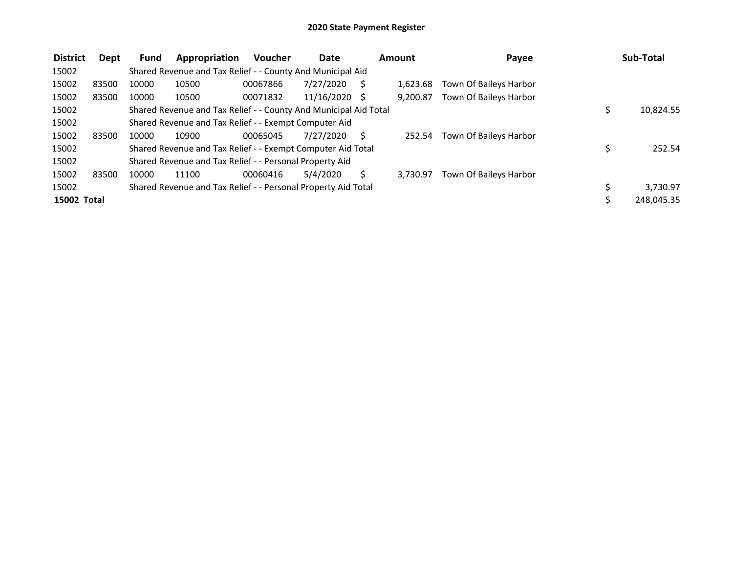# 2020 State Payment Register

| District | Dept | Fund | Appropriation | Voucher | Date | Amount | Payee | Sub-Total |
|---|---|---|---|---|---|---|---|---|
| 15002 | | Shared Revenue and Tax Relief - - County And Municipal Aid | | | | | | |
| 15002 | 83500 | 10000 | 10500 | 00067866 | 7/27/2020 | $ 1,623.68 | Town Of Baileys Harbor | |
| 15002 | 83500 | 10000 | 10500 | 00071832 | 11/16/2020 | $ 9,200.87 | Town Of Baileys Harbor | |
| 15002 | | Shared Revenue and Tax Relief - - County And Municipal Aid Total | | | | | | $ 10,824.55 |
| 15002 | | Shared Revenue and Tax Relief - - Exempt Computer Aid | | | | | | |
| 15002 | 83500 | 10000 | 10900 | 00065045 | 7/27/2020 | $ 252.54 | Town Of Baileys Harbor | |
| 15002 | | Shared Revenue and Tax Relief - - Exempt Computer Aid Total | | | | | | $ 252.54 |
| 15002 | | Shared Revenue and Tax Relief - - Personal Property Aid | | | | | | |
| 15002 | 83500 | 10000 | 11100 | 00060416 | 5/4/2020 | $ 3,730.97 | Town Of Baileys Harbor | |
| 15002 | | Shared Revenue and Tax Relief - - Personal Property Aid Total | | | | | | $ 3,730.97 |
| **15002 Total** | | | | | | | | $ 248,045.35 |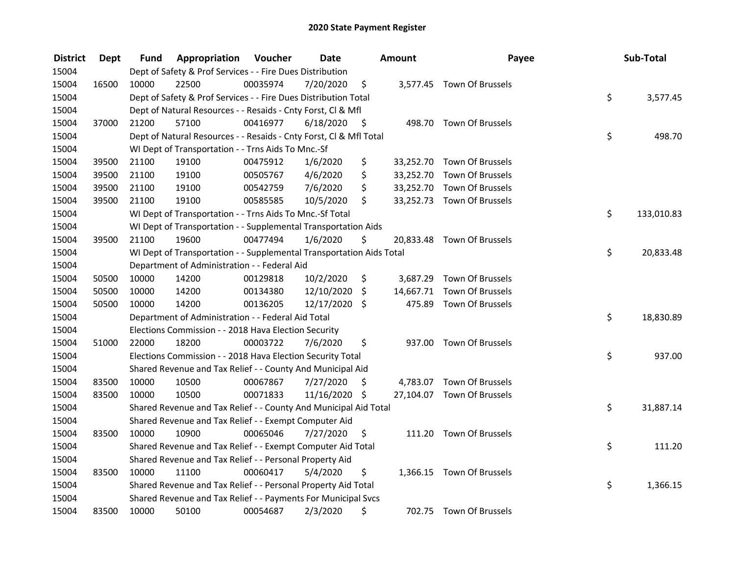## 2020 State Payment Register

| District | Dept | Fund | Appropriation | Voucher | Date | Amount | Payee | Sub-Total |
|---|---|---|---|---|---|---|---|---|
| 15004 | | Dept of Safety & Prof Services - - Fire Dues Distribution | | | | | | |
| 15004 | 16500 | 10000 | 22500 | 00035974 | 7/20/2020 | $ 3,577.45 | Town Of Brussels | |
| 15004 | | Dept of Safety & Prof Services - - Fire Dues Distribution Total | | | | | | $ 3,577.45 |
| 15004 | | Dept of Natural Resources - - Resaids - Cnty Forst, Cl & Mfl | | | | | | |
| 15004 | 37000 | 21200 | 57100 | 00416977 | 6/18/2020 | $ 498.70 | Town Of Brussels | |
| 15004 | | Dept of Natural Resources - - Resaids - Cnty Forst, Cl & Mfl Total | | | | | | $ 498.70 |
| 15004 | | WI Dept of Transportation - - Trns Aids To Mnc.-Sf | | | | | | |
| 15004 | 39500 | 21100 | 19100 | 00475912 | 1/6/2020 | $ 33,252.70 | Town Of Brussels | |
| 15004 | 39500 | 21100 | 19100 | 00505767 | 4/6/2020 | $ 33,252.70 | Town Of Brussels | |
| 15004 | 39500 | 21100 | 19100 | 00542759 | 7/6/2020 | $ 33,252.70 | Town Of Brussels | |
| 15004 | 39500 | 21100 | 19100 | 00585585 | 10/5/2020 | $ 33,252.73 | Town Of Brussels | |
| 15004 | | WI Dept of Transportation - - Trns Aids To Mnc.-Sf Total | | | | | | $ 133,010.83 |
| 15004 | | WI Dept of Transportation - - Supplemental Transportation Aids | | | | | | |
| 15004 | 39500 | 21100 | 19600 | 00477494 | 1/6/2020 | $ 20,833.48 | Town Of Brussels | |
| 15004 | | WI Dept of Transportation - - Supplemental Transportation Aids Total | | | | | | $ 20,833.48 |
| 15004 | | Department of Administration - - Federal Aid | | | | | | |
| 15004 | 50500 | 10000 | 14200 | 00129818 | 10/2/2020 | $ 3,687.29 | Town Of Brussels | |
| 15004 | 50500 | 10000 | 14200 | 00134380 | 12/10/2020 | $ 14,667.71 | Town Of Brussels | |
| 15004 | 50500 | 10000 | 14200 | 00136205 | 12/17/2020 | $ 475.89 | Town Of Brussels | |
| 15004 | | Department of Administration - - Federal Aid Total | | | | | | $ 18,830.89 |
| 15004 | | Elections Commission - - 2018 Hava Election Security | | | | | | |
| 15004 | 51000 | 22000 | 18200 | 00003722 | 7/6/2020 | $ 937.00 | Town Of Brussels | |
| 15004 | | Elections Commission - - 2018 Hava Election Security Total | | | | | | $ 937.00 |
| 15004 | | Shared Revenue and Tax Relief - - County And Municipal Aid | | | | | | |
| 15004 | 83500 | 10000 | 10500 | 00067867 | 7/27/2020 | $ 4,783.07 | Town Of Brussels | |
| 15004 | 83500 | 10000 | 10500 | 00071833 | 11/16/2020 | $ 27,104.07 | Town Of Brussels | |
| 15004 | | Shared Revenue and Tax Relief - - County And Municipal Aid Total | | | | | | $ 31,887.14 |
| 15004 | | Shared Revenue and Tax Relief - - Exempt Computer Aid | | | | | | |
| 15004 | 83500 | 10000 | 10900 | 00065046 | 7/27/2020 | $ 111.20 | Town Of Brussels | |
| 15004 | | Shared Revenue and Tax Relief - - Exempt Computer Aid Total | | | | | | $ 111.20 |
| 15004 | | Shared Revenue and Tax Relief - - Personal Property Aid | | | | | | |
| 15004 | 83500 | 10000 | 11100 | 00060417 | 5/4/2020 | $ 1,366.15 | Town Of Brussels | |
| 15004 | | Shared Revenue and Tax Relief - - Personal Property Aid Total | | | | | | $ 1,366.15 |
| 15004 | | Shared Revenue and Tax Relief - - Payments For Municipal Svcs | | | | | | |
| 15004 | 83500 | 10000 | 50100 | 00054687 | 2/3/2020 | $ 702.75 | Town Of Brussels | |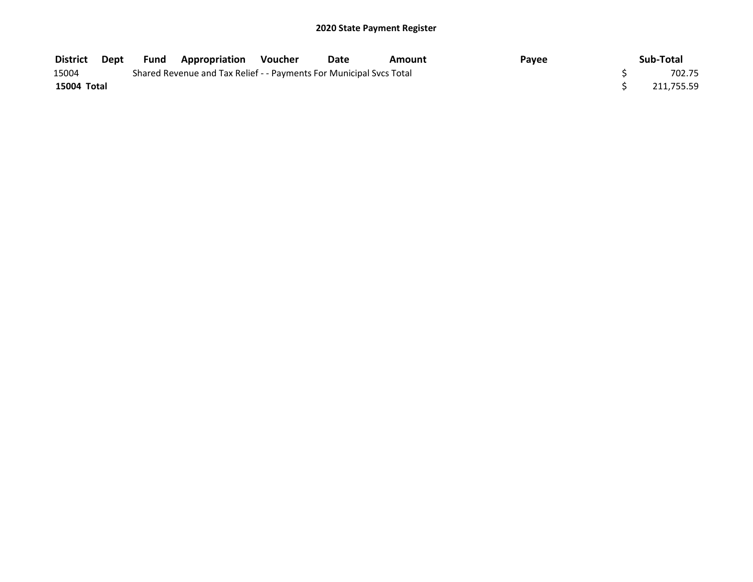# 2020 State Payment Register

| District | Dept | Fund | Appropriation | Voucher | Date | Amount | Payee | Sub-Total |
|---|---|---|---|---|---|---|---|---|
| 15004 | | Shared Revenue and Tax Relief - - Payments For Municipal Svcs Total | | | | | | $ 702.75 |
| **15004 Total** | | | | | | | | $ 211,755.59 |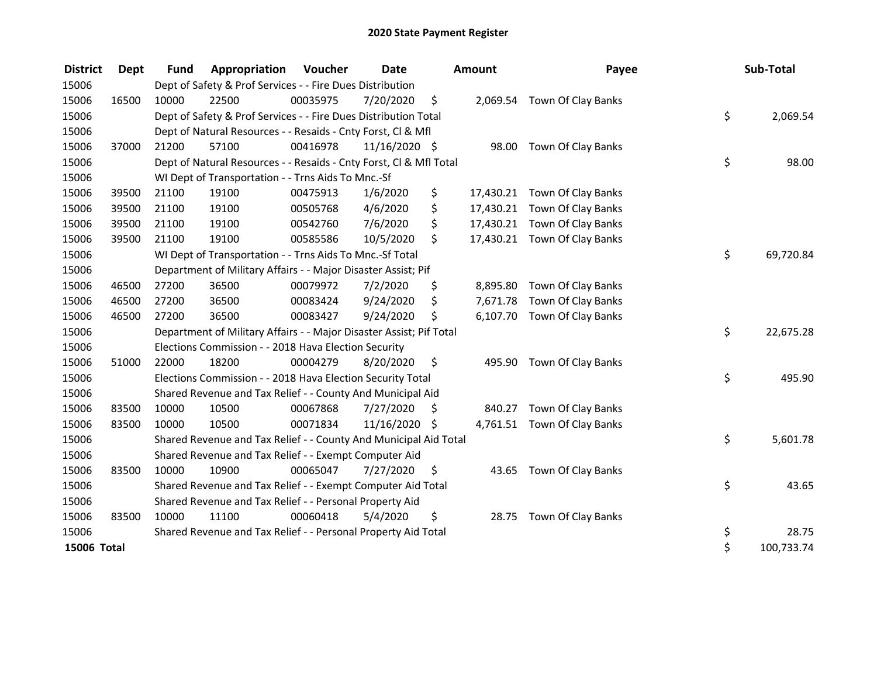# 2020 State Payment Register

| District | Dept | Fund | Appropriation | Voucher | Date | Amount | Payee | Sub-Total |
|---|---|---|---|---|---|---|---|---|
| 15006 | | Dept of Safety & Prof Services - - Fire Dues Distribution | | | | | | |
| 15006 | 16500 | 10000 | 22500 | 00035975 | 7/20/2020 | $ 2,069.54 | Town Of Clay Banks | |
| 15006 | | Dept of Safety & Prof Services - - Fire Dues Distribution Total | | | | | | $ 2,069.54 |
| 15006 | | Dept of Natural Resources - - Resaids - Cnty Forst, Cl & Mfl | | | | | | |
| 15006 | 37000 | 21200 | 57100 | 00416978 | 11/16/2020 | $ 98.00 | Town Of Clay Banks | |
| 15006 | | Dept of Natural Resources - - Resaids - Cnty Forst, Cl & Mfl Total | | | | | | $ 98.00 |
| 15006 | | WI Dept of Transportation - - Trns Aids To Mnc.-Sf | | | | | | |
| 15006 | 39500 | 21100 | 19100 | 00475913 | 1/6/2020 | $ 17,430.21 | Town Of Clay Banks | |
| 15006 | 39500 | 21100 | 19100 | 00505768 | 4/6/2020 | $ 17,430.21 | Town Of Clay Banks | |
| 15006 | 39500 | 21100 | 19100 | 00542760 | 7/6/2020 | $ 17,430.21 | Town Of Clay Banks | |
| 15006 | 39500 | 21100 | 19100 | 00585586 | 10/5/2020 | $ 17,430.21 | Town Of Clay Banks | |
| 15006 | | WI Dept of Transportation - - Trns Aids To Mnc.-Sf Total | | | | | | $ 69,720.84 |
| 15006 | | Department of Military Affairs - - Major Disaster Assist; Pif | | | | | | |
| 15006 | 46500 | 27200 | 36500 | 00079972 | 7/2/2020 | $ 8,895.80 | Town Of Clay Banks | |
| 15006 | 46500 | 27200 | 36500 | 00083424 | 9/24/2020 | $ 7,671.78 | Town Of Clay Banks | |
| 15006 | 46500 | 27200 | 36500 | 00083427 | 9/24/2020 | $ 6,107.70 | Town Of Clay Banks | |
| 15006 | | Department of Military Affairs - - Major Disaster Assist; Pif Total | | | | | | $ 22,675.28 |
| 15006 | | Elections Commission - - 2018 Hava Election Security | | | | | | |
| 15006 | 51000 | 22000 | 18200 | 00004279 | 8/20/2020 | $ 495.90 | Town Of Clay Banks | |
| 15006 | | Elections Commission - - 2018 Hava Election Security Total | | | | | | $ 495.90 |
| 15006 | | Shared Revenue and Tax Relief - - County And Municipal Aid | | | | | | |
| 15006 | 83500 | 10000 | 10500 | 00067868 | 7/27/2020 | $ 840.27 | Town Of Clay Banks | |
| 15006 | 83500 | 10000 | 10500 | 00071834 | 11/16/2020 | $ 4,761.51 | Town Of Clay Banks | |
| 15006 | | Shared Revenue and Tax Relief - - County And Municipal Aid Total | | | | | | $ 5,601.78 |
| 15006 | | Shared Revenue and Tax Relief - - Exempt Computer Aid | | | | | | |
| 15006 | 83500 | 10000 | 10900 | 00065047 | 7/27/2020 | $ 43.65 | Town Of Clay Banks | |
| 15006 | | Shared Revenue and Tax Relief - - Exempt Computer Aid Total | | | | | | $ 43.65 |
| 15006 | | Shared Revenue and Tax Relief - - Personal Property Aid | | | | | | |
| 15006 | 83500 | 10000 | 11100 | 00060418 | 5/4/2020 | $ 28.75 | Town Of Clay Banks | |
| 15006 | | Shared Revenue and Tax Relief - - Personal Property Aid Total | | | | | | $ 28.75 |
| **15006 Total** | | | | | | | | $ 100,733.74 |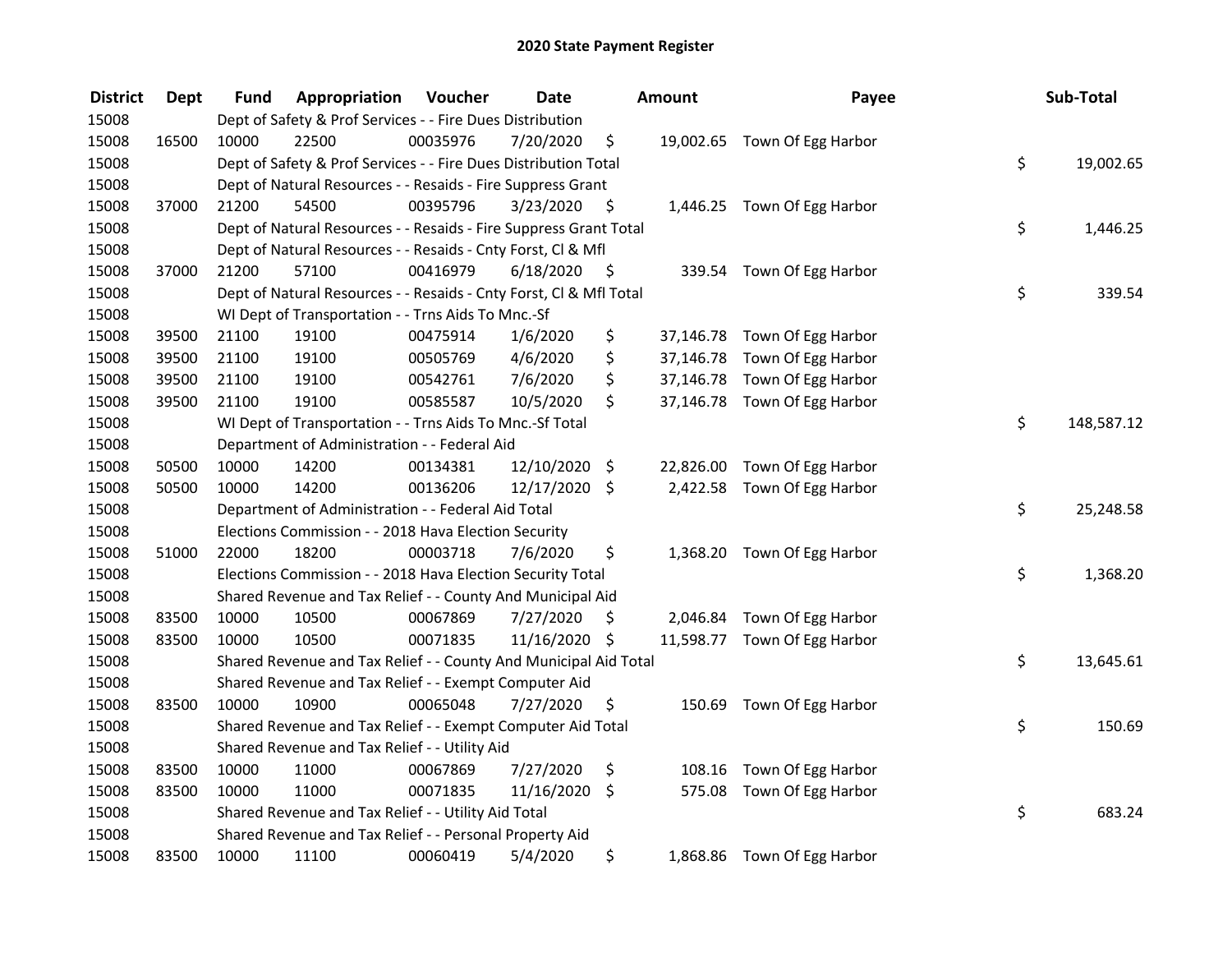# 2020 State Payment Register

| District | Dept | Fund | Appropriation | Voucher | Date | Amount | Payee | Sub-Total |
|---|---|---|---|---|---|---|---|---|
| 15008 | | Dept of Safety & Prof Services - - Fire Dues Distribution | | | | | | |
| 15008 | 16500 | 10000 | 22500 | 00035976 | 7/20/2020 | $ 19,002.65 | Town Of Egg Harbor | |
| 15008 | | Dept of Safety & Prof Services - - Fire Dues Distribution Total | | | | | | $ 19,002.65 |
| 15008 | | Dept of Natural Resources - - Resaids - Fire Suppress Grant | | | | | | |
| 15008 | 37000 | 21200 | 54500 | 00395796 | 3/23/2020 | $ 1,446.25 | Town Of Egg Harbor | |
| 15008 | | Dept of Natural Resources - - Resaids - Fire Suppress Grant Total | | | | | | $ 1,446.25 |
| 15008 | | Dept of Natural Resources - - Resaids - Cnty Forst, Cl & Mfl | | | | | | |
| 15008 | 37000 | 21200 | 57100 | 00416979 | 6/18/2020 | $ 339.54 | Town Of Egg Harbor | |
| 15008 | | Dept of Natural Resources - - Resaids - Cnty Forst, Cl & Mfl Total | | | | | | $ 339.54 |
| 15008 | | WI Dept of Transportation - - Trns Aids To Mnc.-Sf | | | | | | |
| 15008 | 39500 | 21100 | 19100 | 00475914 | 1/6/2020 | $ 37,146.78 | Town Of Egg Harbor | |
| 15008 | 39500 | 21100 | 19100 | 00505769 | 4/6/2020 | $ 37,146.78 | Town Of Egg Harbor | |
| 15008 | 39500 | 21100 | 19100 | 00542761 | 7/6/2020 | $ 37,146.78 | Town Of Egg Harbor | |
| 15008 | 39500 | 21100 | 19100 | 00585587 | 10/5/2020 | $ 37,146.78 | Town Of Egg Harbor | |
| 15008 | | WI Dept of Transportation - - Trns Aids To Mnc.-Sf Total | | | | | | $ 148,587.12 |
| 15008 | | Department of Administration - - Federal Aid | | | | | | |
| 15008 | 50500 | 10000 | 14200 | 00134381 | 12/10/2020 | $ 22,826.00 | Town Of Egg Harbor | |
| 15008 | 50500 | 10000 | 14200 | 00136206 | 12/17/2020 | $ 2,422.58 | Town Of Egg Harbor | |
| 15008 | | Department of Administration - - Federal Aid Total | | | | | | $ 25,248.58 |
| 15008 | | Elections Commission - - 2018 Hava Election Security | | | | | | |
| 15008 | 51000 | 22000 | 18200 | 00003718 | 7/6/2020 | $ 1,368.20 | Town Of Egg Harbor | |
| 15008 | | Elections Commission - - 2018 Hava Election Security Total | | | | | | $ 1,368.20 |
| 15008 | | Shared Revenue and Tax Relief - - County And Municipal Aid | | | | | | |
| 15008 | 83500 | 10000 | 10500 | 00067869 | 7/27/2020 | $ 2,046.84 | Town Of Egg Harbor | |
| 15008 | 83500 | 10000 | 10500 | 00071835 | 11/16/2020 | $ 11,598.77 | Town Of Egg Harbor | |
| 15008 | | Shared Revenue and Tax Relief - - County And Municipal Aid Total | | | | | | $ 13,645.61 |
| 15008 | | Shared Revenue and Tax Relief - - Exempt Computer Aid | | | | | | |
| 15008 | 83500 | 10000 | 10900 | 00065048 | 7/27/2020 | $ 150.69 | Town Of Egg Harbor | |
| 15008 | | Shared Revenue and Tax Relief - - Exempt Computer Aid Total | | | | | | $ 150.69 |
| 15008 | | Shared Revenue and Tax Relief - - Utility Aid | | | | | | |
| 15008 | 83500 | 10000 | 11000 | 00067869 | 7/27/2020 | $ 108.16 | Town Of Egg Harbor | |
| 15008 | 83500 | 10000 | 11000 | 00071835 | 11/16/2020 | $ 575.08 | Town Of Egg Harbor | |
| 15008 | | Shared Revenue and Tax Relief - - Utility Aid Total | | | | | | $ 683.24 |
| 15008 | | Shared Revenue and Tax Relief - - Personal Property Aid | | | | | | |
| 15008 | 83500 | 10000 | 11100 | 00060419 | 5/4/2020 | $ 1,868.86 | Town Of Egg Harbor | |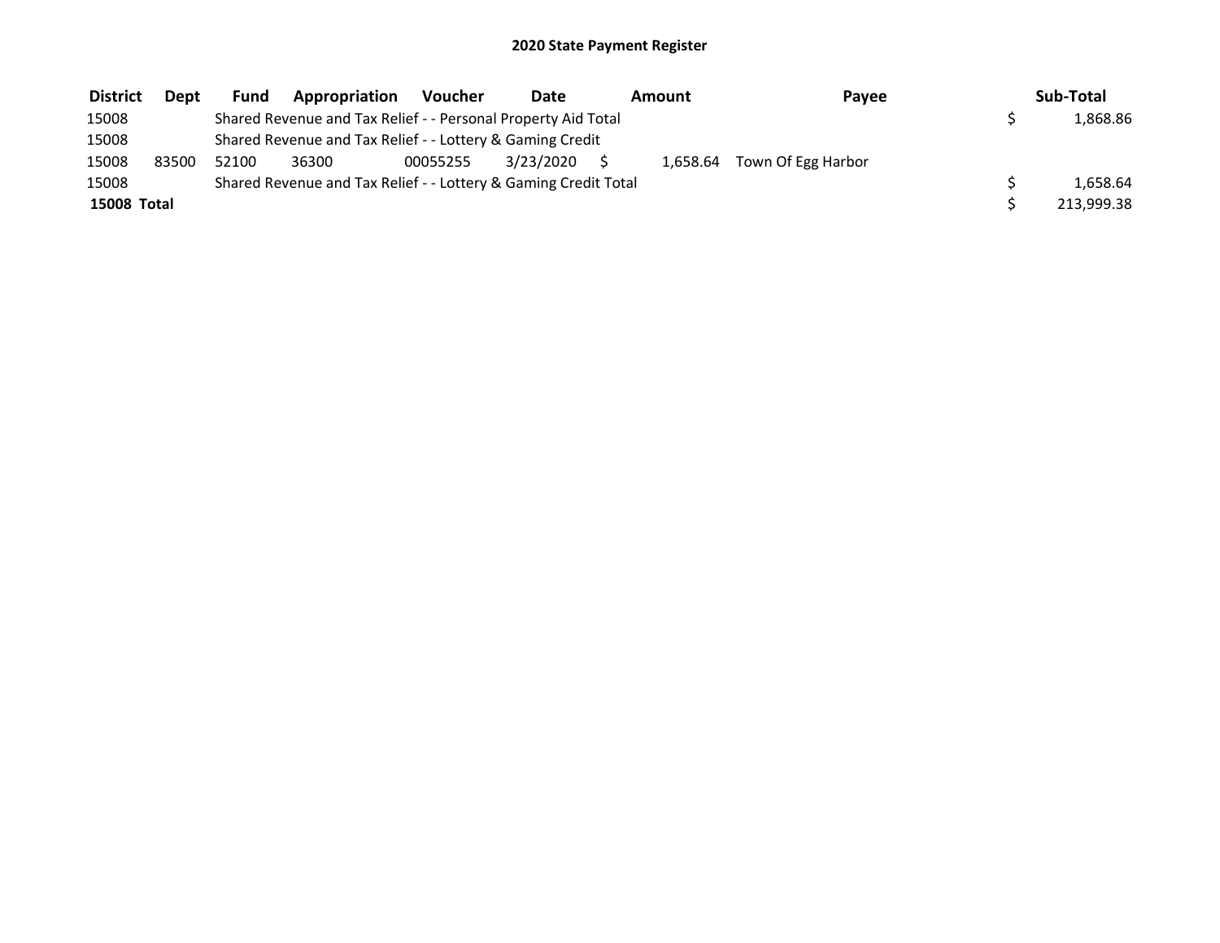## 2020 State Payment Register

| District | Dept | Fund | Appropriation | Voucher | Date | Amount | Payee | Sub-Total |
|---|---|---|---|---|---|---|---|---|
| 15008 | | Shared Revenue and Tax Relief - - Personal Property Aid Total | | | | | | $ 1,868.86 |
| 15008 | | Shared Revenue and Tax Relief - - Lottery & Gaming Credit | | | | | | |
| 15008 | 83500 | 52100 | 36300 | 00055255 | 3/23/2020 | $ 1,658.64 | Town Of Egg Harbor | |
| 15008 | | Shared Revenue and Tax Relief - - Lottery & Gaming Credit Total | | | | | | $ 1,658.64 |
| **15008 Total** | | | | | | | | $ 213,999.38 |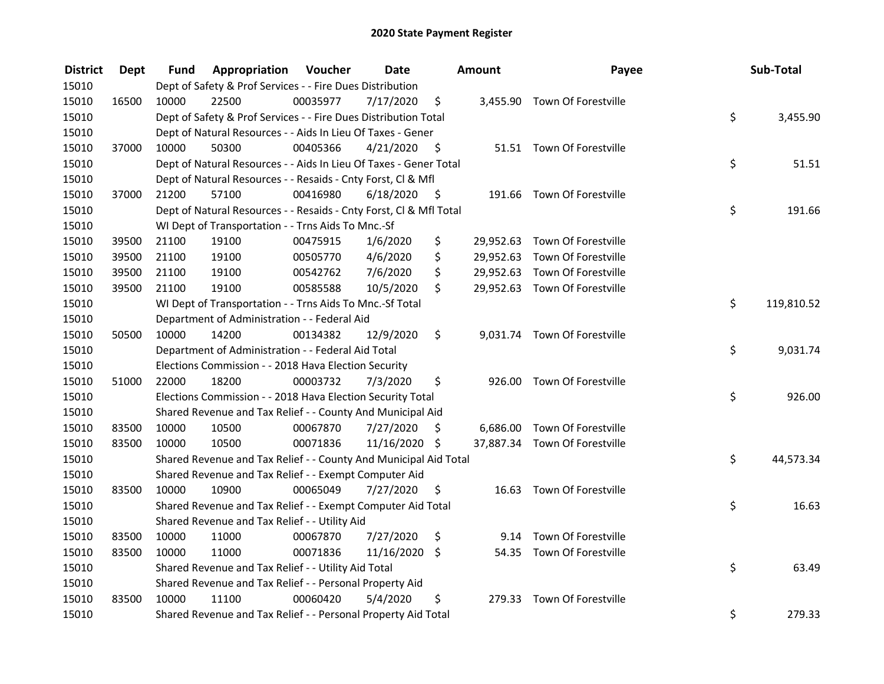# 2020 State Payment Register

| District | Dept | Fund | Appropriation | Voucher | Date | Amount | Payee | Sub-Total |
|---|---|---|---|---|---|---|---|---|
| 15010 | | Dept of Safety & Prof Services - - Fire Dues Distribution | | | | | | |
| 15010 | 16500 | 10000 | 22500 | 00035977 | 7/17/2020 | $ 3,455.90 | Town Of Forestville | |
| 15010 | | Dept of Safety & Prof Services - - Fire Dues Distribution Total | | | | | | $ 3,455.90 |
| 15010 | | Dept of Natural Resources - - Aids In Lieu Of Taxes - Gener | | | | | | |
| 15010 | 37000 | 10000 | 50300 | 00405366 | 4/21/2020 | $ 51.51 | Town Of Forestville | |
| 15010 | | Dept of Natural Resources - - Aids In Lieu Of Taxes - Gener Total | | | | | | $ 51.51 |
| 15010 | | Dept of Natural Resources - - Resaids - Cnty Forst, Cl & Mfl | | | | | | |
| 15010 | 37000 | 21200 | 57100 | 00416980 | 6/18/2020 | $ 191.66 | Town Of Forestville | |
| 15010 | | Dept of Natural Resources - - Resaids - Cnty Forst, Cl & Mfl Total | | | | | | $ 191.66 |
| 15010 | | WI Dept of Transportation - - Trns Aids To Mnc.-Sf | | | | | | |
| 15010 | 39500 | 21100 | 19100 | 00475915 | 1/6/2020 | $ 29,952.63 | Town Of Forestville | |
| 15010 | 39500 | 21100 | 19100 | 00505770 | 4/6/2020 | $ 29,952.63 | Town Of Forestville | |
| 15010 | 39500 | 21100 | 19100 | 00542762 | 7/6/2020 | $ 29,952.63 | Town Of Forestville | |
| 15010 | 39500 | 21100 | 19100 | 00585588 | 10/5/2020 | $ 29,952.63 | Town Of Forestville | |
| 15010 | | WI Dept of Transportation - - Trns Aids To Mnc.-Sf Total | | | | | | $ 119,810.52 |
| 15010 | | Department of Administration - - Federal Aid | | | | | | |
| 15010 | 50500 | 10000 | 14200 | 00134382 | 12/9/2020 | $ 9,031.74 | Town Of Forestville | |
| 15010 | | Department of Administration - - Federal Aid Total | | | | | | $ 9,031.74 |
| 15010 | | Elections Commission - - 2018 Hava Election Security | | | | | | |
| 15010 | 51000 | 22000 | 18200 | 00003732 | 7/3/2020 | $ 926.00 | Town Of Forestville | |
| 15010 | | Elections Commission - - 2018 Hava Election Security Total | | | | | | $ 926.00 |
| 15010 | | Shared Revenue and Tax Relief - - County And Municipal Aid | | | | | | |
| 15010 | 83500 | 10000 | 10500 | 00067870 | 7/27/2020 | $ 6,686.00 | Town Of Forestville | |
| 15010 | 83500 | 10000 | 10500 | 00071836 | 11/16/2020 | $ 37,887.34 | Town Of Forestville | |
| 15010 | | Shared Revenue and Tax Relief - - County And Municipal Aid Total | | | | | | $ 44,573.34 |
| 15010 | | Shared Revenue and Tax Relief - - Exempt Computer Aid | | | | | | |
| 15010 | 83500 | 10000 | 10900 | 00065049 | 7/27/2020 | $ 16.63 | Town Of Forestville | |
| 15010 | | Shared Revenue and Tax Relief - - Exempt Computer Aid Total | | | | | | $ 16.63 |
| 15010 | | Shared Revenue and Tax Relief - - Utility Aid | | | | | | |
| 15010 | 83500 | 10000 | 11000 | 00067870 | 7/27/2020 | $ 9.14 | Town Of Forestville | |
| 15010 | 83500 | 10000 | 11000 | 00071836 | 11/16/2020 | $ 54.35 | Town Of Forestville | |
| 15010 | | Shared Revenue and Tax Relief - - Utility Aid Total | | | | | | $ 63.49 |
| 15010 | | Shared Revenue and Tax Relief - - Personal Property Aid | | | | | | |
| 15010 | 83500 | 10000 | 11100 | 00060420 | 5/4/2020 | $ 279.33 | Town Of Forestville | |
| 15010 | | Shared Revenue and Tax Relief - - Personal Property Aid Total | | | | | | $ 279.33 |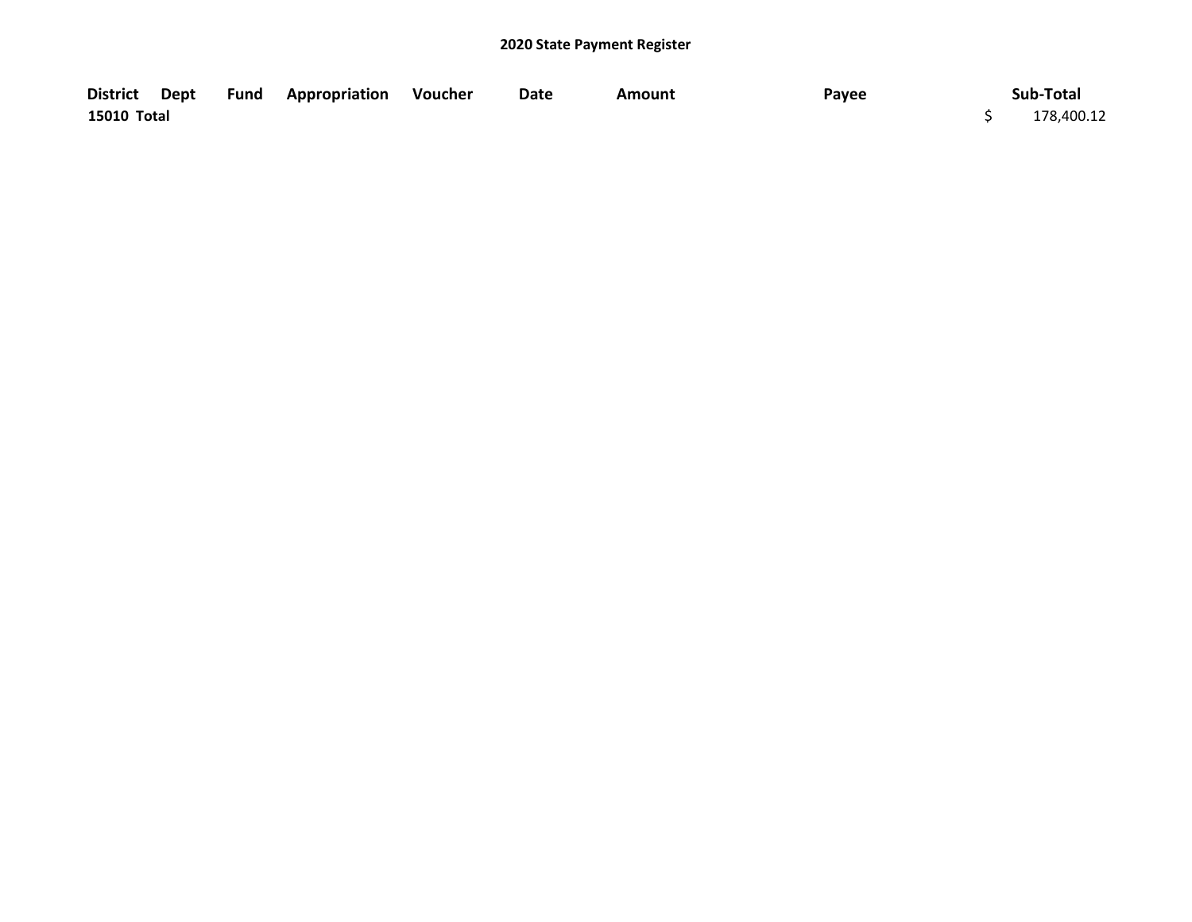**2020 State Payment Register**

| District | Dept | Fund | Appropriation | Voucher | Date | Amount | Payee | Sub-Total |
|---|---|---|---|---|---|---|---|---|
| **15010 Total** | | | | | | | | $ 178,400.12 |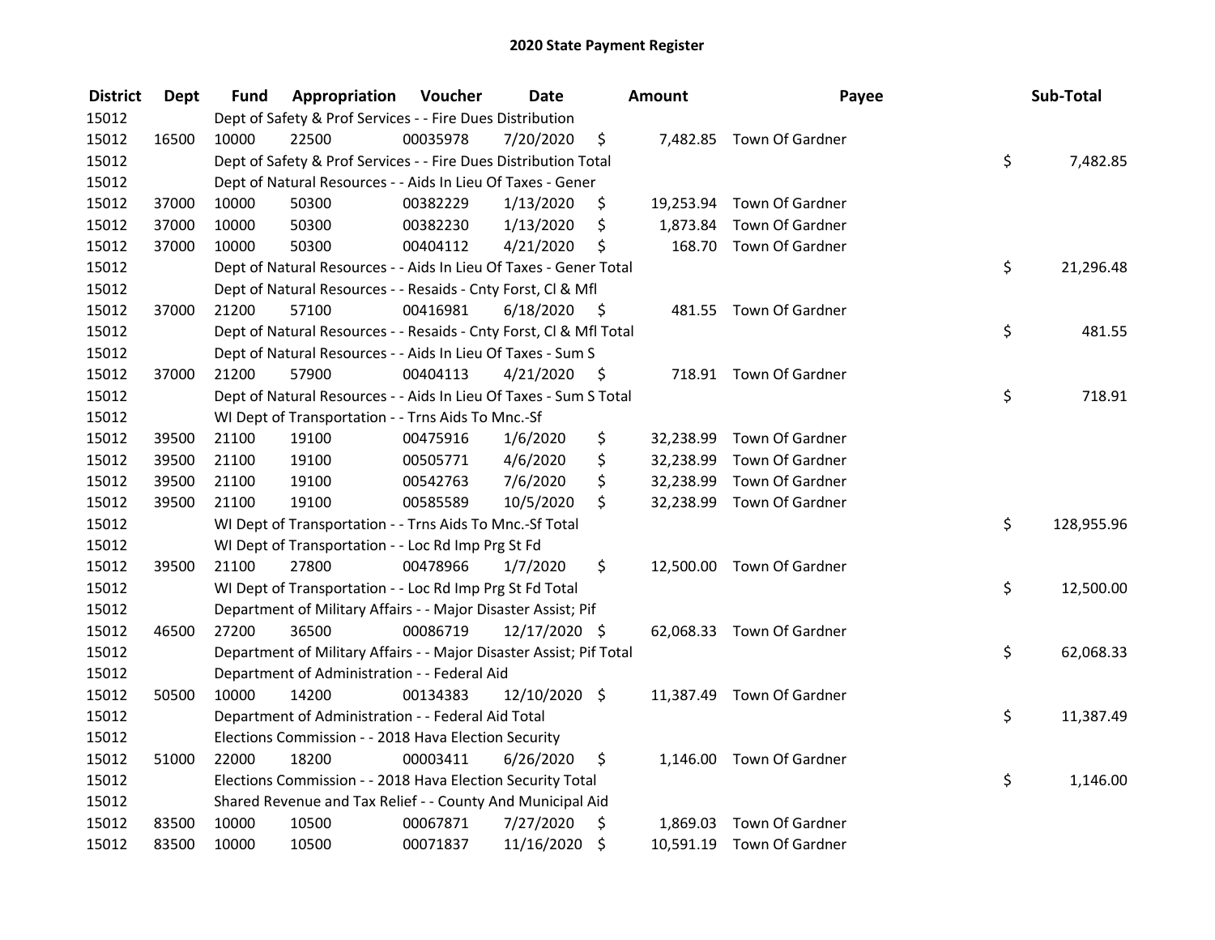# 2020 State Payment Register

| District | Dept | Fund | Appropriation | Voucher | Date | Amount | Payee | Sub-Total |
|---|---|---|---|---|---|---|---|---|
| 15012 | | Dept of Safety & Prof Services - - Fire Dues Distribution | | | | | | |
| 15012 | 16500 | 10000 | 22500 | 00035978 | 7/20/2020 | $ 7,482.85 | Town Of Gardner | |
| 15012 | | Dept of Safety & Prof Services - - Fire Dues Distribution Total | | | | | | $ 7,482.85 |
| 15012 | | Dept of Natural Resources - - Aids In Lieu Of Taxes - Gener | | | | | | |
| 15012 | 37000 | 10000 | 50300 | 00382229 | 1/13/2020 | $ 19,253.94 | Town Of Gardner | |
| 15012 | 37000 | 10000 | 50300 | 00382230 | 1/13/2020 | $ 1,873.84 | Town Of Gardner | |
| 15012 | 37000 | 10000 | 50300 | 00404112 | 4/21/2020 | $ 168.70 | Town Of Gardner | |
| 15012 | | Dept of Natural Resources - - Aids In Lieu Of Taxes - Gener Total | | | | | | $ 21,296.48 |
| 15012 | | Dept of Natural Resources - - Resaids - Cnty Forst, Cl & Mfl | | | | | | |
| 15012 | 37000 | 21200 | 57100 | 00416981 | 6/18/2020 | $ 481.55 | Town Of Gardner | |
| 15012 | | Dept of Natural Resources - - Resaids - Cnty Forst, Cl & Mfl Total | | | | | | $ 481.55 |
| 15012 | | Dept of Natural Resources - - Aids In Lieu Of Taxes - Sum S | | | | | | |
| 15012 | 37000 | 21200 | 57900 | 00404113 | 4/21/2020 | $ 718.91 | Town Of Gardner | |
| 15012 | | Dept of Natural Resources - - Aids In Lieu Of Taxes - Sum S Total | | | | | | $ 718.91 |
| 15012 | | WI Dept of Transportation - - Trns Aids To Mnc.-Sf | | | | | | |
| 15012 | 39500 | 21100 | 19100 | 00475916 | 1/6/2020 | $ 32,238.99 | Town Of Gardner | |
| 15012 | 39500 | 21100 | 19100 | 00505771 | 4/6/2020 | $ 32,238.99 | Town Of Gardner | |
| 15012 | 39500 | 21100 | 19100 | 00542763 | 7/6/2020 | $ 32,238.99 | Town Of Gardner | |
| 15012 | 39500 | 21100 | 19100 | 00585589 | 10/5/2020 | $ 32,238.99 | Town Of Gardner | |
| 15012 | | WI Dept of Transportation - - Trns Aids To Mnc.-Sf Total | | | | | | $ 128,955.96 |
| 15012 | | WI Dept of Transportation - - Loc Rd Imp Prg St Fd | | | | | | |
| 15012 | 39500 | 21100 | 27800 | 00478966 | 1/7/2020 | $ 12,500.00 | Town Of Gardner | |
| 15012 | | WI Dept of Transportation - - Loc Rd Imp Prg St Fd Total | | | | | | $ 12,500.00 |
| 15012 | | Department of Military Affairs - - Major Disaster Assist; Pif | | | | | | |
| 15012 | 46500 | 27200 | 36500 | 00086719 | 12/17/2020 | $ 62,068.33 | Town Of Gardner | |
| 15012 | | Department of Military Affairs - - Major Disaster Assist; Pif Total | | | | | | $ 62,068.33 |
| 15012 | | Department of Administration - - Federal Aid | | | | | | |
| 15012 | 50500 | 10000 | 14200 | 00134383 | 12/10/2020 | $ 11,387.49 | Town Of Gardner | |
| 15012 | | Department of Administration - - Federal Aid Total | | | | | | $ 11,387.49 |
| 15012 | | Elections Commission - - 2018 Hava Election Security | | | | | | |
| 15012 | 51000 | 22000 | 18200 | 00003411 | 6/26/2020 | $ 1,146.00 | Town Of Gardner | |
| 15012 | | Elections Commission - - 2018 Hava Election Security Total | | | | | | $ 1,146.00 |
| 15012 | | Shared Revenue and Tax Relief - - County And Municipal Aid | | | | | | |
| 15012 | 83500 | 10000 | 10500 | 00067871 | 7/27/2020 | $ 1,869.03 | Town Of Gardner | |
| 15012 | 83500 | 10000 | 10500 | 00071837 | 11/16/2020 | $ 10,591.19 | Town Of Gardner | |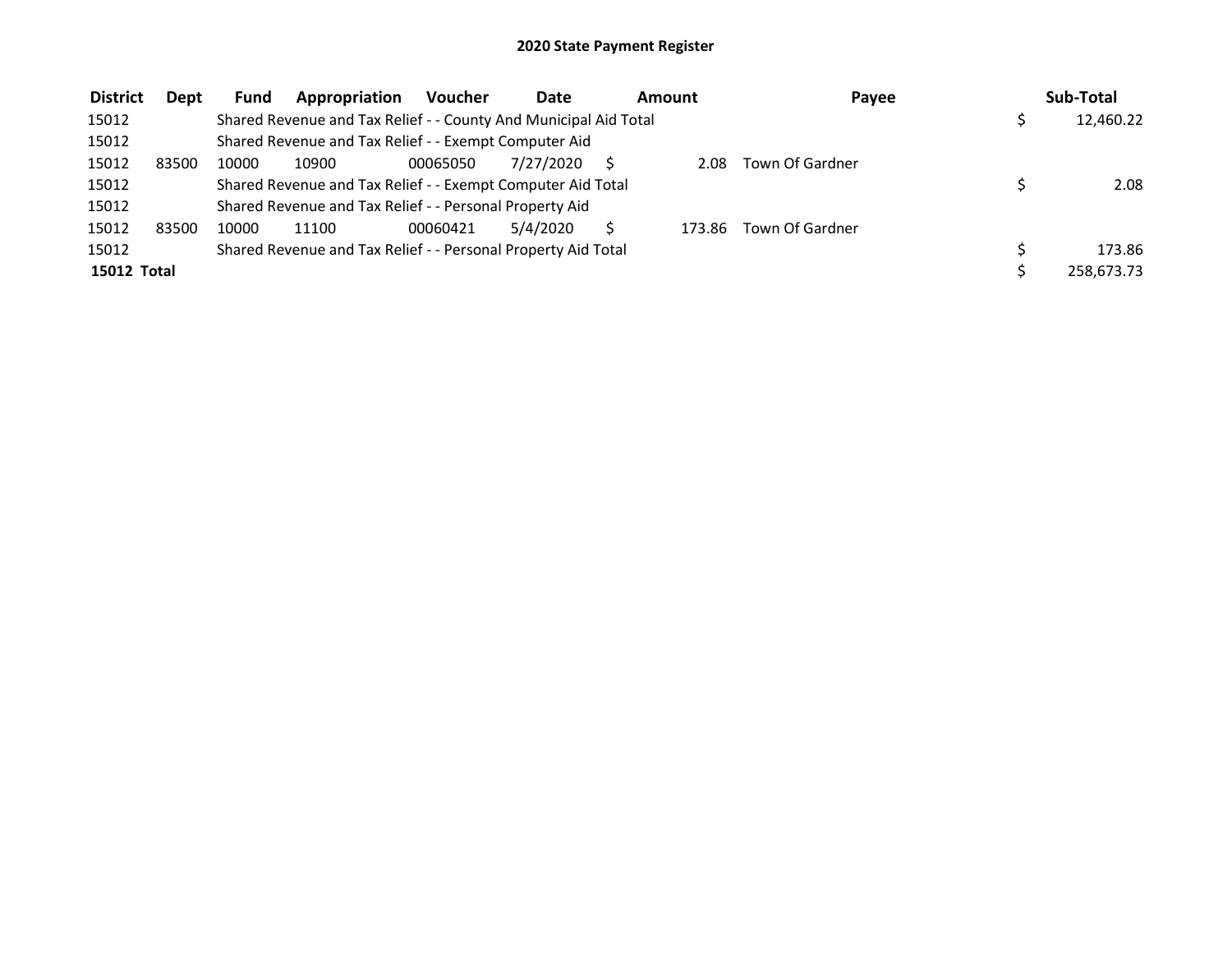# 2020 State Payment Register

| District | Dept | Fund | Appropriation | Voucher | Date | Amount | Payee | Sub-Total |
|---|---|---|---|---|---|---|---|---|
| 15012 | | Shared Revenue and Tax Relief - - County And Municipal Aid Total | | | | | | $ 12,460.22 |
| 15012 | | Shared Revenue and Tax Relief - - Exempt Computer Aid | | | | | | |
| 15012 | 83500 | 10000 | 10900 | 00065050 | 7/27/2020 | $ 2.08 | Town Of Gardner | |
| 15012 | | Shared Revenue and Tax Relief - - Exempt Computer Aid Total | | | | | | $ 2.08 |
| 15012 | | Shared Revenue and Tax Relief - - Personal Property Aid | | | | | | |
| 15012 | 83500 | 10000 | 11100 | 00060421 | 5/4/2020 | $ 173.86 | Town Of Gardner | |
| 15012 | | Shared Revenue and Tax Relief - - Personal Property Aid Total | | | | | | $ 173.86 |
| **15012 Total** | | | | | | | | $ 258,673.73 |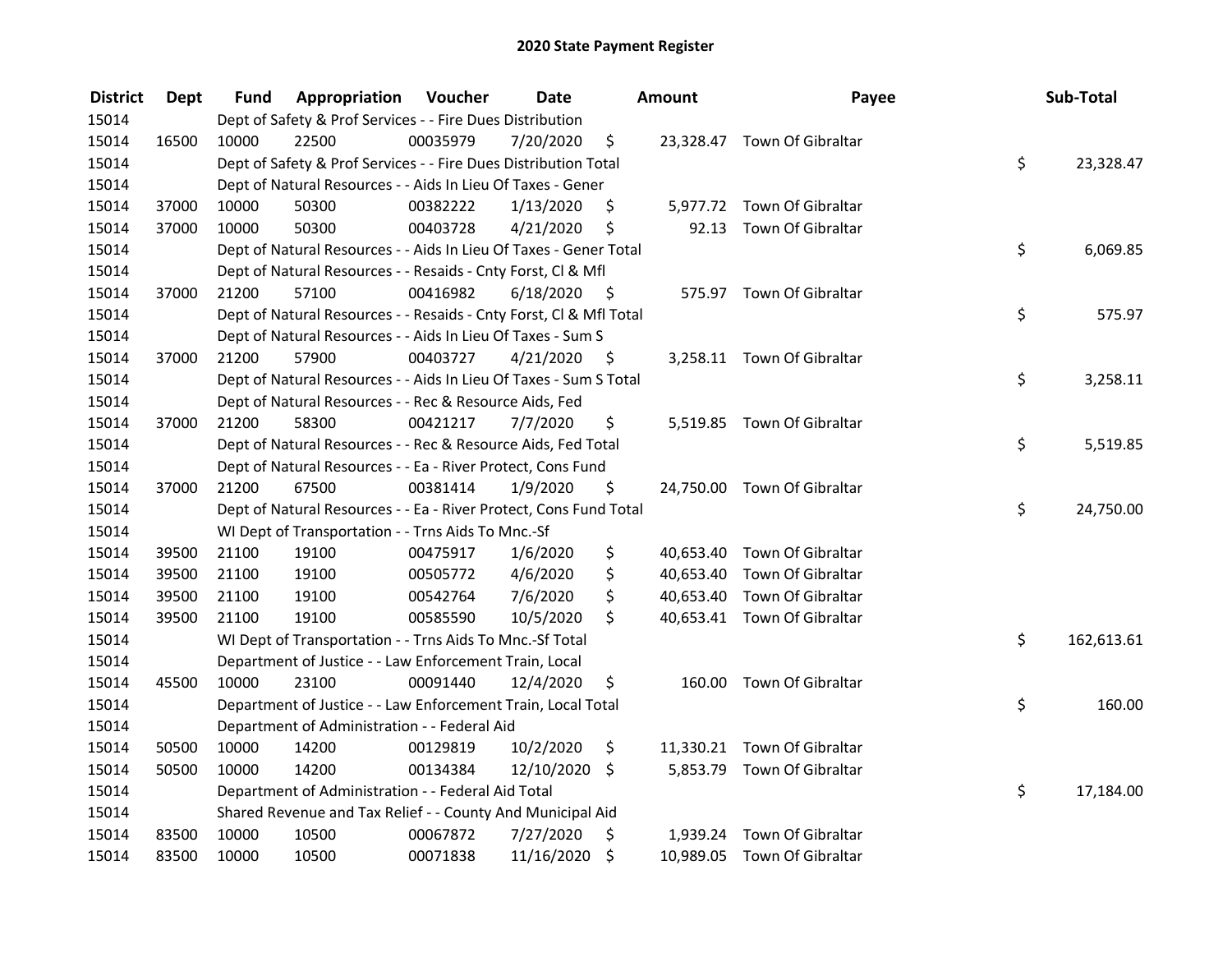# 2020 State Payment Register

| District | Dept | Fund | Appropriation | Voucher | Date | Amount | Payee | Sub-Total |
|---|---|---|---|---|---|---|---|---|
| 15014 | | Dept of Safety & Prof Services - - Fire Dues Distribution | | | | | | |
| 15014 | 16500 | 10000 | 22500 | 00035979 | 7/20/2020 | $ 23,328.47 | Town Of Gibraltar | |
| 15014 | | Dept of Safety & Prof Services - - Fire Dues Distribution Total | | | | | | $ 23,328.47 |
| 15014 | | Dept of Natural Resources - - Aids In Lieu Of Taxes - Gener | | | | | | |
| 15014 | 37000 | 10000 | 50300 | 00382222 | 1/13/2020 | $ 5,977.72 | Town Of Gibraltar | |
| 15014 | 37000 | 10000 | 50300 | 00403728 | 4/21/2020 | $ 92.13 | Town Of Gibraltar | |
| 15014 | | Dept of Natural Resources - - Aids In Lieu Of Taxes - Gener Total | | | | | | $ 6,069.85 |
| 15014 | | Dept of Natural Resources - - Resaids - Cnty Forst, Cl & Mfl | | | | | | |
| 15014 | 37000 | 21200 | 57100 | 00416982 | 6/18/2020 | $ 575.97 | Town Of Gibraltar | |
| 15014 | | Dept of Natural Resources - - Resaids - Cnty Forst, Cl & Mfl Total | | | | | | $ 575.97 |
| 15014 | | Dept of Natural Resources - - Aids In Lieu Of Taxes - Sum S | | | | | | |
| 15014 | 37000 | 21200 | 57900 | 00403727 | 4/21/2020 | $ 3,258.11 | Town Of Gibraltar | |
| 15014 | | Dept of Natural Resources - - Aids In Lieu Of Taxes - Sum S Total | | | | | | $ 3,258.11 |
| 15014 | | Dept of Natural Resources - - Rec & Resource Aids, Fed | | | | | | |
| 15014 | 37000 | 21200 | 58300 | 00421217 | 7/7/2020 | $ 5,519.85 | Town Of Gibraltar | |
| 15014 | | Dept of Natural Resources - - Rec & Resource Aids, Fed Total | | | | | | $ 5,519.85 |
| 15014 | | Dept of Natural Resources - - Ea - River Protect, Cons Fund | | | | | | |
| 15014 | 37000 | 21200 | 67500 | 00381414 | 1/9/2020 | $ 24,750.00 | Town Of Gibraltar | |
| 15014 | | Dept of Natural Resources - - Ea - River Protect, Cons Fund Total | | | | | | $ 24,750.00 |
| 15014 | | WI Dept of Transportation - - Trns Aids To Mnc.-Sf | | | | | | |
| 15014 | 39500 | 21100 | 19100 | 00475917 | 1/6/2020 | $ 40,653.40 | Town Of Gibraltar | |
| 15014 | 39500 | 21100 | 19100 | 00505772 | 4/6/2020 | $ 40,653.40 | Town Of Gibraltar | |
| 15014 | 39500 | 21100 | 19100 | 00542764 | 7/6/2020 | $ 40,653.40 | Town Of Gibraltar | |
| 15014 | 39500 | 21100 | 19100 | 00585590 | 10/5/2020 | $ 40,653.41 | Town Of Gibraltar | |
| 15014 | | WI Dept of Transportation - - Trns Aids To Mnc.-Sf Total | | | | | | $ 162,613.61 |
| 15014 | | Department of Justice - - Law Enforcement Train, Local | | | | | | |
| 15014 | 45500 | 10000 | 23100 | 00091440 | 12/4/2020 | $ 160.00 | Town Of Gibraltar | |
| 15014 | | Department of Justice - - Law Enforcement Train, Local Total | | | | | | $ 160.00 |
| 15014 | | Department of Administration - - Federal Aid | | | | | | |
| 15014 | 50500 | 10000 | 14200 | 00129819 | 10/2/2020 | $ 11,330.21 | Town Of Gibraltar | |
| 15014 | 50500 | 10000 | 14200 | 00134384 | 12/10/2020 | $ 5,853.79 | Town Of Gibraltar | |
| 15014 | | Department of Administration - - Federal Aid Total | | | | | | $ 17,184.00 |
| 15014 | | Shared Revenue and Tax Relief - - County And Municipal Aid | | | | | | |
| 15014 | 83500 | 10000 | 10500 | 00067872 | 7/27/2020 | $ 1,939.24 | Town Of Gibraltar | |
| 15014 | 83500 | 10000 | 10500 | 00071838 | 11/16/2020 | $ 10,989.05 | Town Of Gibraltar | |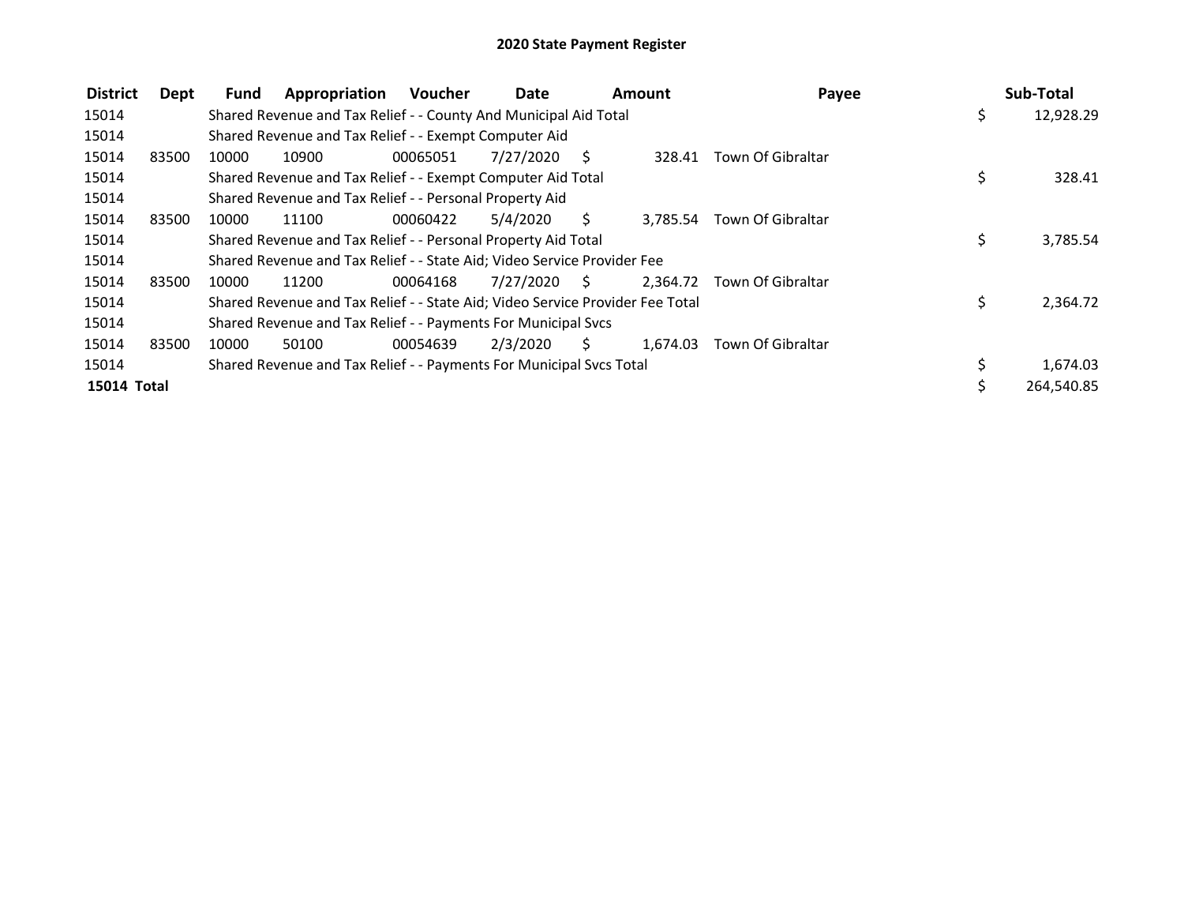# 2020 State Payment Register

| District | Dept | Fund | Appropriation | Voucher | Date | Amount | Payee | Sub-Total |
|---|---|---|---|---|---|---|---|---|
| 15014 | | Shared Revenue and Tax Relief - - County And Municipal Aid Total | | | | | | $ 12,928.29 |
| 15014 | | Shared Revenue and Tax Relief - - Exempt Computer Aid | | | | | | |
| 15014 | 83500 | 10000 | 10900 | 00065051 | 7/27/2020 | $ 328.41 | Town Of Gibraltar | |
| 15014 | | Shared Revenue and Tax Relief - - Exempt Computer Aid Total | | | | | | $ 328.41 |
| 15014 | | Shared Revenue and Tax Relief - - Personal Property Aid | | | | | | |
| 15014 | 83500 | 10000 | 11100 | 00060422 | 5/4/2020 | $ 3,785.54 | Town Of Gibraltar | |
| 15014 | | Shared Revenue and Tax Relief - - Personal Property Aid Total | | | | | | $ 3,785.54 |
| 15014 | | Shared Revenue and Tax Relief - - State Aid; Video Service Provider Fee | | | | | | |
| 15014 | 83500 | 10000 | 11200 | 00064168 | 7/27/2020 | $ 2,364.72 | Town Of Gibraltar | |
| 15014 | | Shared Revenue and Tax Relief - - State Aid; Video Service Provider Fee Total | | | | | | $ 2,364.72 |
| 15014 | | Shared Revenue and Tax Relief - - Payments For Municipal Svcs | | | | | | |
| 15014 | 83500 | 10000 | 50100 | 00054639 | 2/3/2020 | $ 1,674.03 | Town Of Gibraltar | |
| 15014 | | Shared Revenue and Tax Relief - - Payments For Municipal Svcs Total | | | | | | $ 1,674.03 |
| **15014 Total** | | | | | | | | $ 264,540.85 |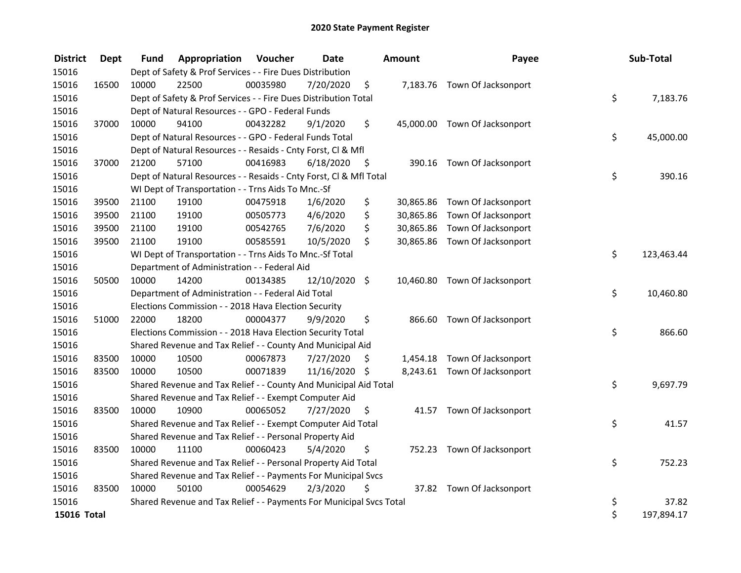# 2020 State Payment Register

| District | Dept | Fund | Appropriation | Voucher | Date | Amount | Payee | Sub-Total |
|---|---|---|---|---|---|---|---|---|
| 15016 | | Dept of Safety & Prof Services - - Fire Dues Distribution | | | | | | |
| 15016 | 16500 | 10000 | 22500 | 00035980 | 7/20/2020 | $ 7,183.76 | Town Of Jacksonport | |
| 15016 | | Dept of Safety & Prof Services - - Fire Dues Distribution Total | | | | | | $ 7,183.76 |
| 15016 | | Dept of Natural Resources - - GPO - Federal Funds | | | | | | |
| 15016 | 37000 | 10000 | 94100 | 00432282 | 9/1/2020 | $ 45,000.00 | Town Of Jacksonport | |
| 15016 | | Dept of Natural Resources - - GPO - Federal Funds Total | | | | | | $ 45,000.00 |
| 15016 | | Dept of Natural Resources - - Resaids - Cnty Forst, Cl & Mfl | | | | | | |
| 15016 | 37000 | 21200 | 57100 | 00416983 | 6/18/2020 | $ 390.16 | Town Of Jacksonport | |
| 15016 | | Dept of Natural Resources - - Resaids - Cnty Forst, Cl & Mfl Total | | | | | | $ 390.16 |
| 15016 | | WI Dept of Transportation - - Trns Aids To Mnc.-Sf | | | | | | |
| 15016 | 39500 | 21100 | 19100 | 00475918 | 1/6/2020 | $ 30,865.86 | Town Of Jacksonport | |
| 15016 | 39500 | 21100 | 19100 | 00505773 | 4/6/2020 | $ 30,865.86 | Town Of Jacksonport | |
| 15016 | 39500 | 21100 | 19100 | 00542765 | 7/6/2020 | $ 30,865.86 | Town Of Jacksonport | |
| 15016 | 39500 | 21100 | 19100 | 00585591 | 10/5/2020 | $ 30,865.86 | Town Of Jacksonport | |
| 15016 | | WI Dept of Transportation - - Trns Aids To Mnc.-Sf Total | | | | | | $ 123,463.44 |
| 15016 | | Department of Administration - - Federal Aid | | | | | | |
| 15016 | 50500 | 10000 | 14200 | 00134385 | 12/10/2020 | $ 10,460.80 | Town Of Jacksonport | |
| 15016 | | Department of Administration - - Federal Aid Total | | | | | | $ 10,460.80 |
| 15016 | | Elections Commission - - 2018 Hava Election Security | | | | | | |
| 15016 | 51000 | 22000 | 18200 | 00004377 | 9/9/2020 | $ 866.60 | Town Of Jacksonport | |
| 15016 | | Elections Commission - - 2018 Hava Election Security Total | | | | | | $ 866.60 |
| 15016 | | Shared Revenue and Tax Relief - - County And Municipal Aid | | | | | | |
| 15016 | 83500 | 10000 | 10500 | 00067873 | 7/27/2020 | $ 1,454.18 | Town Of Jacksonport | |
| 15016 | 83500 | 10000 | 10500 | 00071839 | 11/16/2020 | $ 8,243.61 | Town Of Jacksonport | |
| 15016 | | Shared Revenue and Tax Relief - - County And Municipal Aid Total | | | | | | $ 9,697.79 |
| 15016 | | Shared Revenue and Tax Relief - - Exempt Computer Aid | | | | | | |
| 15016 | 83500 | 10000 | 10900 | 00065052 | 7/27/2020 | $ 41.57 | Town Of Jacksonport | |
| 15016 | | Shared Revenue and Tax Relief - - Exempt Computer Aid Total | | | | | | $ 41.57 |
| 15016 | | Shared Revenue and Tax Relief - - Personal Property Aid | | | | | | |
| 15016 | 83500 | 10000 | 11100 | 00060423 | 5/4/2020 | $ 752.23 | Town Of Jacksonport | |
| 15016 | | Shared Revenue and Tax Relief - - Personal Property Aid Total | | | | | | $ 752.23 |
| 15016 | | Shared Revenue and Tax Relief - - Payments For Municipal Svcs | | | | | | |
| 15016 | 83500 | 10000 | 50100 | 00054629 | 2/3/2020 | $ 37.82 | Town Of Jacksonport | |
| 15016 | | Shared Revenue and Tax Relief - - Payments For Municipal Svcs Total | | | | | | $ 37.82 |
| **15016 Total** | | | | | | | | $ 197,894.17 |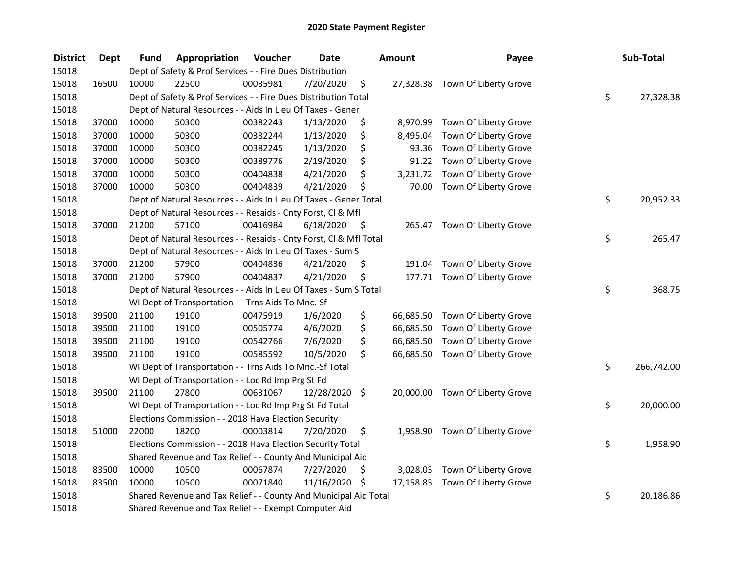# 2020 State Payment Register

| District | Dept | Fund | Appropriation | Voucher | Date | Amount | Payee | Sub-Total |
|---|---|---|---|---|---|---|---|---|
| 15018 | | Dept of Safety & Prof Services - - Fire Dues Distribution | | | | | | |
| 15018 | 16500 | 10000 | 22500 | 00035981 | 7/20/2020 | $ 27,328.38 | Town Of Liberty Grove | |
| 15018 | | Dept of Safety & Prof Services - - Fire Dues Distribution Total | | | | | | $ 27,328.38 |
| 15018 | | Dept of Natural Resources - - Aids In Lieu Of Taxes - Gener | | | | | | |
| 15018 | 37000 | 10000 | 50300 | 00382243 | 1/13/2020 | $ 8,970.99 | Town Of Liberty Grove | |
| 15018 | 37000 | 10000 | 50300 | 00382244 | 1/13/2020 | $ 8,495.04 | Town Of Liberty Grove | |
| 15018 | 37000 | 10000 | 50300 | 00382245 | 1/13/2020 | $ 93.36 | Town Of Liberty Grove | |
| 15018 | 37000 | 10000 | 50300 | 00389776 | 2/19/2020 | $ 91.22 | Town Of Liberty Grove | |
| 15018 | 37000 | 10000 | 50300 | 00404838 | 4/21/2020 | $ 3,231.72 | Town Of Liberty Grove | |
| 15018 | 37000 | 10000 | 50300 | 00404839 | 4/21/2020 | $ 70.00 | Town Of Liberty Grove | |
| 15018 | | Dept of Natural Resources - - Aids In Lieu Of Taxes - Gener Total | | | | | | $ 20,952.33 |
| 15018 | | Dept of Natural Resources - - Resaids - Cnty Forst, Cl & Mfl | | | | | | |
| 15018 | 37000 | 21200 | 57100 | 00416984 | 6/18/2020 | $ 265.47 | Town Of Liberty Grove | |
| 15018 | | Dept of Natural Resources - - Resaids - Cnty Forst, Cl & Mfl Total | | | | | | $ 265.47 |
| 15018 | | Dept of Natural Resources - - Aids In Lieu Of Taxes - Sum S | | | | | | |
| 15018 | 37000 | 21200 | 57900 | 00404836 | 4/21/2020 | $ 191.04 | Town Of Liberty Grove | |
| 15018 | 37000 | 21200 | 57900 | 00404837 | 4/21/2020 | $ 177.71 | Town Of Liberty Grove | |
| 15018 | | Dept of Natural Resources - - Aids In Lieu Of Taxes - Sum S Total | | | | | | $ 368.75 |
| 15018 | | WI Dept of Transportation - - Trns Aids To Mnc.-Sf | | | | | | |
| 15018 | 39500 | 21100 | 19100 | 00475919 | 1/6/2020 | $ 66,685.50 | Town Of Liberty Grove | |
| 15018 | 39500 | 21100 | 19100 | 00505774 | 4/6/2020 | $ 66,685.50 | Town Of Liberty Grove | |
| 15018 | 39500 | 21100 | 19100 | 00542766 | 7/6/2020 | $ 66,685.50 | Town Of Liberty Grove | |
| 15018 | 39500 | 21100 | 19100 | 00585592 | 10/5/2020 | $ 66,685.50 | Town Of Liberty Grove | |
| 15018 | | WI Dept of Transportation - - Trns Aids To Mnc.-Sf Total | | | | | | $ 266,742.00 |
| 15018 | | WI Dept of Transportation - - Loc Rd Imp Prg St Fd | | | | | | |
| 15018 | 39500 | 21100 | 27800 | 00631067 | 12/28/2020 | $ 20,000.00 | Town Of Liberty Grove | |
| 15018 | | WI Dept of Transportation - - Loc Rd Imp Prg St Fd Total | | | | | | $ 20,000.00 |
| 15018 | | Elections Commission - - 2018 Hava Election Security | | | | | | |
| 15018 | 51000 | 22000 | 18200 | 00003814 | 7/20/2020 | $ 1,958.90 | Town Of Liberty Grove | |
| 15018 | | Elections Commission - - 2018 Hava Election Security Total | | | | | | $ 1,958.90 |
| 15018 | | Shared Revenue and Tax Relief - - County And Municipal Aid | | | | | | |
| 15018 | 83500 | 10000 | 10500 | 00067874 | 7/27/2020 | $ 3,028.03 | Town Of Liberty Grove | |
| 15018 | 83500 | 10000 | 10500 | 00071840 | 11/16/2020 | $ 17,158.83 | Town Of Liberty Grove | |
| 15018 | | Shared Revenue and Tax Relief - - County And Municipal Aid Total | | | | | | $ 20,186.86 |
| 15018 | | Shared Revenue and Tax Relief - - Exempt Computer Aid | | | | | | |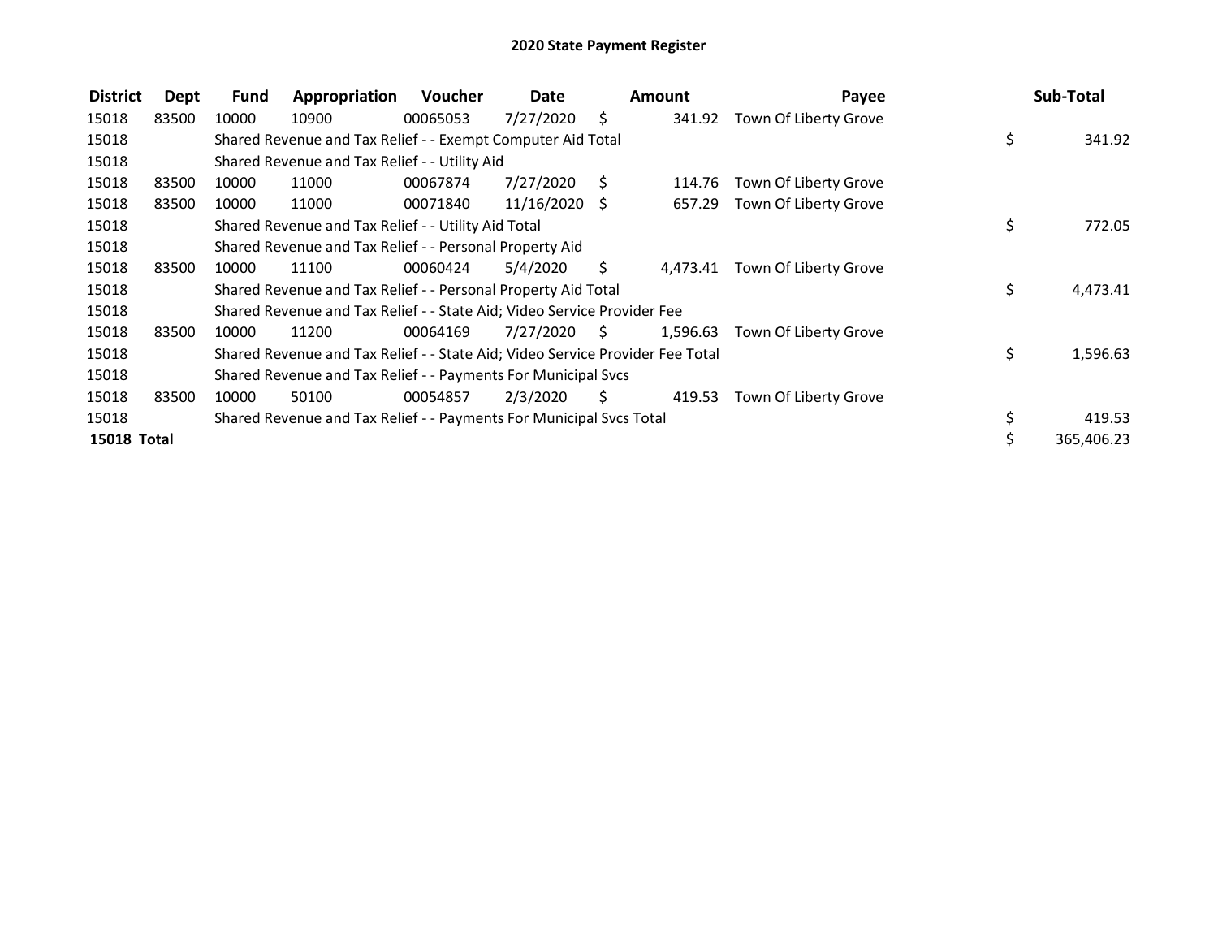# 2020 State Payment Register

| District | Dept | Fund | Appropriation | Voucher | Date | Amount | Payee | Sub-Total |
|---|---|---|---|---|---|---|---|---|
| 15018 | 83500 | 10000 | 10900 | 00065053 | 7/27/2020 | $ 341.92 | Town Of Liberty Grove | |
| 15018 | | Shared Revenue and Tax Relief - - Exempt Computer Aid Total | | | | | | $ 341.92 |
| 15018 | | Shared Revenue and Tax Relief - - Utility Aid | | | | | | |
| 15018 | 83500 | 10000 | 11000 | 00067874 | 7/27/2020 | $ 114.76 | Town Of Liberty Grove | |
| 15018 | 83500 | 10000 | 11000 | 00071840 | 11/16/2020 | $ 657.29 | Town Of Liberty Grove | |
| 15018 | | Shared Revenue and Tax Relief - - Utility Aid Total | | | | | | $ 772.05 |
| 15018 | | Shared Revenue and Tax Relief - - Personal Property Aid | | | | | | |
| 15018 | 83500 | 10000 | 11100 | 00060424 | 5/4/2020 | $ 4,473.41 | Town Of Liberty Grove | |
| 15018 | | Shared Revenue and Tax Relief - - Personal Property Aid Total | | | | | | $ 4,473.41 |
| 15018 | | Shared Revenue and Tax Relief - - State Aid; Video Service Provider Fee | | | | | | |
| 15018 | 83500 | 10000 | 11200 | 00064169 | 7/27/2020 | $ 1,596.63 | Town Of Liberty Grove | |
| 15018 | | Shared Revenue and Tax Relief - - State Aid; Video Service Provider Fee Total | | | | | | $ 1,596.63 |
| 15018 | | Shared Revenue and Tax Relief - - Payments For Municipal Svcs | | | | | | |
| 15018 | 83500 | 10000 | 50100 | 00054857 | 2/3/2020 | $ 419.53 | Town Of Liberty Grove | |
| 15018 | | Shared Revenue and Tax Relief - - Payments For Municipal Svcs Total | | | | | | $ 419.53 |
| **15018 Total** | | | | | | | | $ 365,406.23 |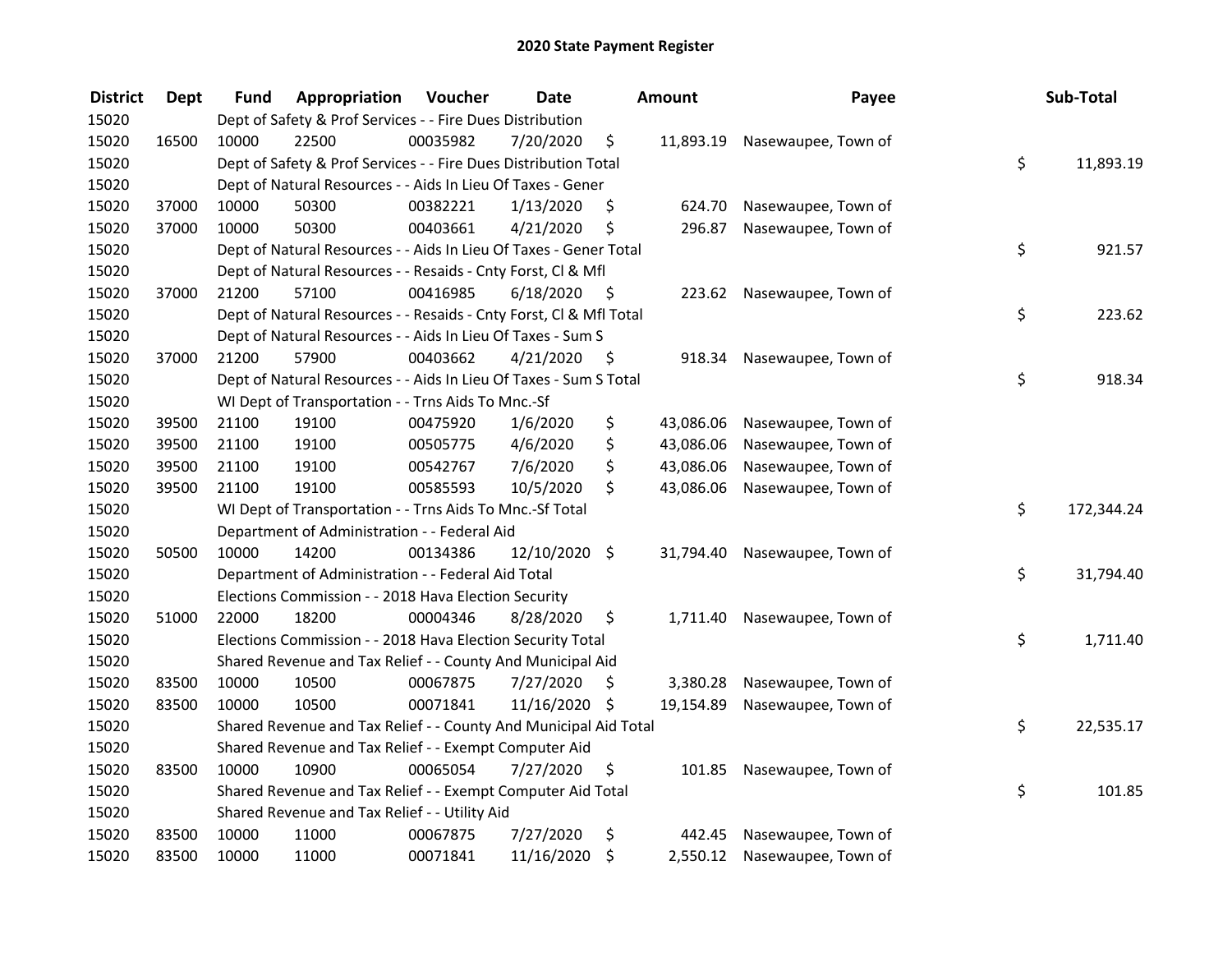# 2020 State Payment Register

| District | Dept | Fund | Appropriation | Voucher | Date | Amount | Payee | Sub-Total |
|---|---|---|---|---|---|---|---|---|
| 15020 | | Dept of Safety & Prof Services - - Fire Dues Distribution | | | | | | |
| 15020 | 16500 | 10000 | 22500 | 00035982 | 7/20/2020 | $ 11,893.19 | Nasewaupee, Town of | |
| 15020 | | Dept of Safety & Prof Services - - Fire Dues Distribution Total | | | | | | $ 11,893.19 |
| 15020 | | Dept of Natural Resources - - Aids In Lieu Of Taxes - Gener | | | | | | |
| 15020 | 37000 | 10000 | 50300 | 00382221 | 1/13/2020 | $ 624.70 | Nasewaupee, Town of | |
| 15020 | 37000 | 10000 | 50300 | 00403661 | 4/21/2020 | $ 296.87 | Nasewaupee, Town of | |
| 15020 | | Dept of Natural Resources - - Aids In Lieu Of Taxes - Gener Total | | | | | | $ 921.57 |
| 15020 | | Dept of Natural Resources - - Resaids - Cnty Forst, Cl & Mfl | | | | | | |
| 15020 | 37000 | 21200 | 57100 | 00416985 | 6/18/2020 | $ 223.62 | Nasewaupee, Town of | |
| 15020 | | Dept of Natural Resources - - Resaids - Cnty Forst, Cl & Mfl Total | | | | | | $ 223.62 |
| 15020 | | Dept of Natural Resources - - Aids In Lieu Of Taxes - Sum S | | | | | | |
| 15020 | 37000 | 21200 | 57900 | 00403662 | 4/21/2020 | $ 918.34 | Nasewaupee, Town of | |
| 15020 | | Dept of Natural Resources - - Aids In Lieu Of Taxes - Sum S Total | | | | | | $ 918.34 |
| 15020 | | WI Dept of Transportation - - Trns Aids To Mnc.-Sf | | | | | | |
| 15020 | 39500 | 21100 | 19100 | 00475920 | 1/6/2020 | $ 43,086.06 | Nasewaupee, Town of | |
| 15020 | 39500 | 21100 | 19100 | 00505775 | 4/6/2020 | $ 43,086.06 | Nasewaupee, Town of | |
| 15020 | 39500 | 21100 | 19100 | 00542767 | 7/6/2020 | $ 43,086.06 | Nasewaupee, Town of | |
| 15020 | 39500 | 21100 | 19100 | 00585593 | 10/5/2020 | $ 43,086.06 | Nasewaupee, Town of | |
| 15020 | | WI Dept of Transportation - - Trns Aids To Mnc.-Sf Total | | | | | | $ 172,344.24 |
| 15020 | | Department of Administration - - Federal Aid | | | | | | |
| 15020 | 50500 | 10000 | 14200 | 00134386 | 12/10/2020 | $ 31,794.40 | Nasewaupee, Town of | |
| 15020 | | Department of Administration - - Federal Aid Total | | | | | | $ 31,794.40 |
| 15020 | | Elections Commission - - 2018 Hava Election Security | | | | | | |
| 15020 | 51000 | 22000 | 18200 | 00004346 | 8/28/2020 | $ 1,711.40 | Nasewaupee, Town of | |
| 15020 | | Elections Commission - - 2018 Hava Election Security Total | | | | | | $ 1,711.40 |
| 15020 | | Shared Revenue and Tax Relief - - County And Municipal Aid | | | | | | |
| 15020 | 83500 | 10000 | 10500 | 00067875 | 7/27/2020 | $ 3,380.28 | Nasewaupee, Town of | |
| 15020 | 83500 | 10000 | 10500 | 00071841 | 11/16/2020 | $ 19,154.89 | Nasewaupee, Town of | |
| 15020 | | Shared Revenue and Tax Relief - - County And Municipal Aid Total | | | | | | $ 22,535.17 |
| 15020 | | Shared Revenue and Tax Relief - - Exempt Computer Aid | | | | | | |
| 15020 | 83500 | 10000 | 10900 | 00065054 | 7/27/2020 | $ 101.85 | Nasewaupee, Town of | |
| 15020 | | Shared Revenue and Tax Relief - - Exempt Computer Aid Total | | | | | | $ 101.85 |
| 15020 | | Shared Revenue and Tax Relief - - Utility Aid | | | | | | |
| 15020 | 83500 | 10000 | 11000 | 00067875 | 7/27/2020 | $ 442.45 | Nasewaupee, Town of | |
| 15020 | 83500 | 10000 | 11000 | 00071841 | 11/16/2020 | $ 2,550.12 | Nasewaupee, Town of | |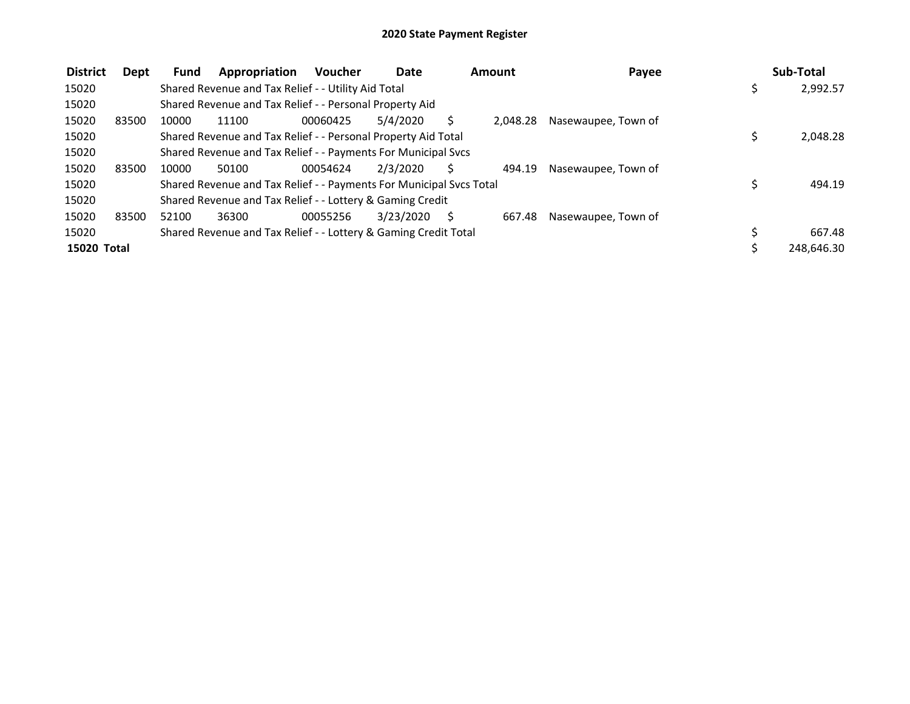# 2020 State Payment Register

| District | Dept | Fund | Appropriation | Voucher | Date | Amount | Payee | Sub-Total |
|---|---|---|---|---|---|---|---|---|
| 15020 | | Shared Revenue and Tax Relief - - Utility Aid Total | | | | | | $ 2,992.57 |
| 15020 | | Shared Revenue and Tax Relief - - Personal Property Aid | | | | | | |
| 15020 | 83500 | 10000 | 11100 | 00060425 | 5/4/2020 | $ 2,048.28 | Nasewaupee, Town of | |
| 15020 | | Shared Revenue and Tax Relief - - Personal Property Aid Total | | | | | | $ 2,048.28 |
| 15020 | | Shared Revenue and Tax Relief - - Payments For Municipal Svcs | | | | | | |
| 15020 | 83500 | 10000 | 50100 | 00054624 | 2/3/2020 | $ 494.19 | Nasewaupee, Town of | |
| 15020 | | Shared Revenue and Tax Relief - - Payments For Municipal Svcs Total | | | | | | $ 494.19 |
| 15020 | | Shared Revenue and Tax Relief - - Lottery & Gaming Credit | | | | | | |
| 15020 | 83500 | 52100 | 36300 | 00055256 | 3/23/2020 | $ 667.48 | Nasewaupee, Town of | |
| 15020 | | Shared Revenue and Tax Relief - - Lottery & Gaming Credit Total | | | | | | $ 667.48 |
| **15020 Total** | | | | | | | | $ 248,646.30 |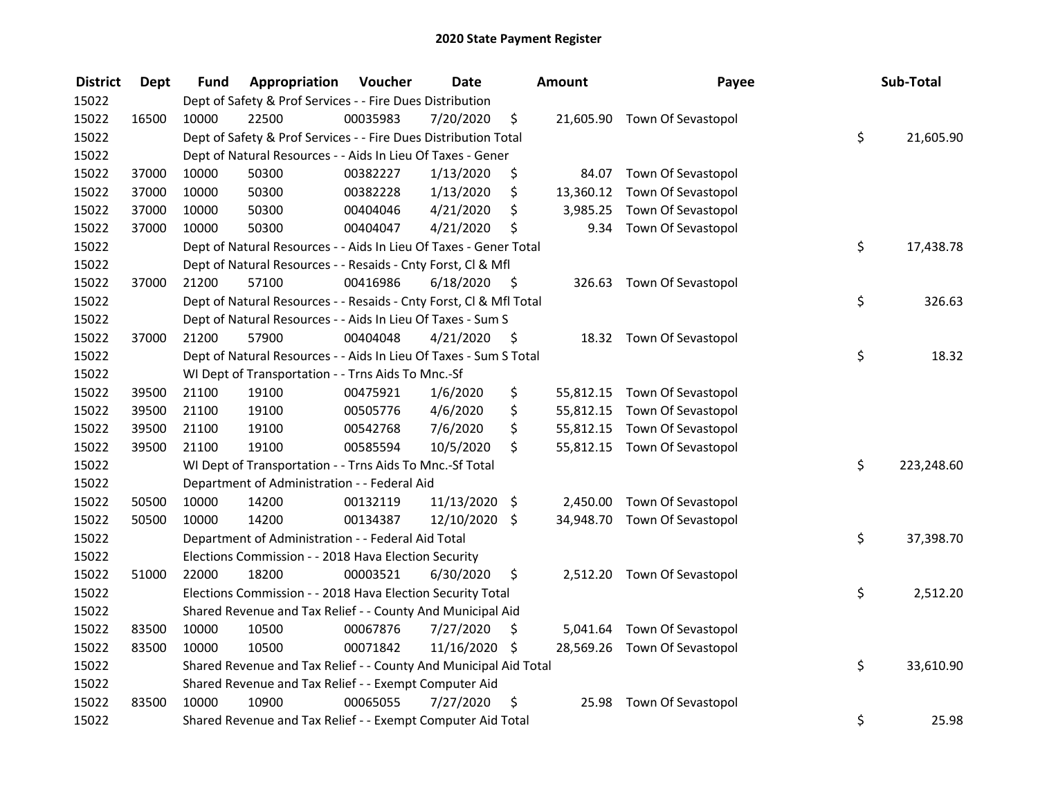# 2020 State Payment Register

| District | Dept | Fund | Appropriation | Voucher | Date | Amount | Payee | Sub-Total |
|---|---|---|---|---|---|---|---|---|
| 15022 | | Dept of Safety & Prof Services - - Fire Dues Distribution | | | | | | |
| 15022 | 16500 | 10000 | 22500 | 00035983 | 7/20/2020 | $ 21,605.90 | Town Of Sevastopol | |
| 15022 | | Dept of Safety & Prof Services - - Fire Dues Distribution Total | | | | | | $ 21,605.90 |
| 15022 | | Dept of Natural Resources - - Aids In Lieu Of Taxes - Gener | | | | | | |
| 15022 | 37000 | 10000 | 50300 | 00382227 | 1/13/2020 | $ 84.07 | Town Of Sevastopol | |
| 15022 | 37000 | 10000 | 50300 | 00382228 | 1/13/2020 | $ 13,360.12 | Town Of Sevastopol | |
| 15022 | 37000 | 10000 | 50300 | 00404046 | 4/21/2020 | $ 3,985.25 | Town Of Sevastopol | |
| 15022 | 37000 | 10000 | 50300 | 00404047 | 4/21/2020 | $ 9.34 | Town Of Sevastopol | |
| 15022 | | Dept of Natural Resources - - Aids In Lieu Of Taxes - Gener Total | | | | | | $ 17,438.78 |
| 15022 | | Dept of Natural Resources - - Resaids - Cnty Forst, Cl & Mfl | | | | | | |
| 15022 | 37000 | 21200 | 57100 | 00416986 | 6/18/2020 | $ 326.63 | Town Of Sevastopol | |
| 15022 | | Dept of Natural Resources - - Resaids - Cnty Forst, Cl & Mfl Total | | | | | | $ 326.63 |
| 15022 | | Dept of Natural Resources - - Aids In Lieu Of Taxes - Sum S | | | | | | |
| 15022 | 37000 | 21200 | 57900 | 00404048 | 4/21/2020 | $ 18.32 | Town Of Sevastopol | |
| 15022 | | Dept of Natural Resources - - Aids In Lieu Of Taxes - Sum S Total | | | | | | $ 18.32 |
| 15022 | | WI Dept of Transportation - - Trns Aids To Mnc.-Sf | | | | | | |
| 15022 | 39500 | 21100 | 19100 | 00475921 | 1/6/2020 | $ 55,812.15 | Town Of Sevastopol | |
| 15022 | 39500 | 21100 | 19100 | 00505776 | 4/6/2020 | $ 55,812.15 | Town Of Sevastopol | |
| 15022 | 39500 | 21100 | 19100 | 00542768 | 7/6/2020 | $ 55,812.15 | Town Of Sevastopol | |
| 15022 | 39500 | 21100 | 19100 | 00585594 | 10/5/2020 | $ 55,812.15 | Town Of Sevastopol | |
| 15022 | | WI Dept of Transportation - - Trns Aids To Mnc.-Sf Total | | | | | | $ 223,248.60 |
| 15022 | | Department of Administration - - Federal Aid | | | | | | |
| 15022 | 50500 | 10000 | 14200 | 00132119 | 11/13/2020 | $ 2,450.00 | Town Of Sevastopol | |
| 15022 | 50500 | 10000 | 14200 | 00134387 | 12/10/2020 | $ 34,948.70 | Town Of Sevastopol | |
| 15022 | | Department of Administration - - Federal Aid Total | | | | | | $ 37,398.70 |
| 15022 | | Elections Commission - - 2018 Hava Election Security | | | | | | |
| 15022 | 51000 | 22000 | 18200 | 00003521 | 6/30/2020 | $ 2,512.20 | Town Of Sevastopol | |
| 15022 | | Elections Commission - - 2018 Hava Election Security Total | | | | | | $ 2,512.20 |
| 15022 | | Shared Revenue and Tax Relief - - County And Municipal Aid | | | | | | |
| 15022 | 83500 | 10000 | 10500 | 00067876 | 7/27/2020 | $ 5,041.64 | Town Of Sevastopol | |
| 15022 | 83500 | 10000 | 10500 | 00071842 | 11/16/2020 | $ 28,569.26 | Town Of Sevastopol | |
| 15022 | | Shared Revenue and Tax Relief - - County And Municipal Aid Total | | | | | | $ 33,610.90 |
| 15022 | | Shared Revenue and Tax Relief - - Exempt Computer Aid | | | | | | |
| 15022 | 83500 | 10000 | 10900 | 00065055 | 7/27/2020 | $ 25.98 | Town Of Sevastopol | |
| 15022 | | Shared Revenue and Tax Relief - - Exempt Computer Aid Total | | | | | | $ 25.98 |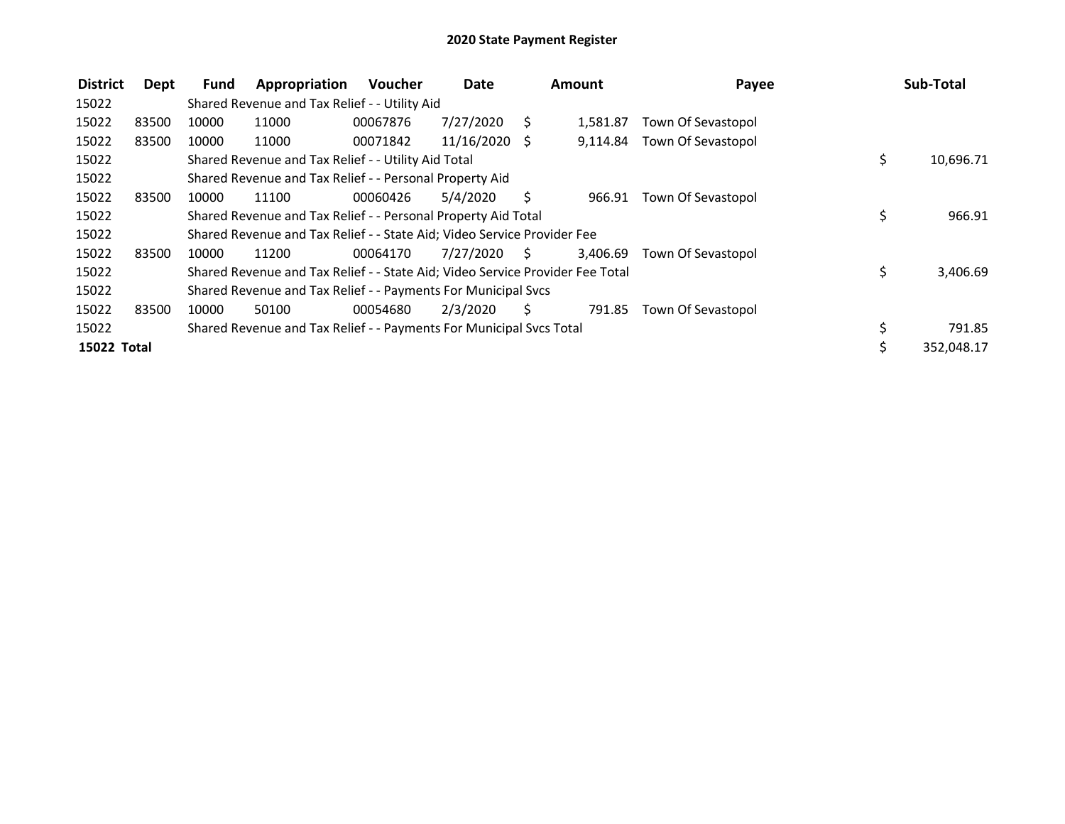# 2020 State Payment Register

| District | Dept | Fund | Appropriation | Voucher | Date | Amount | Payee | Sub-Total |
|---|---|---|---|---|---|---|---|---|
| 15022 | | Shared Revenue and Tax Relief - - Utility Aid | | | | | | |
| 15022 | 83500 | 10000 | 11000 | 00067876 | 7/27/2020 | $ 1,581.87 | Town Of Sevastopol | |
| 15022 | 83500 | 10000 | 11000 | 00071842 | 11/16/2020 | $ 9,114.84 | Town Of Sevastopol | |
| 15022 | | Shared Revenue and Tax Relief - - Utility Aid Total | | | | | | $ 10,696.71 |
| 15022 | | Shared Revenue and Tax Relief - - Personal Property Aid | | | | | | |
| 15022 | 83500 | 10000 | 11100 | 00060426 | 5/4/2020 | $ 966.91 | Town Of Sevastopol | |
| 15022 | | Shared Revenue and Tax Relief - - Personal Property Aid Total | | | | | | $ 966.91 |
| 15022 | | Shared Revenue and Tax Relief - - State Aid; Video Service Provider Fee | | | | | | |
| 15022 | 83500 | 10000 | 11200 | 00064170 | 7/27/2020 | $ 3,406.69 | Town Of Sevastopol | |
| 15022 | | Shared Revenue and Tax Relief - - State Aid; Video Service Provider Fee Total | | | | | | $ 3,406.69 |
| 15022 | | Shared Revenue and Tax Relief - - Payments For Municipal Svcs | | | | | | |
| 15022 | 83500 | 10000 | 50100 | 00054680 | 2/3/2020 | $ 791.85 | Town Of Sevastopol | |
| 15022 | | Shared Revenue and Tax Relief - - Payments For Municipal Svcs Total | | | | | | $ 791.85 |
| **15022 Total** | | | | | | | | $ 352,048.17 |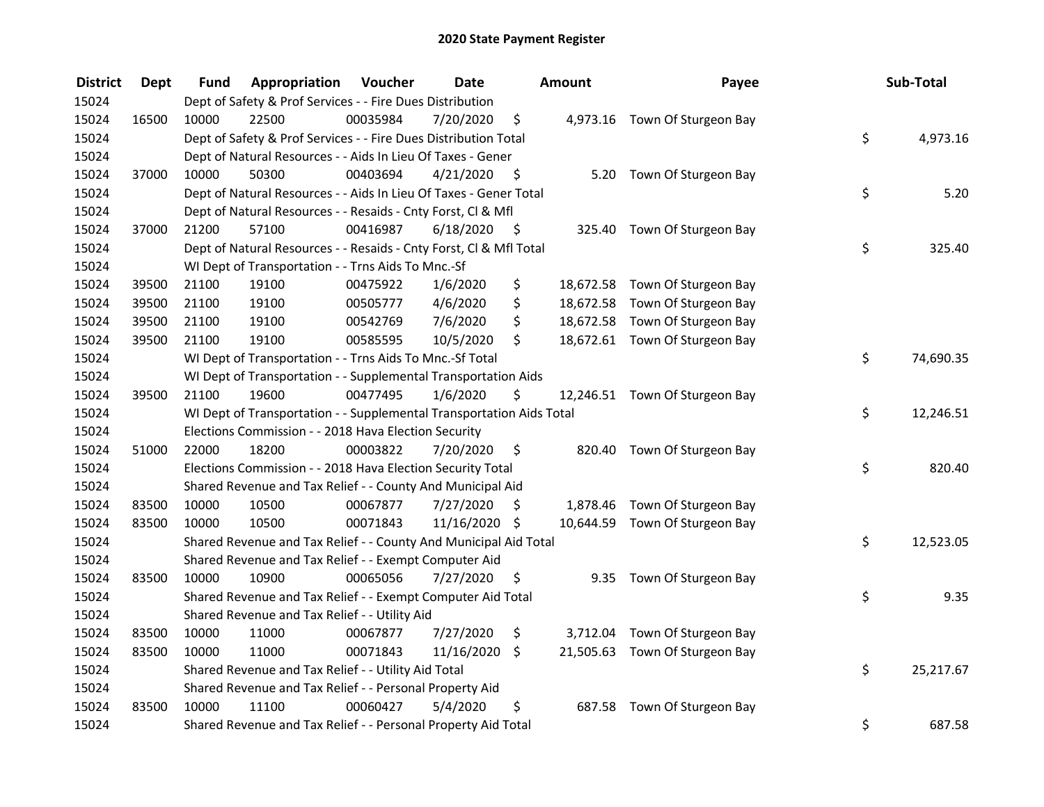# 2020 State Payment Register

| District | Dept | Fund | Appropriation | Voucher | Date | Amount | Payee | Sub-Total |
|---|---|---|---|---|---|---|---|---|
| 15024 | | Dept of Safety & Prof Services - - Fire Dues Distribution | | | | | | |
| 15024 | 16500 | 10000 | 22500 | 00035984 | 7/20/2020 | $ 4,973.16 | Town Of Sturgeon Bay | |
| 15024 | | Dept of Safety & Prof Services - - Fire Dues Distribution Total | | | | | | $ 4,973.16 |
| 15024 | | Dept of Natural Resources - - Aids In Lieu Of Taxes - Gener | | | | | | |
| 15024 | 37000 | 10000 | 50300 | 00403694 | 4/21/2020 | $ 5.20 | Town Of Sturgeon Bay | |
| 15024 | | Dept of Natural Resources - - Aids In Lieu Of Taxes - Gener Total | | | | | | $ 5.20 |
| 15024 | | Dept of Natural Resources - - Resaids - Cnty Forst, Cl & Mfl | | | | | | |
| 15024 | 37000 | 21200 | 57100 | 00416987 | 6/18/2020 | $ 325.40 | Town Of Sturgeon Bay | |
| 15024 | | Dept of Natural Resources - - Resaids - Cnty Forst, Cl & Mfl Total | | | | | | $ 325.40 |
| 15024 | | WI Dept of Transportation - - Trns Aids To Mnc.-Sf | | | | | | |
| 15024 | 39500 | 21100 | 19100 | 00475922 | 1/6/2020 | $ 18,672.58 | Town Of Sturgeon Bay | |
| 15024 | 39500 | 21100 | 19100 | 00505777 | 4/6/2020 | $ 18,672.58 | Town Of Sturgeon Bay | |
| 15024 | 39500 | 21100 | 19100 | 00542769 | 7/6/2020 | $ 18,672.58 | Town Of Sturgeon Bay | |
| 15024 | 39500 | 21100 | 19100 | 00585595 | 10/5/2020 | $ 18,672.61 | Town Of Sturgeon Bay | |
| 15024 | | WI Dept of Transportation - - Trns Aids To Mnc.-Sf Total | | | | | | $ 74,690.35 |
| 15024 | | WI Dept of Transportation - - Supplemental Transportation Aids | | | | | | |
| 15024 | 39500 | 21100 | 19600 | 00477495 | 1/6/2020 | $ 12,246.51 | Town Of Sturgeon Bay | |
| 15024 | | WI Dept of Transportation - - Supplemental Transportation Aids Total | | | | | | $ 12,246.51 |
| 15024 | | Elections Commission - - 2018 Hava Election Security | | | | | | |
| 15024 | 51000 | 22000 | 18200 | 00003822 | 7/20/2020 | $ 820.40 | Town Of Sturgeon Bay | |
| 15024 | | Elections Commission - - 2018 Hava Election Security Total | | | | | | $ 820.40 |
| 15024 | | Shared Revenue and Tax Relief - - County And Municipal Aid | | | | | | |
| 15024 | 83500 | 10000 | 10500 | 00067877 | 7/27/2020 | $ 1,878.46 | Town Of Sturgeon Bay | |
| 15024 | 83500 | 10000 | 10500 | 00071843 | 11/16/2020 | $ 10,644.59 | Town Of Sturgeon Bay | |
| 15024 | | Shared Revenue and Tax Relief - - County And Municipal Aid Total | | | | | | $ 12,523.05 |
| 15024 | | Shared Revenue and Tax Relief - - Exempt Computer Aid | | | | | | |
| 15024 | 83500 | 10000 | 10900 | 00065056 | 7/27/2020 | $ 9.35 | Town Of Sturgeon Bay | |
| 15024 | | Shared Revenue and Tax Relief - - Exempt Computer Aid Total | | | | | | $ 9.35 |
| 15024 | | Shared Revenue and Tax Relief - - Utility Aid | | | | | | |
| 15024 | 83500 | 10000 | 11000 | 00067877 | 7/27/2020 | $ 3,712.04 | Town Of Sturgeon Bay | |
| 15024 | 83500 | 10000 | 11000 | 00071843 | 11/16/2020 | $ 21,505.63 | Town Of Sturgeon Bay | |
| 15024 | | Shared Revenue and Tax Relief - - Utility Aid Total | | | | | | $ 25,217.67 |
| 15024 | | Shared Revenue and Tax Relief - - Personal Property Aid | | | | | | |
| 15024 | 83500 | 10000 | 11100 | 00060427 | 5/4/2020 | $ 687.58 | Town Of Sturgeon Bay | |
| 15024 | | Shared Revenue and Tax Relief - - Personal Property Aid Total | | | | | | $ 687.58 |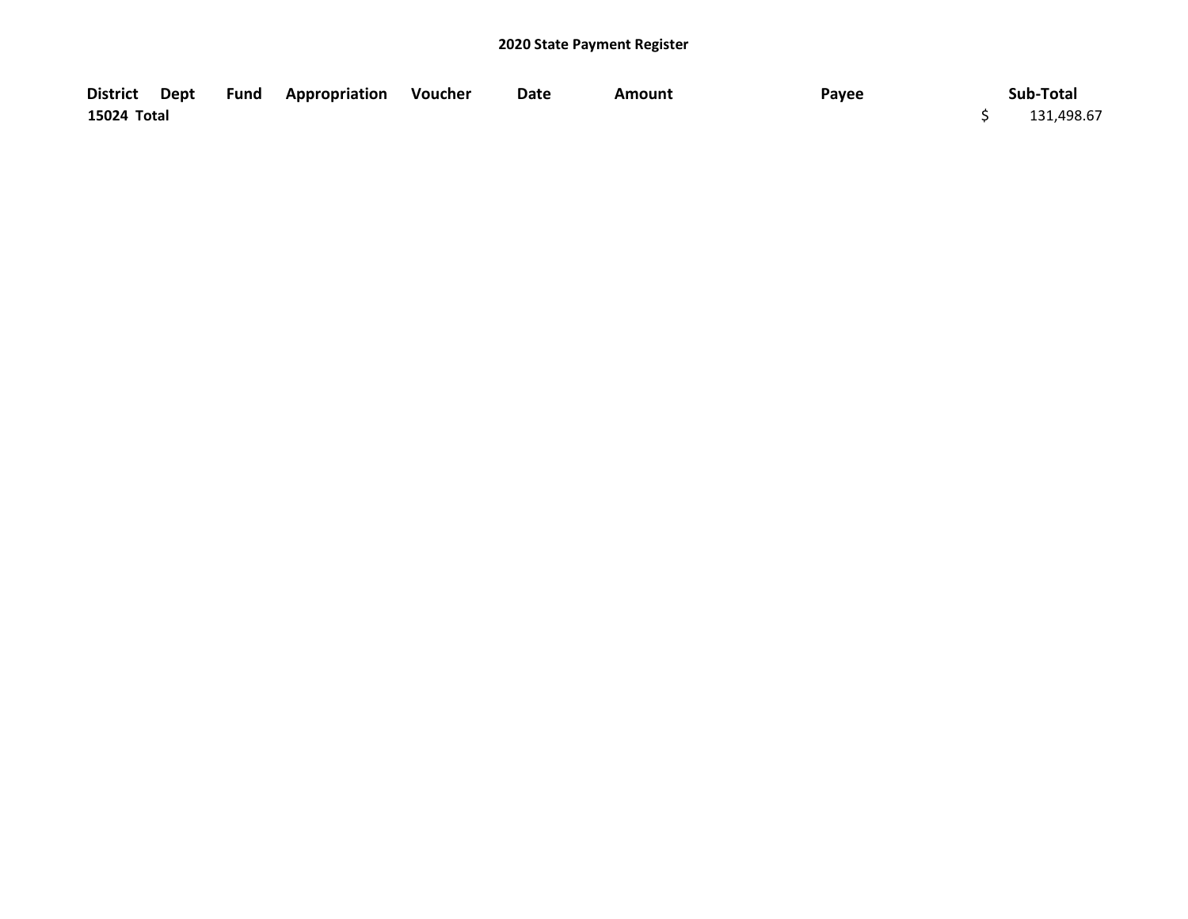**2020 State Payment Register**

| District | Dept | Fund | Appropriation | Voucher | Date | Amount | Payee | Sub-Total |
|---|---|---|---|---|---|---|---|---|
| **15024 Total** | | | | | | | | $ 131,498.67 |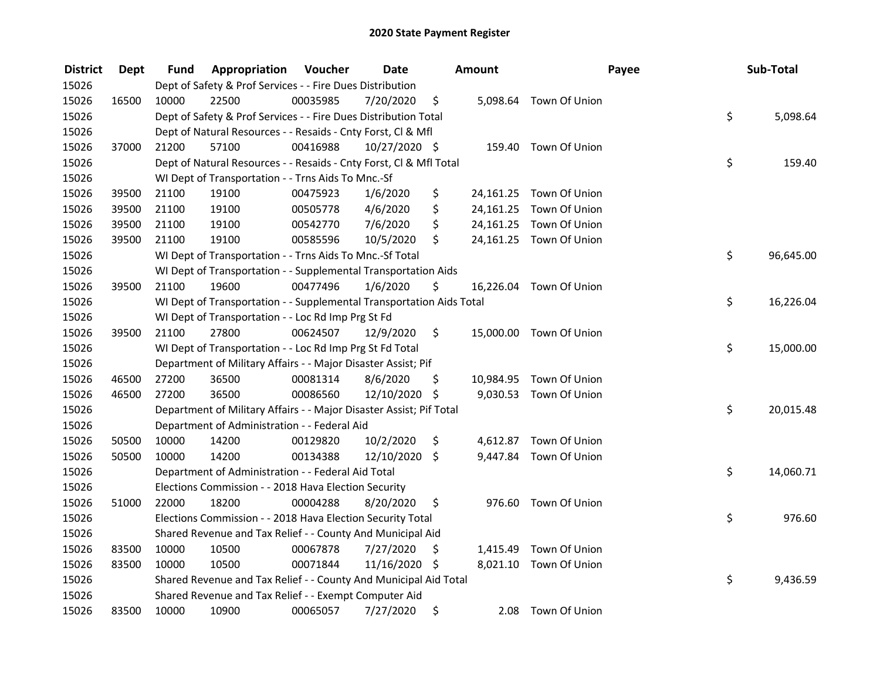# 2020 State Payment Register

| District | Dept | Fund | Appropriation | Voucher | Date | Amount | Payee | Sub-Total |
|---|---|---|---|---|---|---|---|---|
| 15026 | | Dept of Safety & Prof Services - - Fire Dues Distribution | | | | | | |
| 15026 | 16500 | 10000 | 22500 | 00035985 | 7/20/2020 | $ 5,098.64 | Town Of Union | |
| 15026 | | Dept of Safety & Prof Services - - Fire Dues Distribution Total | | | | | | $ 5,098.64 |
| 15026 | | Dept of Natural Resources - - Resaids - Cnty Forst, Cl & Mfl | | | | | | |
| 15026 | 37000 | 21200 | 57100 | 00416988 | 10/27/2020 | $ 159.40 | Town Of Union | |
| 15026 | | Dept of Natural Resources - - Resaids - Cnty Forst, Cl & Mfl Total | | | | | | $ 159.40 |
| 15026 | | WI Dept of Transportation - - Trns Aids To Mnc.-Sf | | | | | | |
| 15026 | 39500 | 21100 | 19100 | 00475923 | 1/6/2020 | $ 24,161.25 | Town Of Union | |
| 15026 | 39500 | 21100 | 19100 | 00505778 | 4/6/2020 | $ 24,161.25 | Town Of Union | |
| 15026 | 39500 | 21100 | 19100 | 00542770 | 7/6/2020 | $ 24,161.25 | Town Of Union | |
| 15026 | 39500 | 21100 | 19100 | 00585596 | 10/5/2020 | $ 24,161.25 | Town Of Union | |
| 15026 | | WI Dept of Transportation - - Trns Aids To Mnc.-Sf Total | | | | | | $ 96,645.00 |
| 15026 | | WI Dept of Transportation - - Supplemental Transportation Aids | | | | | | |
| 15026 | 39500 | 21100 | 19600 | 00477496 | 1/6/2020 | $ 16,226.04 | Town Of Union | |
| 15026 | | WI Dept of Transportation - - Supplemental Transportation Aids Total | | | | | | $ 16,226.04 |
| 15026 | | WI Dept of Transportation - - Loc Rd Imp Prg St Fd | | | | | | |
| 15026 | 39500 | 21100 | 27800 | 00624507 | 12/9/2020 | $ 15,000.00 | Town Of Union | |
| 15026 | | WI Dept of Transportation - - Loc Rd Imp Prg St Fd Total | | | | | | $ 15,000.00 |
| 15026 | | Department of Military Affairs - - Major Disaster Assist; Pif | | | | | | |
| 15026 | 46500 | 27200 | 36500 | 00081314 | 8/6/2020 | $ 10,984.95 | Town Of Union | |
| 15026 | 46500 | 27200 | 36500 | 00086560 | 12/10/2020 | $ 9,030.53 | Town Of Union | |
| 15026 | | Department of Military Affairs - - Major Disaster Assist; Pif Total | | | | | | $ 20,015.48 |
| 15026 | | Department of Administration - - Federal Aid | | | | | | |
| 15026 | 50500 | 10000 | 14200 | 00129820 | 10/2/2020 | $ 4,612.87 | Town Of Union | |
| 15026 | 50500 | 10000 | 14200 | 00134388 | 12/10/2020 | $ 9,447.84 | Town Of Union | |
| 15026 | | Department of Administration - - Federal Aid Total | | | | | | $ 14,060.71 |
| 15026 | | Elections Commission - - 2018 Hava Election Security | | | | | | |
| 15026 | 51000 | 22000 | 18200 | 00004288 | 8/20/2020 | $ 976.60 | Town Of Union | |
| 15026 | | Elections Commission - - 2018 Hava Election Security Total | | | | | | $ 976.60 |
| 15026 | | Shared Revenue and Tax Relief - - County And Municipal Aid | | | | | | |
| 15026 | 83500 | 10000 | 10500 | 00067878 | 7/27/2020 | $ 1,415.49 | Town Of Union | |
| 15026 | 83500 | 10000 | 10500 | 00071844 | 11/16/2020 | $ 8,021.10 | Town Of Union | |
| 15026 | | Shared Revenue and Tax Relief - - County And Municipal Aid Total | | | | | | $ 9,436.59 |
| 15026 | | Shared Revenue and Tax Relief - - Exempt Computer Aid | | | | | | |
| 15026 | 83500 | 10000 | 10900 | 00065057 | 7/27/2020 | $ 2.08 | Town Of Union | |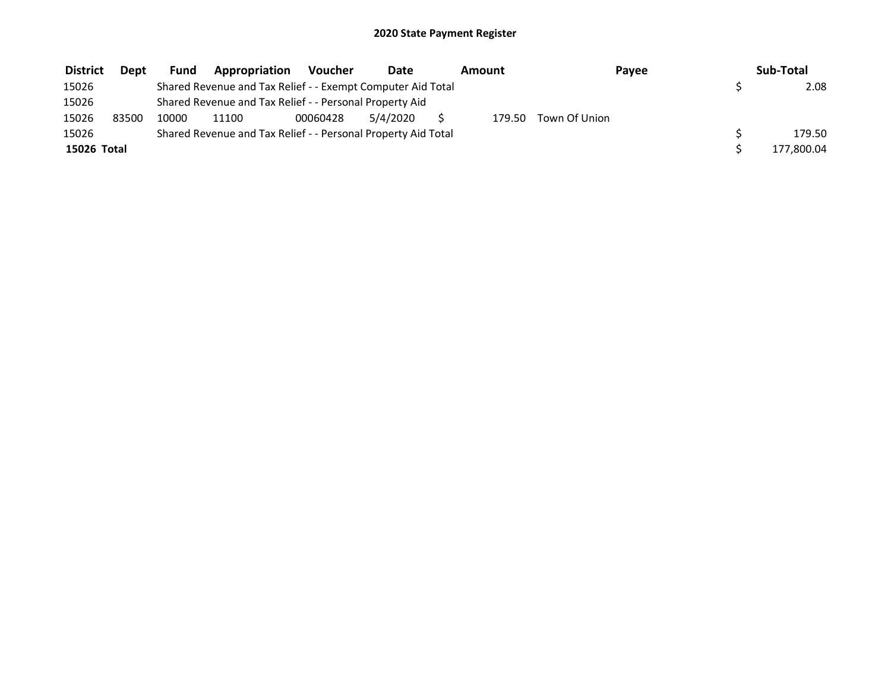# 2020 State Payment Register

| District | Dept | Fund | Appropriation | Voucher | Date | Amount | Payee | Sub-Total |
|---|---|---|---|---|---|---|---|---|
| 15026 | | Shared Revenue and Tax Relief - - Exempt Computer Aid Total | | | | | | $ 2.08 |
| 15026 | | Shared Revenue and Tax Relief - - Personal Property Aid | | | | | | |
| 15026 | 83500 | 10000 | 11100 | 00060428 | 5/4/2020 | $ 179.50 | Town Of Union | |
| 15026 | | Shared Revenue and Tax Relief - - Personal Property Aid Total | | | | | | $ 179.50 |
| **15026 Total** | | | | | | | | $ 177,800.04 |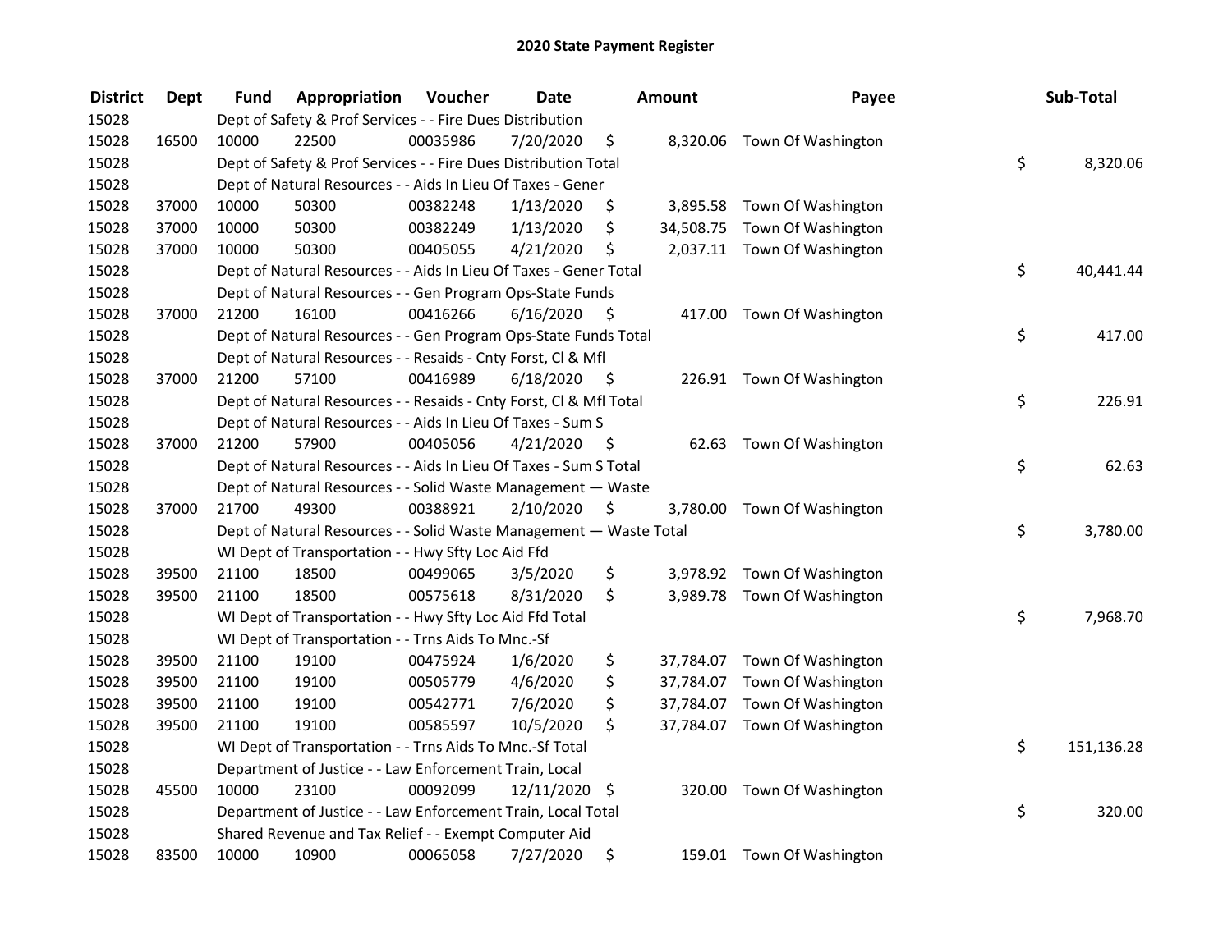# 2020 State Payment Register

| District | Dept | Fund | Appropriation | Voucher | Date | Amount | Payee | Sub-Total |
|---|---|---|---|---|---|---|---|---|
| 15028 | | Dept of Safety & Prof Services - - Fire Dues Distribution | | | | | | |
| 15028 | 16500 | 10000 | 22500 | 00035986 | 7/20/2020 | $ 8,320.06 | Town Of Washington | |
| 15028 | | Dept of Safety & Prof Services - - Fire Dues Distribution Total | | | | | | $ 8,320.06 |
| 15028 | | Dept of Natural Resources - - Aids In Lieu Of Taxes - Gener | | | | | | |
| 15028 | 37000 | 10000 | 50300 | 00382248 | 1/13/2020 | $ 3,895.58 | Town Of Washington | |
| 15028 | 37000 | 10000 | 50300 | 00382249 | 1/13/2020 | $ 34,508.75 | Town Of Washington | |
| 15028 | 37000 | 10000 | 50300 | 00405055 | 4/21/2020 | $ 2,037.11 | Town Of Washington | |
| 15028 | | Dept of Natural Resources - - Aids In Lieu Of Taxes - Gener Total | | | | | | $ 40,441.44 |
| 15028 | | Dept of Natural Resources - - Gen Program Ops-State Funds | | | | | | |
| 15028 | 37000 | 21200 | 16100 | 00416266 | 6/16/2020 | $ 417.00 | Town Of Washington | |
| 15028 | | Dept of Natural Resources - - Gen Program Ops-State Funds Total | | | | | | $ 417.00 |
| 15028 | | Dept of Natural Resources - - Resaids - Cnty Forst, Cl & Mfl | | | | | | |
| 15028 | 37000 | 21200 | 57100 | 00416989 | 6/18/2020 | $ 226.91 | Town Of Washington | |
| 15028 | | Dept of Natural Resources - - Resaids - Cnty Forst, Cl & Mfl Total | | | | | | $ 226.91 |
| 15028 | | Dept of Natural Resources - - Aids In Lieu Of Taxes - Sum S | | | | | | |
| 15028 | 37000 | 21200 | 57900 | 00405056 | 4/21/2020 | $ 62.63 | Town Of Washington | |
| 15028 | | Dept of Natural Resources - - Aids In Lieu Of Taxes - Sum S Total | | | | | | $ 62.63 |
| 15028 | | Dept of Natural Resources - - Solid Waste Management — Waste | | | | | | |
| 15028 | 37000 | 21700 | 49300 | 00388921 | 2/10/2020 | $ 3,780.00 | Town Of Washington | |
| 15028 | | Dept of Natural Resources - - Solid Waste Management — Waste Total | | | | | | $ 3,780.00 |
| 15028 | | WI Dept of Transportation - - Hwy Sfty Loc Aid Ffd | | | | | | |
| 15028 | 39500 | 21100 | 18500 | 00499065 | 3/5/2020 | $ 3,978.92 | Town Of Washington | |
| 15028 | 39500 | 21100 | 18500 | 00575618 | 8/31/2020 | $ 3,989.78 | Town Of Washington | |
| 15028 | | WI Dept of Transportation - - Hwy Sfty Loc Aid Ffd Total | | | | | | $ 7,968.70 |
| 15028 | | WI Dept of Transportation - - Trns Aids To Mnc.-Sf | | | | | | |
| 15028 | 39500 | 21100 | 19100 | 00475924 | 1/6/2020 | $ 37,784.07 | Town Of Washington | |
| 15028 | 39500 | 21100 | 19100 | 00505779 | 4/6/2020 | $ 37,784.07 | Town Of Washington | |
| 15028 | 39500 | 21100 | 19100 | 00542771 | 7/6/2020 | $ 37,784.07 | Town Of Washington | |
| 15028 | 39500 | 21100 | 19100 | 00585597 | 10/5/2020 | $ 37,784.07 | Town Of Washington | |
| 15028 | | WI Dept of Transportation - - Trns Aids To Mnc.-Sf Total | | | | | | $ 151,136.28 |
| 15028 | | Department of Justice - - Law Enforcement Train, Local | | | | | | |
| 15028 | 45500 | 10000 | 23100 | 00092099 | 12/11/2020 | $ 320.00 | Town Of Washington | |
| 15028 | | Department of Justice - - Law Enforcement Train, Local Total | | | | | | $ 320.00 |
| 15028 | | Shared Revenue and Tax Relief - - Exempt Computer Aid | | | | | | |
| 15028 | 83500 | 10000 | 10900 | 00065058 | 7/27/2020 | $ 159.01 | Town Of Washington | |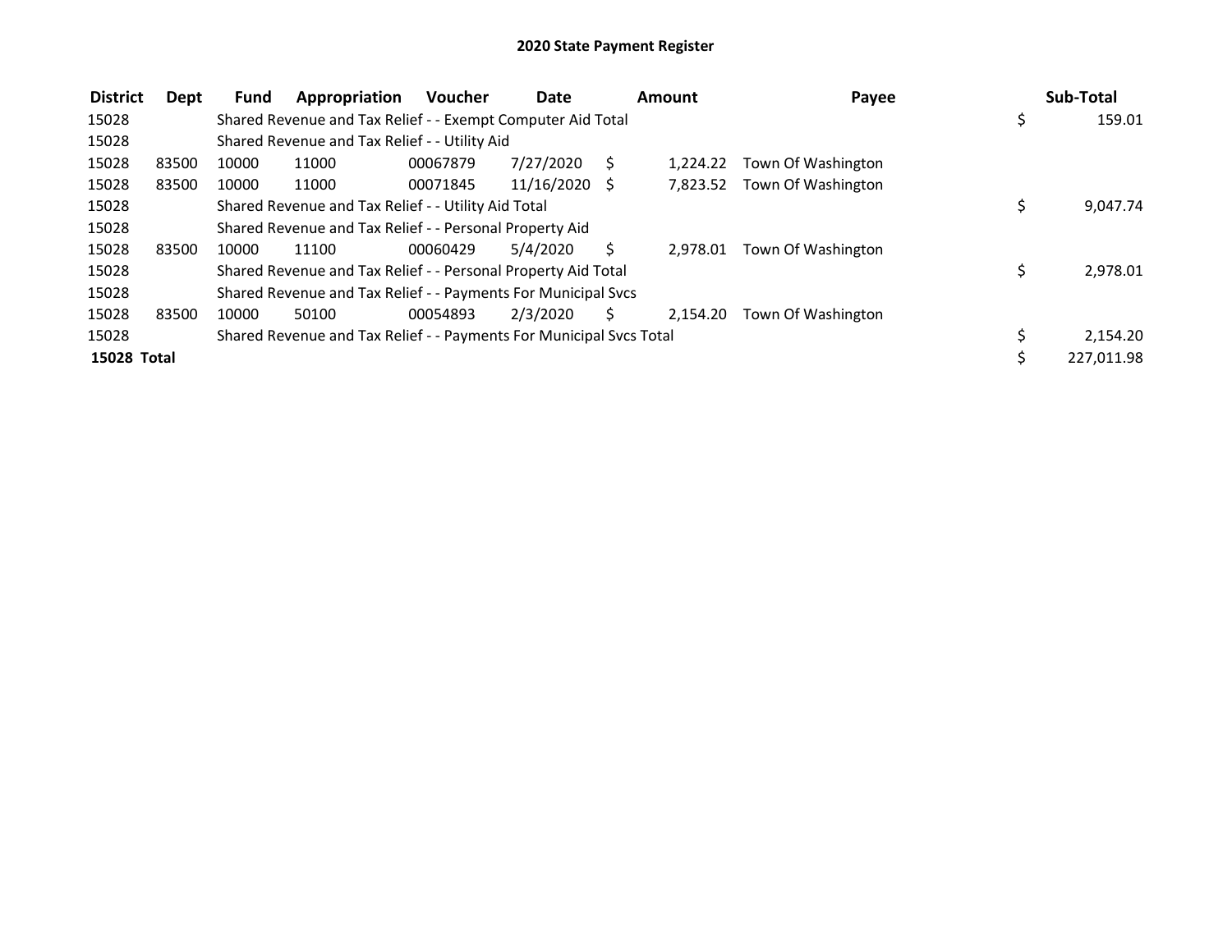# 2020 State Payment Register

| District | Dept | Fund | Appropriation | Voucher | Date | Amount | Payee | Sub-Total |
|---|---|---|---|---|---|---|---|---|
| 15028 | | Shared Revenue and Tax Relief - - Exempt Computer Aid Total | | | | | | $ 159.01 |
| 15028 | | Shared Revenue and Tax Relief - - Utility Aid | | | | | | |
| 15028 | 83500 | 10000 | 11000 | 00067879 | 7/27/2020 | $ 1,224.22 | Town Of Washington | |
| 15028 | 83500 | 10000 | 11000 | 00071845 | 11/16/2020 | $ 7,823.52 | Town Of Washington | |
| 15028 | | Shared Revenue and Tax Relief - - Utility Aid Total | | | | | | $ 9,047.74 |
| 15028 | | Shared Revenue and Tax Relief - - Personal Property Aid | | | | | | |
| 15028 | 83500 | 10000 | 11100 | 00060429 | 5/4/2020 | $ 2,978.01 | Town Of Washington | |
| 15028 | | Shared Revenue and Tax Relief - - Personal Property Aid Total | | | | | | $ 2,978.01 |
| 15028 | | Shared Revenue and Tax Relief - - Payments For Municipal Svcs | | | | | | |
| 15028 | 83500 | 10000 | 50100 | 00054893 | 2/3/2020 | $ 2,154.20 | Town Of Washington | |
| 15028 | | Shared Revenue and Tax Relief - - Payments For Municipal Svcs Total | | | | | | $ 2,154.20 |
| **15028 Total** | | | | | | | | $ 227,011.98 |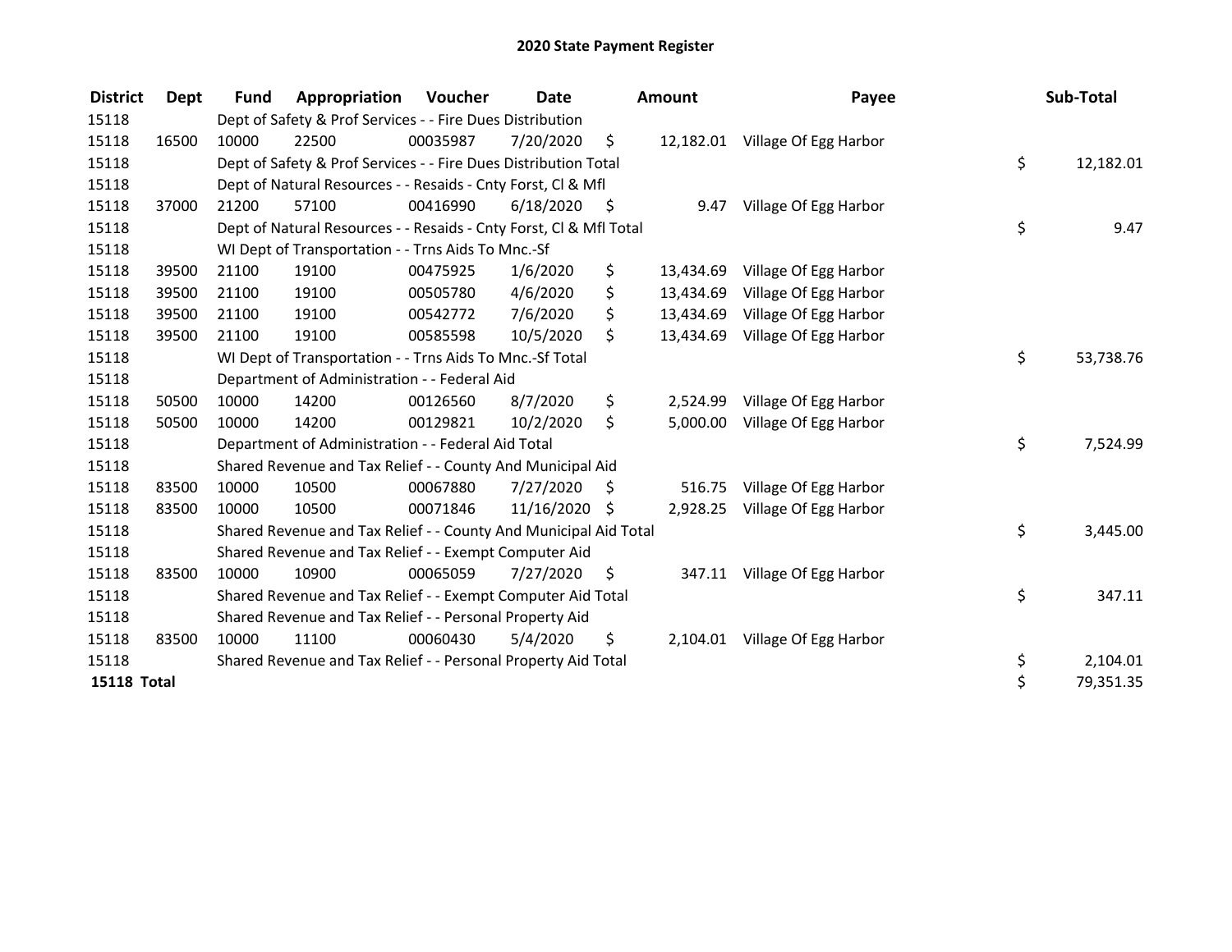# 2020 State Payment Register

| District | Dept | Fund | Appropriation | Voucher | Date | Amount | Payee | Sub-Total |
|---|---|---|---|---|---|---|---|---|
| 15118 | | Dept of Safety & Prof Services - - Fire Dues Distribution | | | | | | |
| 15118 | 16500 | 10000 | 22500 | 00035987 | 7/20/2020 | $ 12,182.01 | Village Of Egg Harbor | |
| 15118 | | Dept of Safety & Prof Services - - Fire Dues Distribution Total | | | | | | $ 12,182.01 |
| 15118 | | Dept of Natural Resources - - Resaids - Cnty Forst, Cl & Mfl | | | | | | |
| 15118 | 37000 | 21200 | 57100 | 00416990 | 6/18/2020 | $ 9.47 | Village Of Egg Harbor | |
| 15118 | | Dept of Natural Resources - - Resaids - Cnty Forst, Cl & Mfl Total | | | | | | $ 9.47 |
| 15118 | | WI Dept of Transportation - - Trns Aids To Mnc.-Sf | | | | | | |
| 15118 | 39500 | 21100 | 19100 | 00475925 | 1/6/2020 | $ 13,434.69 | Village Of Egg Harbor | |
| 15118 | 39500 | 21100 | 19100 | 00505780 | 4/6/2020 | $ 13,434.69 | Village Of Egg Harbor | |
| 15118 | 39500 | 21100 | 19100 | 00542772 | 7/6/2020 | $ 13,434.69 | Village Of Egg Harbor | |
| 15118 | 39500 | 21100 | 19100 | 00585598 | 10/5/2020 | $ 13,434.69 | Village Of Egg Harbor | |
| 15118 | | WI Dept of Transportation - - Trns Aids To Mnc.-Sf Total | | | | | | $ 53,738.76 |
| 15118 | | Department of Administration - - Federal Aid | | | | | | |
| 15118 | 50500 | 10000 | 14200 | 00126560 | 8/7/2020 | $ 2,524.99 | Village Of Egg Harbor | |
| 15118 | 50500 | 10000 | 14200 | 00129821 | 10/2/2020 | $ 5,000.00 | Village Of Egg Harbor | |
| 15118 | | Department of Administration - - Federal Aid Total | | | | | | $ 7,524.99 |
| 15118 | | Shared Revenue and Tax Relief - - County And Municipal Aid | | | | | | |
| 15118 | 83500 | 10000 | 10500 | 00067880 | 7/27/2020 | $ 516.75 | Village Of Egg Harbor | |
| 15118 | 83500 | 10000 | 10500 | 00071846 | 11/16/2020 | $ 2,928.25 | Village Of Egg Harbor | |
| 15118 | | Shared Revenue and Tax Relief - - County And Municipal Aid Total | | | | | | $ 3,445.00 |
| 15118 | | Shared Revenue and Tax Relief - - Exempt Computer Aid | | | | | | |
| 15118 | 83500 | 10000 | 10900 | 00065059 | 7/27/2020 | $ 347.11 | Village Of Egg Harbor | |
| 15118 | | Shared Revenue and Tax Relief - - Exempt Computer Aid Total | | | | | | $ 347.11 |
| 15118 | | Shared Revenue and Tax Relief - - Personal Property Aid | | | | | | |
| 15118 | 83500 | 10000 | 11100 | 00060430 | 5/4/2020 | $ 2,104.01 | Village Of Egg Harbor | |
| 15118 | | Shared Revenue and Tax Relief - - Personal Property Aid Total | | | | | | $ 2,104.01 |
| **15118 Total** | | | | | | | | $ 79,351.35 |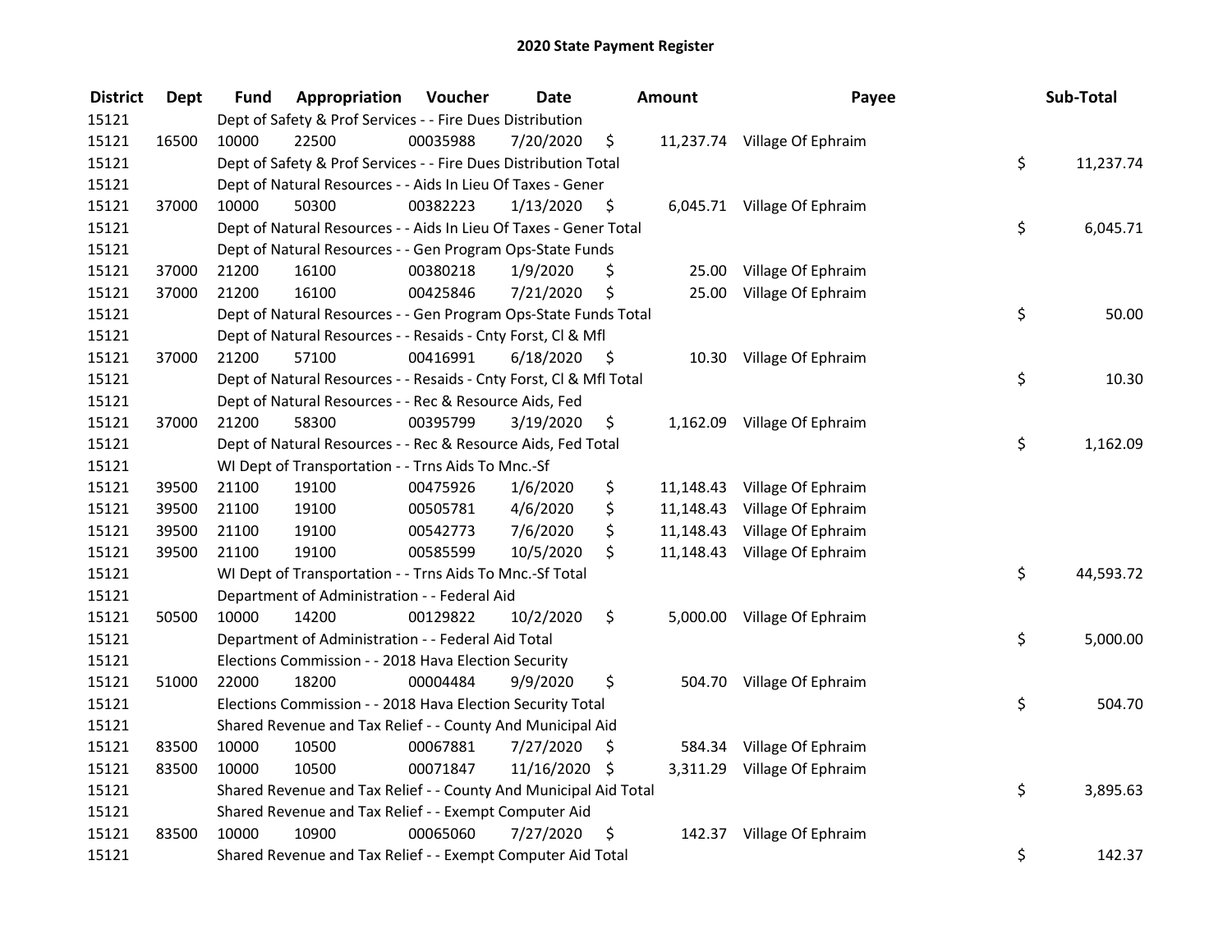# 2020 State Payment Register

| District | Dept | Fund | Appropriation | Voucher | Date | Amount | Payee | Sub-Total |
|---|---|---|---|---|---|---|---|---|
| 15121 | | Dept of Safety & Prof Services - - Fire Dues Distribution | | | | | | |
| 15121 | 16500 | 10000 | 22500 | 00035988 | 7/20/2020 | $ 11,237.74 | Village Of Ephraim | |
| 15121 | | Dept of Safety & Prof Services - - Fire Dues Distribution Total | | | | | | $ 11,237.74 |
| 15121 | | Dept of Natural Resources - - Aids In Lieu Of Taxes - Gener | | | | | | |
| 15121 | 37000 | 10000 | 50300 | 00382223 | 1/13/2020 | $ 6,045.71 | Village Of Ephraim | |
| 15121 | | Dept of Natural Resources - - Aids In Lieu Of Taxes - Gener Total | | | | | | $ 6,045.71 |
| 15121 | | Dept of Natural Resources - - Gen Program Ops-State Funds | | | | | | |
| 15121 | 37000 | 21200 | 16100 | 00380218 | 1/9/2020 | $ 25.00 | Village Of Ephraim | |
| 15121 | 37000 | 21200 | 16100 | 00425846 | 7/21/2020 | $ 25.00 | Village Of Ephraim | |
| 15121 | | Dept of Natural Resources - - Gen Program Ops-State Funds Total | | | | | | $ 50.00 |
| 15121 | | Dept of Natural Resources - - Resaids - Cnty Forst, Cl & Mfl | | | | | | |
| 15121 | 37000 | 21200 | 57100 | 00416991 | 6/18/2020 | $ 10.30 | Village Of Ephraim | |
| 15121 | | Dept of Natural Resources - - Resaids - Cnty Forst, Cl & Mfl Total | | | | | | $ 10.30 |
| 15121 | | Dept of Natural Resources - - Rec & Resource Aids, Fed | | | | | | |
| 15121 | 37000 | 21200 | 58300 | 00395799 | 3/19/2020 | $ 1,162.09 | Village Of Ephraim | |
| 15121 | | Dept of Natural Resources - - Rec & Resource Aids, Fed Total | | | | | | $ 1,162.09 |
| 15121 | | WI Dept of Transportation - - Trns Aids To Mnc.-Sf | | | | | | |
| 15121 | 39500 | 21100 | 19100 | 00475926 | 1/6/2020 | $ 11,148.43 | Village Of Ephraim | |
| 15121 | 39500 | 21100 | 19100 | 00505781 | 4/6/2020 | $ 11,148.43 | Village Of Ephraim | |
| 15121 | 39500 | 21100 | 19100 | 00542773 | 7/6/2020 | $ 11,148.43 | Village Of Ephraim | |
| 15121 | 39500 | 21100 | 19100 | 00585599 | 10/5/2020 | $ 11,148.43 | Village Of Ephraim | |
| 15121 | | WI Dept of Transportation - - Trns Aids To Mnc.-Sf Total | | | | | | $ 44,593.72 |
| 15121 | | Department of Administration - - Federal Aid | | | | | | |
| 15121 | 50500 | 10000 | 14200 | 00129822 | 10/2/2020 | $ 5,000.00 | Village Of Ephraim | |
| 15121 | | Department of Administration - - Federal Aid Total | | | | | | $ 5,000.00 |
| 15121 | | Elections Commission - - 2018 Hava Election Security | | | | | | |
| 15121 | 51000 | 22000 | 18200 | 00004484 | 9/9/2020 | $ 504.70 | Village Of Ephraim | |
| 15121 | | Elections Commission - - 2018 Hava Election Security Total | | | | | | $ 504.70 |
| 15121 | | Shared Revenue and Tax Relief - - County And Municipal Aid | | | | | | |
| 15121 | 83500 | 10000 | 10500 | 00067881 | 7/27/2020 | $ 584.34 | Village Of Ephraim | |
| 15121 | 83500 | 10000 | 10500 | 00071847 | 11/16/2020 | $ 3,311.29 | Village Of Ephraim | |
| 15121 | | Shared Revenue and Tax Relief - - County And Municipal Aid Total | | | | | | $ 3,895.63 |
| 15121 | | Shared Revenue and Tax Relief - - Exempt Computer Aid | | | | | | |
| 15121 | 83500 | 10000 | 10900 | 00065060 | 7/27/2020 | $ 142.37 | Village Of Ephraim | |
| 15121 | | Shared Revenue and Tax Relief - - Exempt Computer Aid Total | | | | | | $ 142.37 |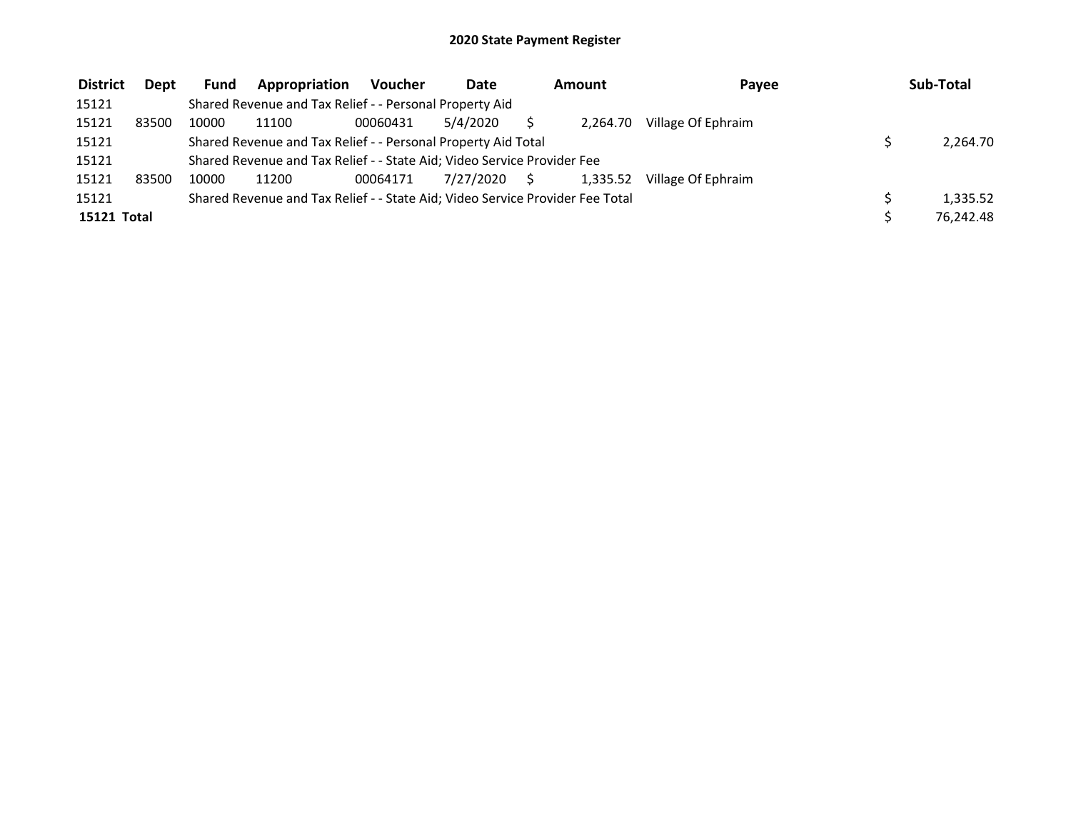# 2020 State Payment Register

| District | Dept | Fund | Appropriation | Voucher | Date | Amount | Payee | Sub-Total |
|---|---|---|---|---|---|---|---|---|
| 15121 | | Shared Revenue and Tax Relief - - Personal Property Aid | | | | | | |
| 15121 | 83500 | 10000 | 11100 | 00060431 | 5/4/2020 | $ 2,264.70 | Village Of Ephraim | |
| 15121 | | Shared Revenue and Tax Relief - - Personal Property Aid Total | | | | | | $ 2,264.70 |
| 15121 | | Shared Revenue and Tax Relief - - State Aid; Video Service Provider Fee | | | | | | |
| 15121 | 83500 | 10000 | 11200 | 00064171 | 7/27/2020 | $ 1,335.52 | Village Of Ephraim | |
| 15121 | | Shared Revenue and Tax Relief - - State Aid; Video Service Provider Fee Total | | | | | | $ 1,335.52 |
| **15121 Total** | | | | | | | | $ 76,242.48 |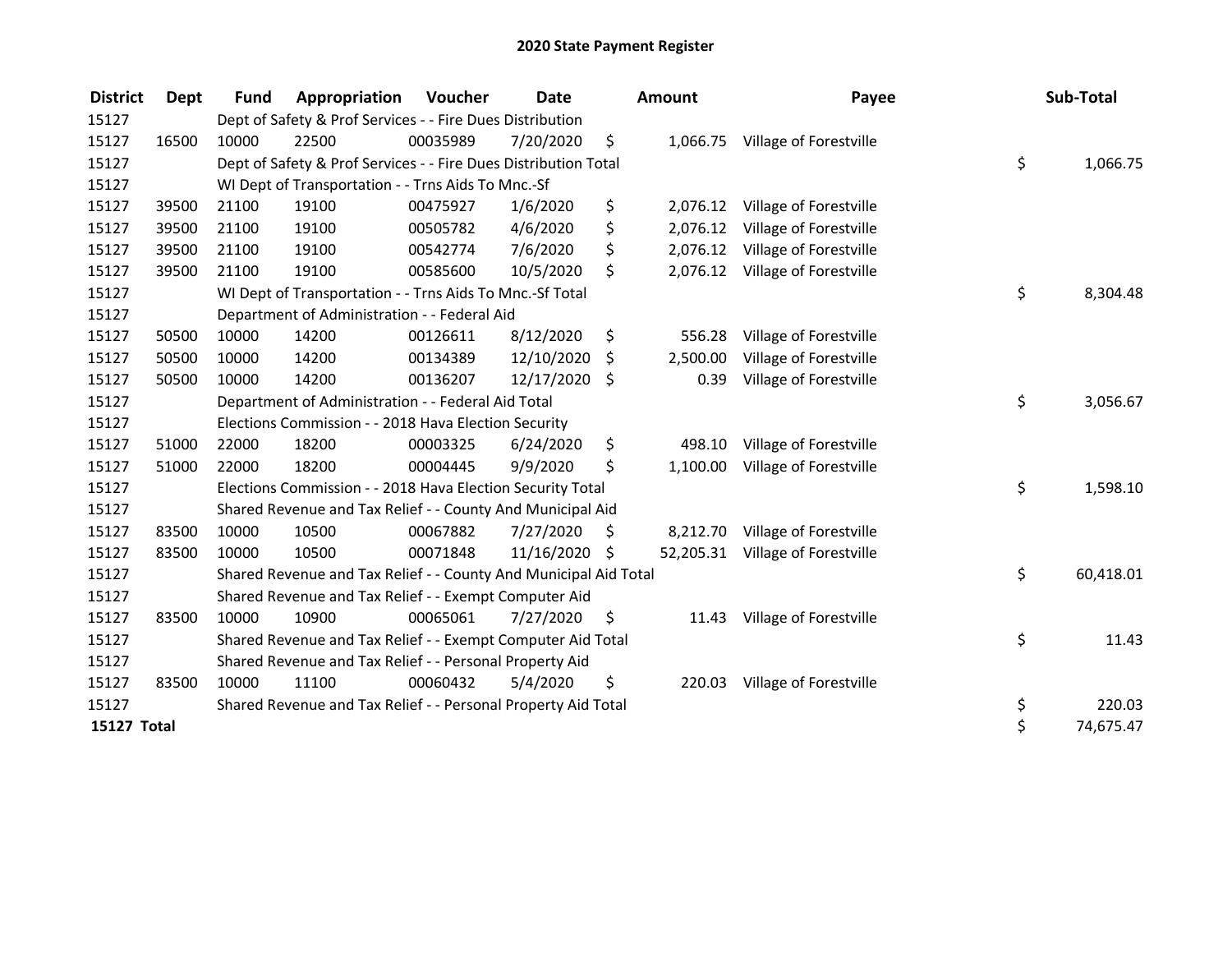# 2020 State Payment Register

| District | Dept | Fund | Appropriation | Voucher | Date | Amount | Payee | Sub-Total |
|---|---|---|---|---|---|---|---|---|
| 15127 | | Dept of Safety & Prof Services - - Fire Dues Distribution | | | | | | |
| 15127 | 16500 | 10000 | 22500 | 00035989 | 7/20/2020 | $ 1,066.75 | Village of Forestville | |
| 15127 | | Dept of Safety & Prof Services - - Fire Dues Distribution Total | | | | | | $ 1,066.75 |
| 15127 | | WI Dept of Transportation - - Trns Aids To Mnc.-Sf | | | | | | |
| 15127 | 39500 | 21100 | 19100 | 00475927 | 1/6/2020 | $ 2,076.12 | Village of Forestville | |
| 15127 | 39500 | 21100 | 19100 | 00505782 | 4/6/2020 | $ 2,076.12 | Village of Forestville | |
| 15127 | 39500 | 21100 | 19100 | 00542774 | 7/6/2020 | $ 2,076.12 | Village of Forestville | |
| 15127 | 39500 | 21100 | 19100 | 00585600 | 10/5/2020 | $ 2,076.12 | Village of Forestville | |
| 15127 | | WI Dept of Transportation - - Trns Aids To Mnc.-Sf Total | | | | | | $ 8,304.48 |
| 15127 | | Department of Administration - - Federal Aid | | | | | | |
| 15127 | 50500 | 10000 | 14200 | 00126611 | 8/12/2020 | $ 556.28 | Village of Forestville | |
| 15127 | 50500 | 10000 | 14200 | 00134389 | 12/10/2020 | $ 2,500.00 | Village of Forestville | |
| 15127 | 50500 | 10000 | 14200 | 00136207 | 12/17/2020 | $ 0.39 | Village of Forestville | |
| 15127 | | Department of Administration - - Federal Aid Total | | | | | | $ 3,056.67 |
| 15127 | | Elections Commission - - 2018 Hava Election Security | | | | | | |
| 15127 | 51000 | 22000 | 18200 | 00003325 | 6/24/2020 | $ 498.10 | Village of Forestville | |
| 15127 | 51000 | 22000 | 18200 | 00004445 | 9/9/2020 | $ 1,100.00 | Village of Forestville | |
| 15127 | | Elections Commission - - 2018 Hava Election Security Total | | | | | | $ 1,598.10 |
| 15127 | | Shared Revenue and Tax Relief - - County And Municipal Aid | | | | | | |
| 15127 | 83500 | 10000 | 10500 | 00067882 | 7/27/2020 | $ 8,212.70 | Village of Forestville | |
| 15127 | 83500 | 10000 | 10500 | 00071848 | 11/16/2020 | $ 52,205.31 | Village of Forestville | |
| 15127 | | Shared Revenue and Tax Relief - - County And Municipal Aid Total | | | | | | $ 60,418.01 |
| 15127 | | Shared Revenue and Tax Relief - - Exempt Computer Aid | | | | | | |
| 15127 | 83500 | 10000 | 10900 | 00065061 | 7/27/2020 | $ 11.43 | Village of Forestville | |
| 15127 | | Shared Revenue and Tax Relief - - Exempt Computer Aid Total | | | | | | $ 11.43 |
| 15127 | | Shared Revenue and Tax Relief - - Personal Property Aid | | | | | | |
| 15127 | 83500 | 10000 | 11100 | 00060432 | 5/4/2020 | $ 220.03 | Village of Forestville | |
| 15127 | | Shared Revenue and Tax Relief - - Personal Property Aid Total | | | | | | $ 220.03 |
| **15127 Total** | | | | | | | | $ 74,675.47 |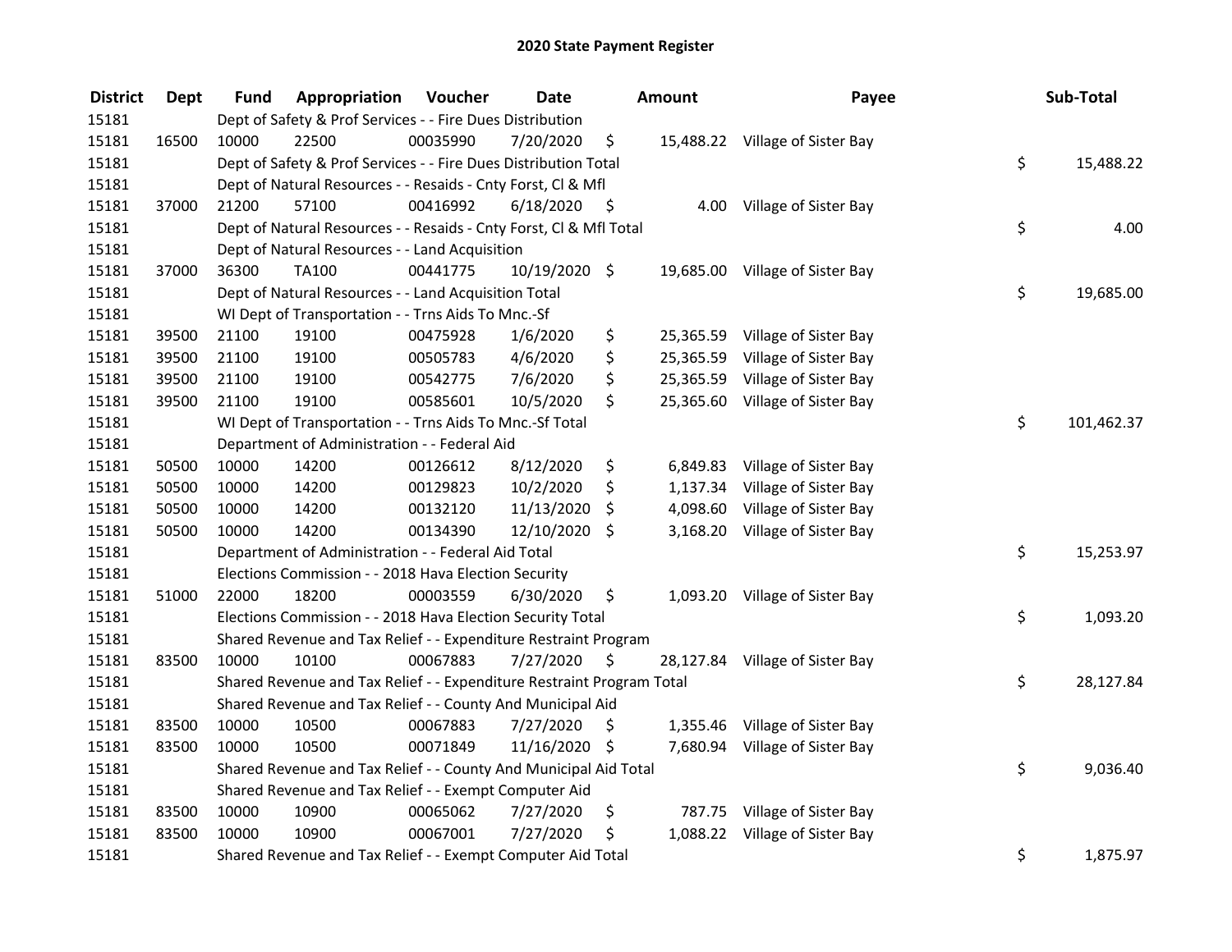# 2020 State Payment Register

| District | Dept | Fund | Appropriation | Voucher | Date | Amount | Payee | Sub-Total |
|---|---|---|---|---|---|---|---|---|
| 15181 | | Dept of Safety & Prof Services - - Fire Dues Distribution | | | | | | |
| 15181 | 16500 | 10000 | 22500 | 00035990 | 7/20/2020 | $ 15,488.22 | Village of Sister Bay | |
| 15181 | | Dept of Safety & Prof Services - - Fire Dues Distribution Total | | | | | | $ 15,488.22 |
| 15181 | | Dept of Natural Resources - - Resaids - Cnty Forst, Cl & Mfl | | | | | | |
| 15181 | 37000 | 21200 | 57100 | 00416992 | 6/18/2020 | $ 4.00 | Village of Sister Bay | |
| 15181 | | Dept of Natural Resources - - Resaids - Cnty Forst, Cl & Mfl Total | | | | | | $ 4.00 |
| 15181 | | Dept of Natural Resources - - Land Acquisition | | | | | | |
| 15181 | 37000 | 36300 | TA100 | 00441775 | 10/19/2020 | $ 19,685.00 | Village of Sister Bay | |
| 15181 | | Dept of Natural Resources - - Land Acquisition Total | | | | | | $ 19,685.00 |
| 15181 | | WI Dept of Transportation - - Trns Aids To Mnc.-Sf | | | | | | |
| 15181 | 39500 | 21100 | 19100 | 00475928 | 1/6/2020 | $ 25,365.59 | Village of Sister Bay | |
| 15181 | 39500 | 21100 | 19100 | 00505783 | 4/6/2020 | $ 25,365.59 | Village of Sister Bay | |
| 15181 | 39500 | 21100 | 19100 | 00542775 | 7/6/2020 | $ 25,365.59 | Village of Sister Bay | |
| 15181 | 39500 | 21100 | 19100 | 00585601 | 10/5/2020 | $ 25,365.60 | Village of Sister Bay | |
| 15181 | | WI Dept of Transportation - - Trns Aids To Mnc.-Sf Total | | | | | | $ 101,462.37 |
| 15181 | | Department of Administration - - Federal Aid | | | | | | |
| 15181 | 50500 | 10000 | 14200 | 00126612 | 8/12/2020 | $ 6,849.83 | Village of Sister Bay | |
| 15181 | 50500 | 10000 | 14200 | 00129823 | 10/2/2020 | $ 1,137.34 | Village of Sister Bay | |
| 15181 | 50500 | 10000 | 14200 | 00132120 | 11/13/2020 | $ 4,098.60 | Village of Sister Bay | |
| 15181 | 50500 | 10000 | 14200 | 00134390 | 12/10/2020 | $ 3,168.20 | Village of Sister Bay | |
| 15181 | | Department of Administration - - Federal Aid Total | | | | | | $ 15,253.97 |
| 15181 | | Elections Commission - - 2018 Hava Election Security | | | | | | |
| 15181 | 51000 | 22000 | 18200 | 00003559 | 6/30/2020 | $ 1,093.20 | Village of Sister Bay | |
| 15181 | | Elections Commission - - 2018 Hava Election Security Total | | | | | | $ 1,093.20 |
| 15181 | | Shared Revenue and Tax Relief - - Expenditure Restraint Program | | | | | | |
| 15181 | 83500 | 10000 | 10100 | 00067883 | 7/27/2020 | $ 28,127.84 | Village of Sister Bay | |
| 15181 | | Shared Revenue and Tax Relief - - Expenditure Restraint Program Total | | | | | | $ 28,127.84 |
| 15181 | | Shared Revenue and Tax Relief - - County And Municipal Aid | | | | | | |
| 15181 | 83500 | 10000 | 10500 | 00067883 | 7/27/2020 | $ 1,355.46 | Village of Sister Bay | |
| 15181 | 83500 | 10000 | 10500 | 00071849 | 11/16/2020 | $ 7,680.94 | Village of Sister Bay | |
| 15181 | | Shared Revenue and Tax Relief - - County And Municipal Aid Total | | | | | | $ 9,036.40 |
| 15181 | | Shared Revenue and Tax Relief - - Exempt Computer Aid | | | | | | |
| 15181 | 83500 | 10000 | 10900 | 00065062 | 7/27/2020 | $ 787.75 | Village of Sister Bay | |
| 15181 | 83500 | 10000 | 10900 | 00067001 | 7/27/2020 | $ 1,088.22 | Village of Sister Bay | |
| 15181 | | Shared Revenue and Tax Relief - - Exempt Computer Aid Total | | | | | | $ 1,875.97 |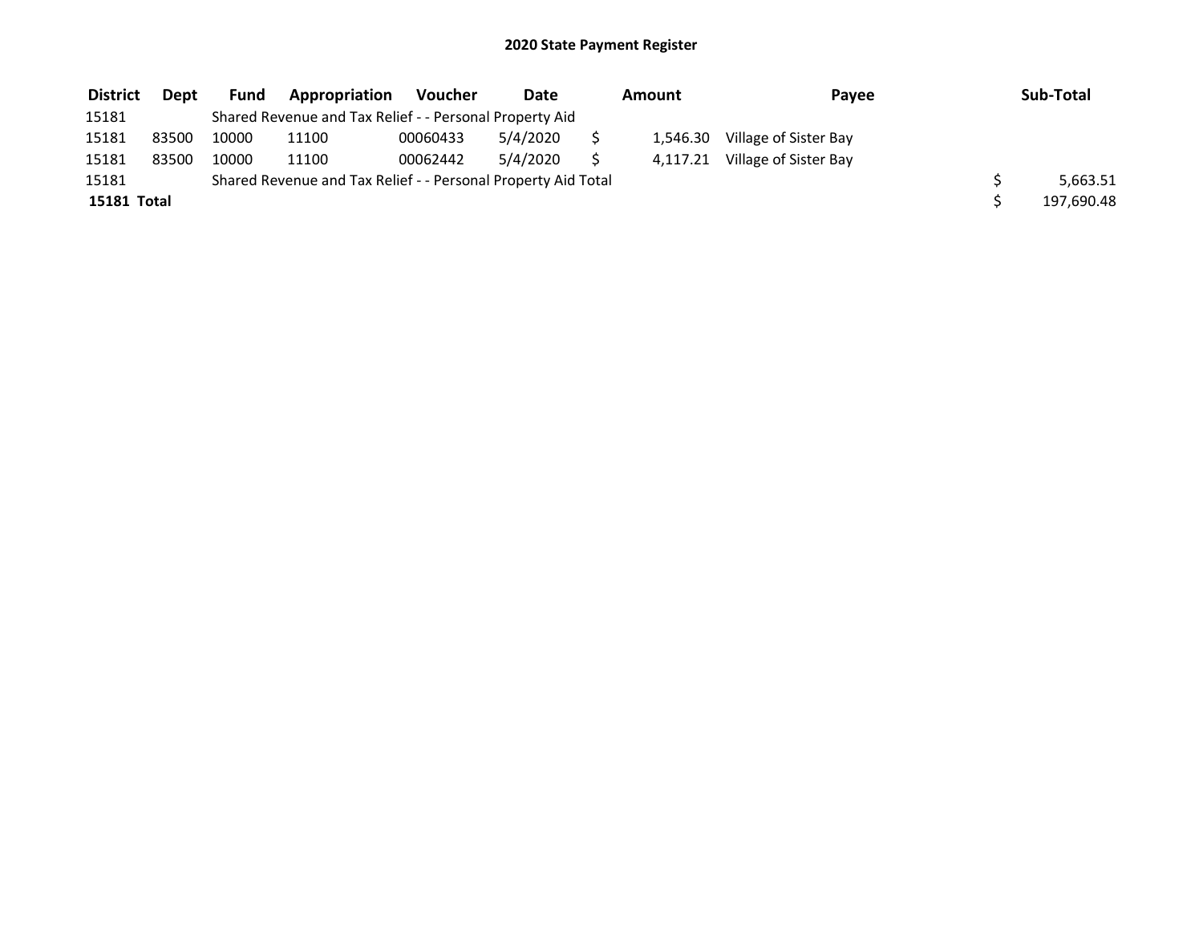# 2020 State Payment Register

| District | Dept | Fund | Appropriation | Voucher | Date | Amount | Payee | Sub-Total |
|---|---|---|---|---|---|---|---|---|
| 15181 | | Shared Revenue and Tax Relief - - Personal Property Aid | | | | | | |
| 15181 | 83500 | 10000 | 11100 | 00060433 | 5/4/2020 | $ 1,546.30 | Village of Sister Bay | |
| 15181 | 83500 | 10000 | 11100 | 00062442 | 5/4/2020 | $ 4,117.21 | Village of Sister Bay | |
| 15181 | | Shared Revenue and Tax Relief - - Personal Property Aid Total | | | | | | $ 5,663.51 |
| **15181 Total** | | | | | | | | $ 197,690.48 |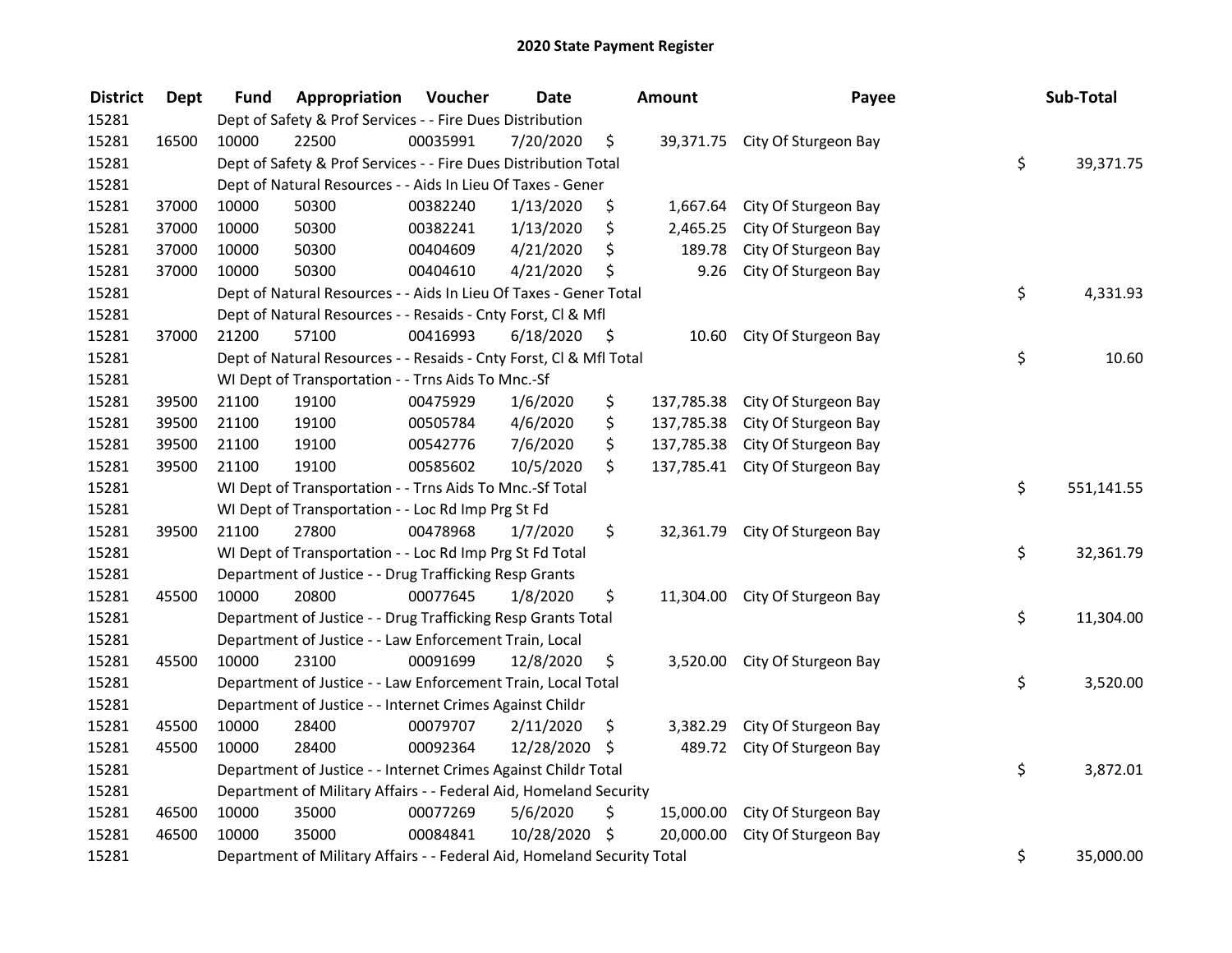# 2020 State Payment Register

| District | Dept | Fund | Appropriation | Voucher | Date | Amount | Payee | Sub-Total |
|---|---|---|---|---|---|---|---|---|
| 15281 | | Dept of Safety & Prof Services - - Fire Dues Distribution | | | | | | |
| 15281 | 16500 | 10000 | 22500 | 00035991 | 7/20/2020 | $ 39,371.75 | City Of Sturgeon Bay | |
| 15281 | | Dept of Safety & Prof Services - - Fire Dues Distribution Total | | | | | | $ 39,371.75 |
| 15281 | | Dept of Natural Resources - - Aids In Lieu Of Taxes - Gener | | | | | | |
| 15281 | 37000 | 10000 | 50300 | 00382240 | 1/13/2020 | $ 1,667.64 | City Of Sturgeon Bay | |
| 15281 | 37000 | 10000 | 50300 | 00382241 | 1/13/2020 | $ 2,465.25 | City Of Sturgeon Bay | |
| 15281 | 37000 | 10000 | 50300 | 00404609 | 4/21/2020 | $ 189.78 | City Of Sturgeon Bay | |
| 15281 | 37000 | 10000 | 50300 | 00404610 | 4/21/2020 | $ 9.26 | City Of Sturgeon Bay | |
| 15281 | | Dept of Natural Resources - - Aids In Lieu Of Taxes - Gener Total | | | | | | $ 4,331.93 |
| 15281 | | Dept of Natural Resources - - Resaids - Cnty Forst, Cl & Mfl | | | | | | |
| 15281 | 37000 | 21200 | 57100 | 00416993 | 6/18/2020 | $ 10.60 | City Of Sturgeon Bay | |
| 15281 | | Dept of Natural Resources - - Resaids - Cnty Forst, Cl & Mfl Total | | | | | | $ 10.60 |
| 15281 | | WI Dept of Transportation - - Trns Aids To Mnc.-Sf | | | | | | |
| 15281 | 39500 | 21100 | 19100 | 00475929 | 1/6/2020 | $ 137,785.38 | City Of Sturgeon Bay | |
| 15281 | 39500 | 21100 | 19100 | 00505784 | 4/6/2020 | $ 137,785.38 | City Of Sturgeon Bay | |
| 15281 | 39500 | 21100 | 19100 | 00542776 | 7/6/2020 | $ 137,785.38 | City Of Sturgeon Bay | |
| 15281 | 39500 | 21100 | 19100 | 00585602 | 10/5/2020 | $ 137,785.41 | City Of Sturgeon Bay | |
| 15281 | | WI Dept of Transportation - - Trns Aids To Mnc.-Sf Total | | | | | | $ 551,141.55 |
| 15281 | | WI Dept of Transportation - - Loc Rd Imp Prg St Fd | | | | | | |
| 15281 | 39500 | 21100 | 27800 | 00478968 | 1/7/2020 | $ 32,361.79 | City Of Sturgeon Bay | |
| 15281 | | WI Dept of Transportation - - Loc Rd Imp Prg St Fd Total | | | | | | $ 32,361.79 |
| 15281 | | Department of Justice - - Drug Trafficking Resp Grants | | | | | | |
| 15281 | 45500 | 10000 | 20800 | 00077645 | 1/8/2020 | $ 11,304.00 | City Of Sturgeon Bay | |
| 15281 | | Department of Justice - - Drug Trafficking Resp Grants Total | | | | | | $ 11,304.00 |
| 15281 | | Department of Justice - - Law Enforcement Train, Local | | | | | | |
| 15281 | 45500 | 10000 | 23100 | 00091699 | 12/8/2020 | $ 3,520.00 | City Of Sturgeon Bay | |
| 15281 | | Department of Justice - - Law Enforcement Train, Local Total | | | | | | $ 3,520.00 |
| 15281 | | Department of Justice - - Internet Crimes Against Childr | | | | | | |
| 15281 | 45500 | 10000 | 28400 | 00079707 | 2/11/2020 | $ 3,382.29 | City Of Sturgeon Bay | |
| 15281 | 45500 | 10000 | 28400 | 00092364 | 12/28/2020 | $ 489.72 | City Of Sturgeon Bay | |
| 15281 | | Department of Justice - - Internet Crimes Against Childr Total | | | | | | $ 3,872.01 |
| 15281 | | Department of Military Affairs - - Federal Aid, Homeland Security | | | | | | |
| 15281 | 46500 | 10000 | 35000 | 00077269 | 5/6/2020 | $ 15,000.00 | City Of Sturgeon Bay | |
| 15281 | 46500 | 10000 | 35000 | 00084841 | 10/28/2020 | $ 20,000.00 | City Of Sturgeon Bay | |
| 15281 | | Department of Military Affairs - - Federal Aid, Homeland Security Total | | | | | | $ 35,000.00 |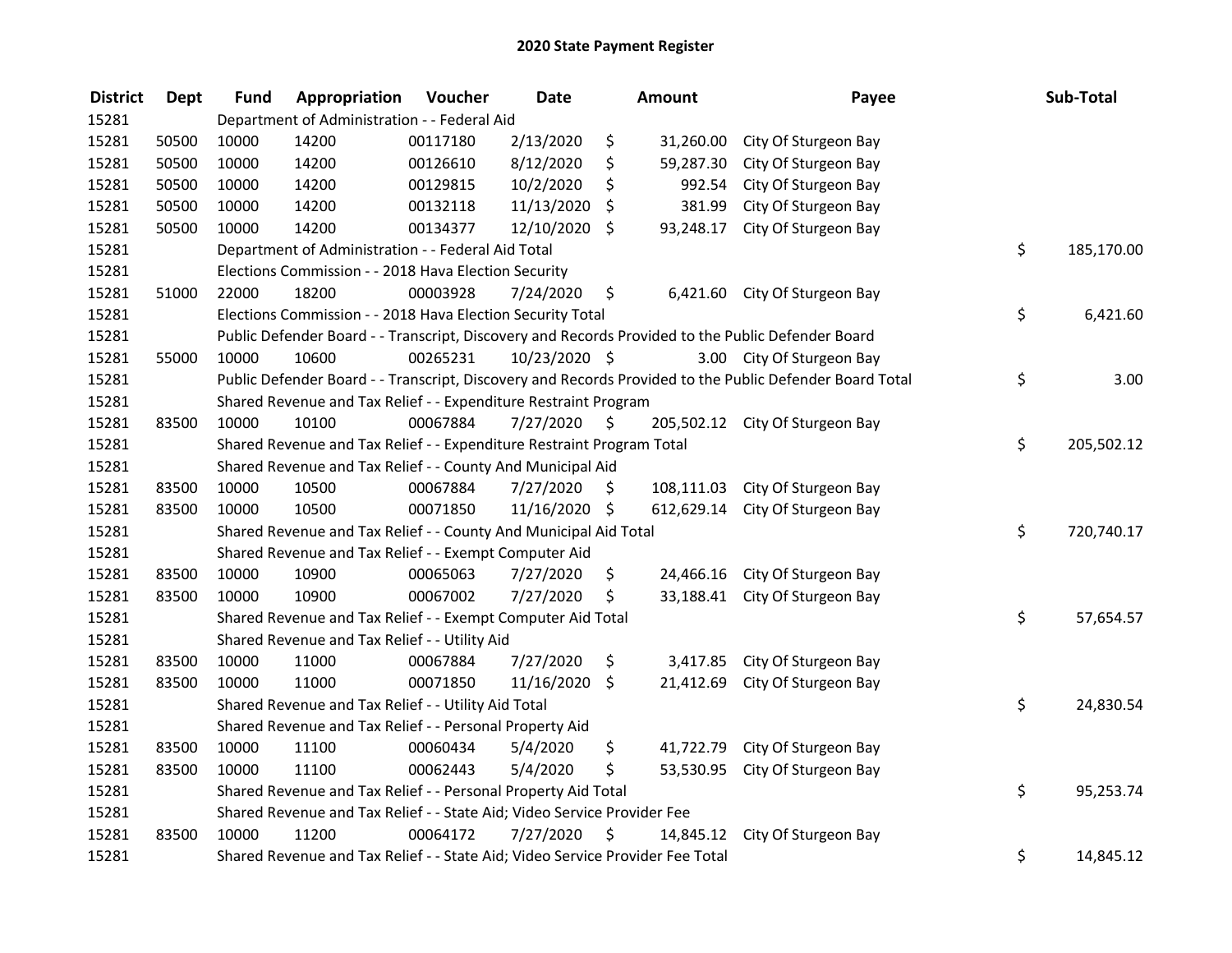# 2020 State Payment Register

| District | Dept | Fund | Appropriation | Voucher | Date | Amount | Payee | Sub-Total |
|---|---|---|---|---|---|---|---|---|
| 15281 | | Department of Administration - - Federal Aid | | | | | | |
| 15281 | 50500 | 10000 | 14200 | 00117180 | 2/13/2020 | $ 31,260.00 | City Of Sturgeon Bay | |
| 15281 | 50500 | 10000 | 14200 | 00126610 | 8/12/2020 | $ 59,287.30 | City Of Sturgeon Bay | |
| 15281 | 50500 | 10000 | 14200 | 00129815 | 10/2/2020 | $ 992.54 | City Of Sturgeon Bay | |
| 15281 | 50500 | 10000 | 14200 | 00132118 | 11/13/2020 | $ 381.99 | City Of Sturgeon Bay | |
| 15281 | 50500 | 10000 | 14200 | 00134377 | 12/10/2020 | $ 93,248.17 | City Of Sturgeon Bay | |
| 15281 | | Department of Administration - - Federal Aid Total | | | | | | $ 185,170.00 |
| 15281 | | Elections Commission - - 2018 Hava Election Security | | | | | | |
| 15281 | 51000 | 22000 | 18200 | 00003928 | 7/24/2020 | $ 6,421.60 | City Of Sturgeon Bay | |
| 15281 | | Elections Commission - - 2018 Hava Election Security Total | | | | | | $ 6,421.60 |
| 15281 | | Public Defender Board - - Transcript, Discovery and Records Provided to the Public Defender Board | | | | | | |
| 15281 | 55000 | 10000 | 10600 | 00265231 | 10/23/2020 | $ 3.00 | City Of Sturgeon Bay | |
| 15281 | | Public Defender Board - - Transcript, Discovery and Records Provided to the Public Defender Board Total | | | | | | $ 3.00 |
| 15281 | | Shared Revenue and Tax Relief - - Expenditure Restraint Program | | | | | | |
| 15281 | 83500 | 10000 | 10100 | 00067884 | 7/27/2020 | $ 205,502.12 | City Of Sturgeon Bay | |
| 15281 | | Shared Revenue and Tax Relief - - Expenditure Restraint Program Total | | | | | | $ 205,502.12 |
| 15281 | | Shared Revenue and Tax Relief - - County And Municipal Aid | | | | | | |
| 15281 | 83500 | 10000 | 10500 | 00067884 | 7/27/2020 | $ 108,111.03 | City Of Sturgeon Bay | |
| 15281 | 83500 | 10000 | 10500 | 00071850 | 11/16/2020 | $ 612,629.14 | City Of Sturgeon Bay | |
| 15281 | | Shared Revenue and Tax Relief - - County And Municipal Aid Total | | | | | | $ 720,740.17 |
| 15281 | | Shared Revenue and Tax Relief - - Exempt Computer Aid | | | | | | |
| 15281 | 83500 | 10000 | 10900 | 00065063 | 7/27/2020 | $ 24,466.16 | City Of Sturgeon Bay | |
| 15281 | 83500 | 10000 | 10900 | 00067002 | 7/27/2020 | $ 33,188.41 | City Of Sturgeon Bay | |
| 15281 | | Shared Revenue and Tax Relief - - Exempt Computer Aid Total | | | | | | $ 57,654.57 |
| 15281 | | Shared Revenue and Tax Relief - - Utility Aid | | | | | | |
| 15281 | 83500 | 10000 | 11000 | 00067884 | 7/27/2020 | $ 3,417.85 | City Of Sturgeon Bay | |
| 15281 | 83500 | 10000 | 11000 | 00071850 | 11/16/2020 | $ 21,412.69 | City Of Sturgeon Bay | |
| 15281 | | Shared Revenue and Tax Relief - - Utility Aid Total | | | | | | $ 24,830.54 |
| 15281 | | Shared Revenue and Tax Relief - - Personal Property Aid | | | | | | |
| 15281 | 83500 | 10000 | 11100 | 00060434 | 5/4/2020 | $ 41,722.79 | City Of Sturgeon Bay | |
| 15281 | 83500 | 10000 | 11100 | 00062443 | 5/4/2020 | $ 53,530.95 | City Of Sturgeon Bay | |
| 15281 | | Shared Revenue and Tax Relief - - Personal Property Aid Total | | | | | | $ 95,253.74 |
| 15281 | | Shared Revenue and Tax Relief - - State Aid; Video Service Provider Fee | | | | | | |
| 15281 | 83500 | 10000 | 11200 | 00064172 | 7/27/2020 | $ 14,845.12 | City Of Sturgeon Bay | |
| 15281 | | Shared Revenue and Tax Relief - - State Aid; Video Service Provider Fee Total | | | | | | $ 14,845.12 |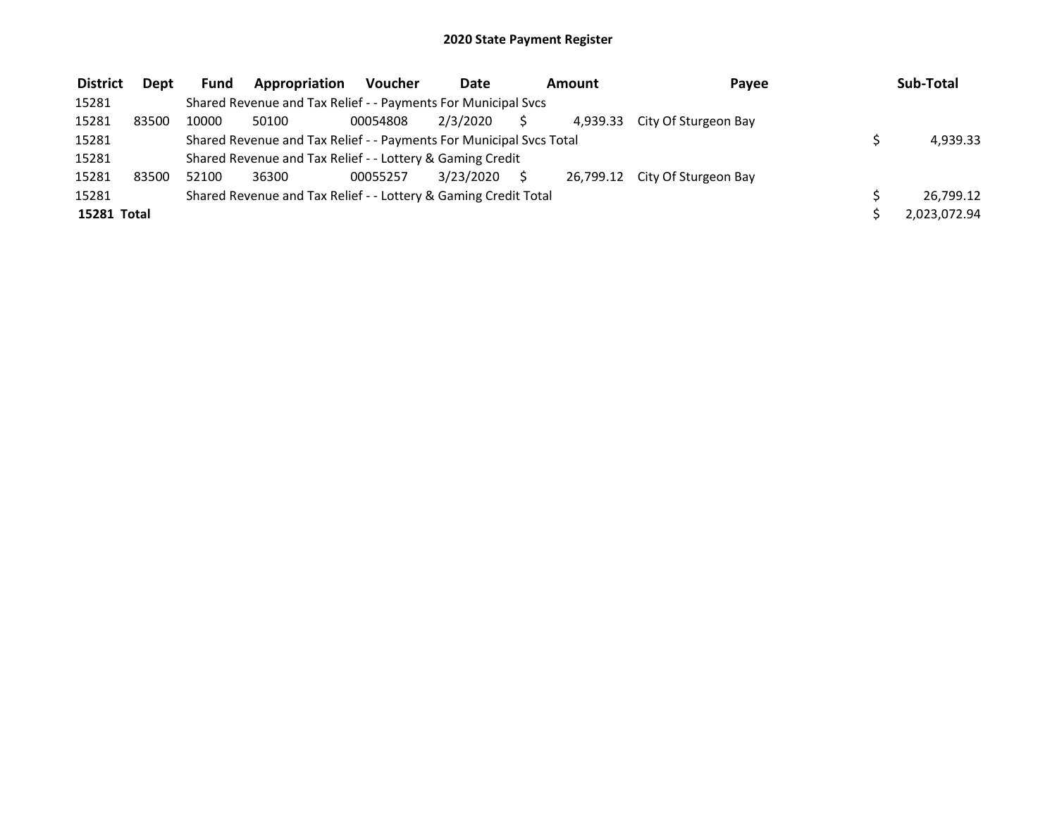# 2020 State Payment Register

| District | Dept | Fund | Appropriation | Voucher | Date | Amount | Payee | Sub-Total |
|---|---|---|---|---|---|---|---|---|
| 15281 | | Shared Revenue and Tax Relief - - Payments For Municipal Svcs | | | | | | |
| 15281 | 83500 | 10000 | 50100 | 00054808 | 2/3/2020 | $ 4,939.33 | City Of Sturgeon Bay | |
| 15281 | | Shared Revenue and Tax Relief - - Payments For Municipal Svcs Total | | | | | | $ 4,939.33 |
| 15281 | | Shared Revenue and Tax Relief - - Lottery & Gaming Credit | | | | | | |
| 15281 | 83500 | 52100 | 36300 | 00055257 | 3/23/2020 | $ 26,799.12 | City Of Sturgeon Bay | |
| 15281 | | Shared Revenue and Tax Relief - - Lottery & Gaming Credit Total | | | | | | $ 26,799.12 |
| **15281 Total** | | | | | | | | $ 2,023,072.94 |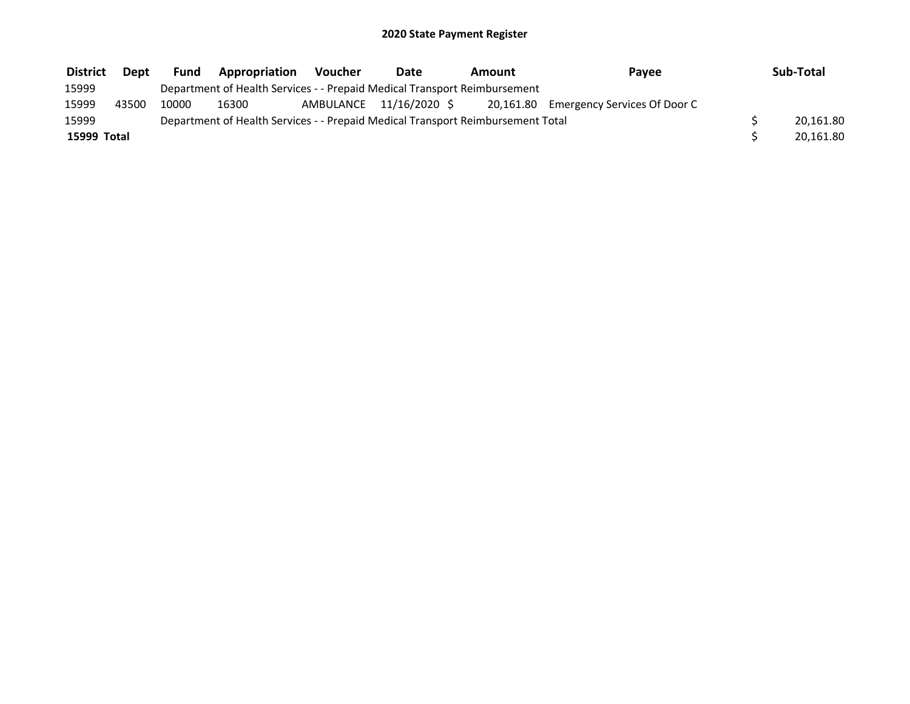# 2020 State Payment Register

| District | Dept | Fund | Appropriation | Voucher | Date | Amount | Payee | Sub-Total |
|---|---|---|---|---|---|---|---|---|
| 15999 | | Department of Health Services - - Prepaid Medical Transport Reimbursement | | | | | | |
| 15999 | 43500 | 10000 | 16300 | AMBULANCE | 11/16/2020 | $ 20,161.80 | Emergency Services Of Door C | |
| 15999 | | Department of Health Services - - Prepaid Medical Transport Reimbursement Total | | | | | | $ 20,161.80 |
| **15999 Total** | | | | | | | | $ 20,161.80 |